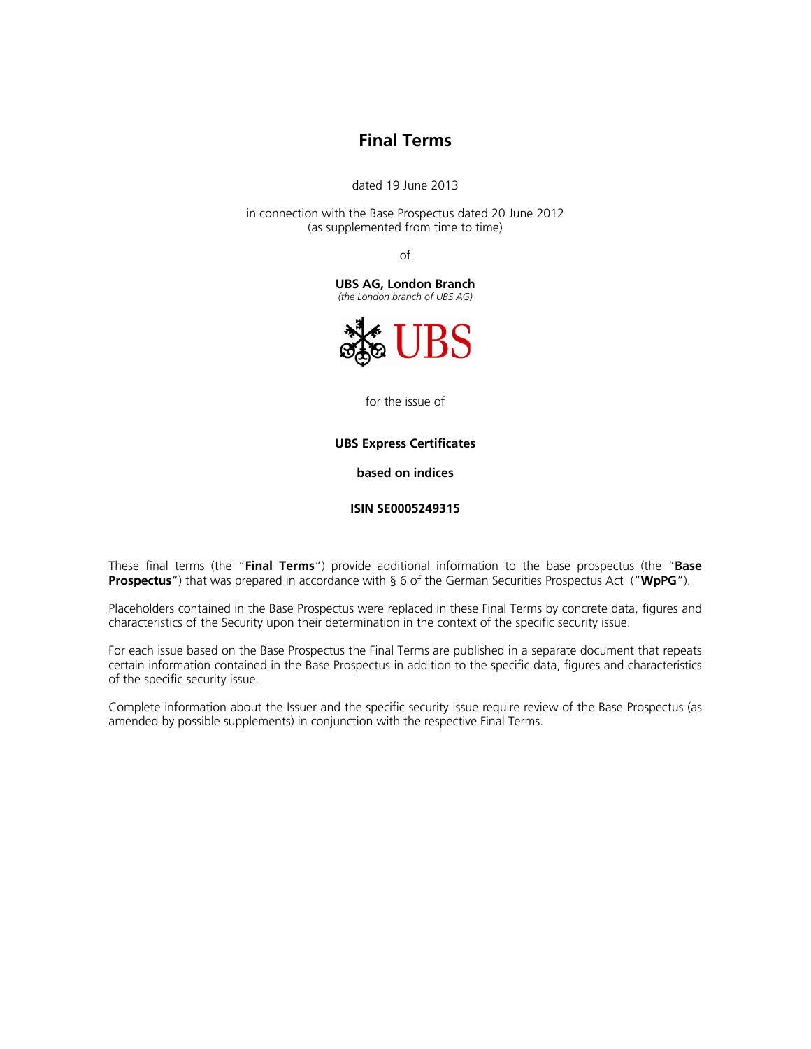# Final Terms

dated 19 June 2013

in connection with the Base Prospectus dated 20 June 2012
(as supplemented from time to time)

of

**UBS AG, London Branch**
*(the London branch of UBS AG)*

UBS

for the issue of

**UBS Express Certificates**

**based on indices**

**ISIN SE0005249315**

These final terms (the "**Final Terms**") provide additional information to the base prospectus (the "**Base Prospectus**") that was prepared in accordance with § 6 of the German Securities Prospectus Act ("**WpPG**").

Placeholders contained in the Base Prospectus were replaced in these Final Terms by concrete data, figures and characteristics of the Security upon their determination in the context of the specific security issue.

For each issue based on the Base Prospectus the Final Terms are published in a separate document that repeats certain information contained in the Base Prospectus in addition to the specific data, figures and characteristics of the specific security issue.

Complete information about the Issuer and the specific security issue require review of the Base Prospectus (as amended by possible supplements) in conjunction with the respective Final Terms.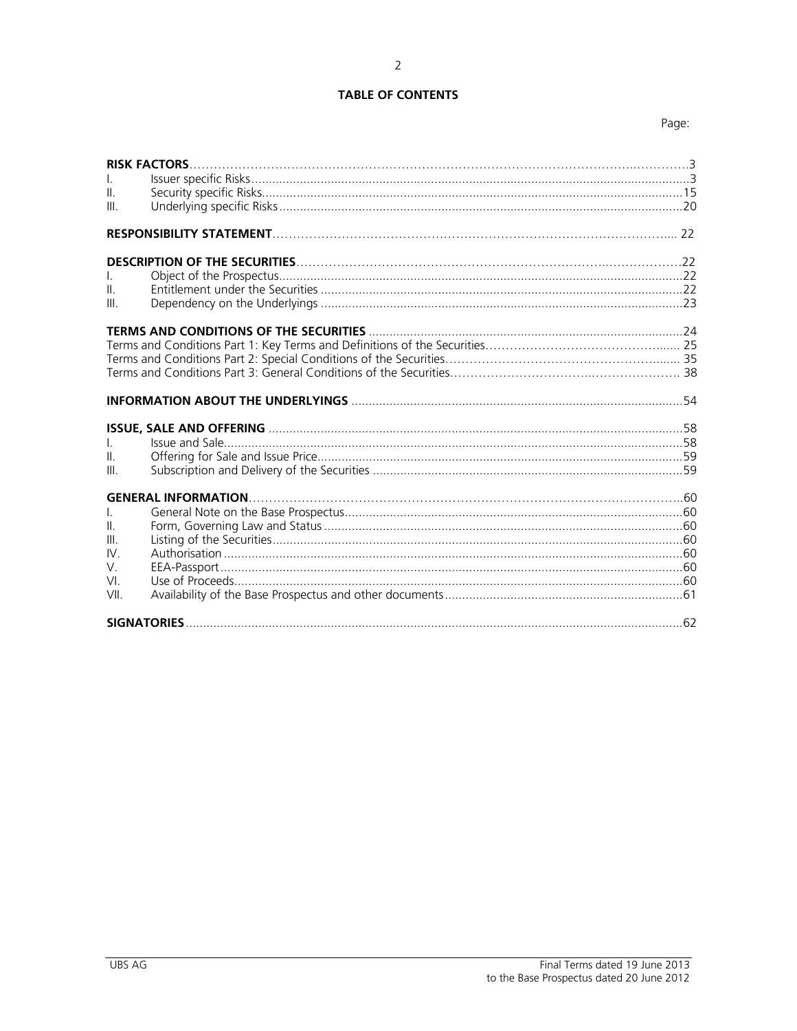# TABLE OF CONTENTS

Page:

**RISK FACTORS** ... 3
- I. Issuer specific Risks ... 3
- II. Security specific Risks ... 15
- III. Underlying specific Risks ... 20

**RESPONSIBILITY STATEMENT** ... 22

**DESCRIPTION OF THE SECURITIES** ... 22
- I. Object of the Prospectus ... 22
- II. Entitlement under the Securities ... 22
- III. Dependency on the Underlyings ... 23

**TERMS AND CONDITIONS OF THE SECURITIES** ... 24
- Terms and Conditions Part 1: Key Terms and Definitions of the Securities ... 25
- Terms and Conditions Part 2: Special Conditions of the Securities ... 35
- Terms and Conditions Part 3: General Conditions of the Securities ... 38

**INFORMATION ABOUT THE UNDERLYINGS** ... 54

**ISSUE, SALE AND OFFERING** ... 58
- I. Issue and Sale ... 58
- II. Offering for Sale and Issue Price ... 59
- III. Subscription and Delivery of the Securities ... 59

**GENERAL INFORMATION** ... 60
- I. General Note on the Base Prospectus ... 60
- II. Form, Governing Law and Status ... 60
- III. Listing of the Securities ... 60
- IV. Authorisation ... 60
- V. EEA-Passport ... 60
- VI. Use of Proceeds ... 60
- VII. Availability of the Base Prospectus and other documents ... 61

**SIGNATORIES** ... 62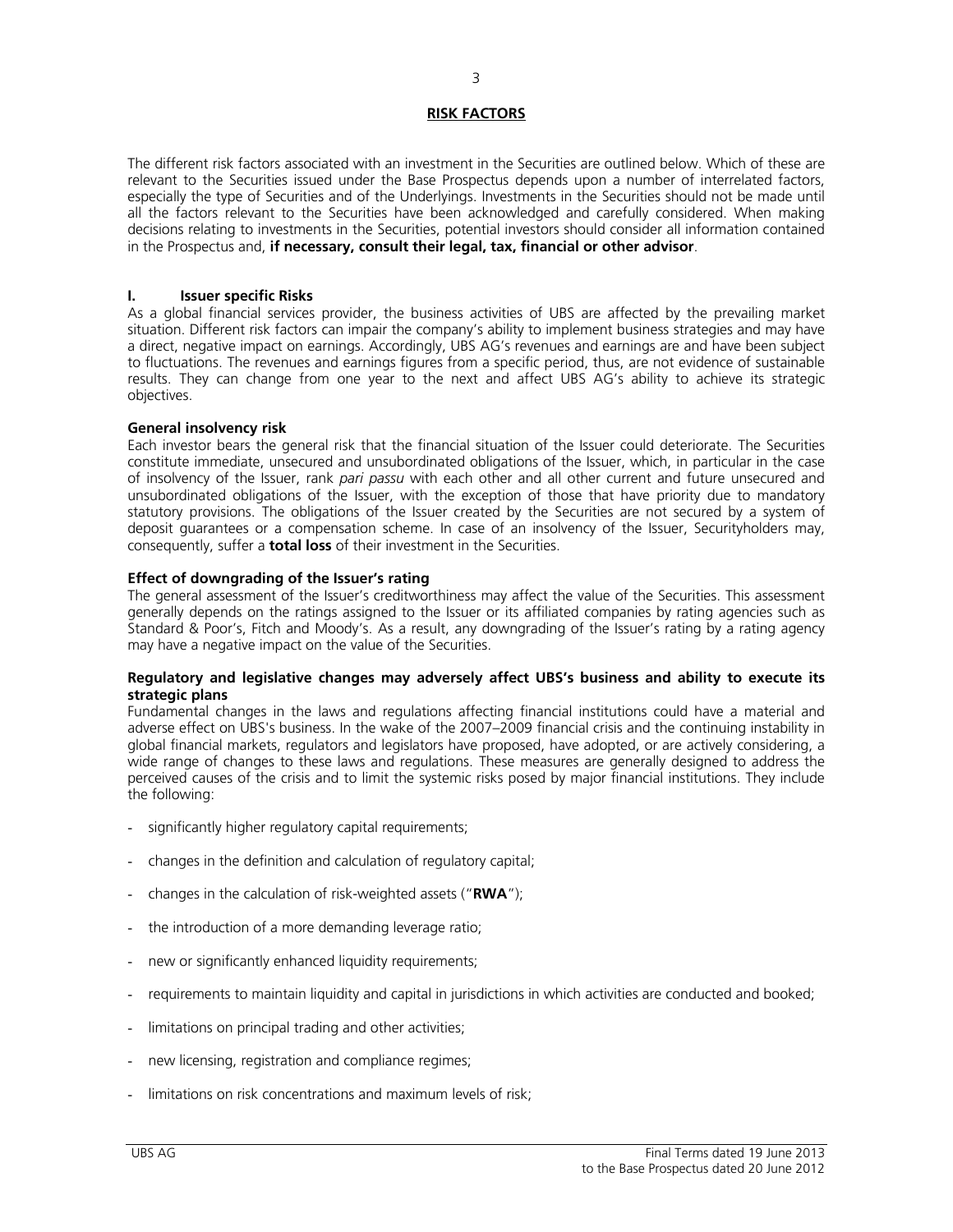# RISK FACTORS

The different risk factors associated with an investment in the Securities are outlined below. Which of these are relevant to the Securities issued under the Base Prospectus depends upon a number of interrelated factors, especially the type of Securities and of the Underlyings. Investments in the Securities should not be made until all the factors relevant to the Securities have been acknowledged and carefully considered. When making decisions relating to investments in the Securities, potential investors should consider all information contained in the Prospectus and, **if necessary, consult their legal, tax, financial or other advisor**.

## I. Issuer specific Risks

As a global financial services provider, the business activities of UBS are affected by the prevailing market situation. Different risk factors can impair the company's ability to implement business strategies and may have a direct, negative impact on earnings. Accordingly, UBS AG's revenues and earnings are and have been subject to fluctuations. The revenues and earnings figures from a specific period, thus, are not evidence of sustainable results. They can change from one year to the next and affect UBS AG's ability to achieve its strategic objectives.

### General insolvency risk

Each investor bears the general risk that the financial situation of the Issuer could deteriorate. The Securities constitute immediate, unsecured and unsubordinated obligations of the Issuer, which, in particular in the case of insolvency of the Issuer, rank *pari passu* with each other and all other current and future unsecured and unsubordinated obligations of the Issuer, with the exception of those that have priority due to mandatory statutory provisions. The obligations of the Issuer created by the Securities are not secured by a system of deposit guarantees or a compensation scheme. In case of an insolvency of the Issuer, Securityholders may, consequently, suffer a **total loss** of their investment in the Securities.

### Effect of downgrading of the Issuer's rating

The general assessment of the Issuer's creditworthiness may affect the value of the Securities. This assessment generally depends on the ratings assigned to the Issuer or its affiliated companies by rating agencies such as Standard & Poor's, Fitch and Moody's. As a result, any downgrading of the Issuer's rating by a rating agency may have a negative impact on the value of the Securities.

### Regulatory and legislative changes may adversely affect UBS's business and ability to execute its strategic plans

Fundamental changes in the laws and regulations affecting financial institutions could have a material and adverse effect on UBS's business. In the wake of the 2007–2009 financial crisis and the continuing instability in global financial markets, regulators and legislators have proposed, have adopted, or are actively considering, a wide range of changes to these laws and regulations. These measures are generally designed to address the perceived causes of the crisis and to limit the systemic risks posed by major financial institutions. They include the following:

- significantly higher regulatory capital requirements;
- changes in the definition and calculation of regulatory capital;
- changes in the calculation of risk-weighted assets ("**RWA**");
- the introduction of a more demanding leverage ratio;
- new or significantly enhanced liquidity requirements;
- requirements to maintain liquidity and capital in jurisdictions in which activities are conducted and booked;
- limitations on principal trading and other activities;
- new licensing, registration and compliance regimes;
- limitations on risk concentrations and maximum levels of risk;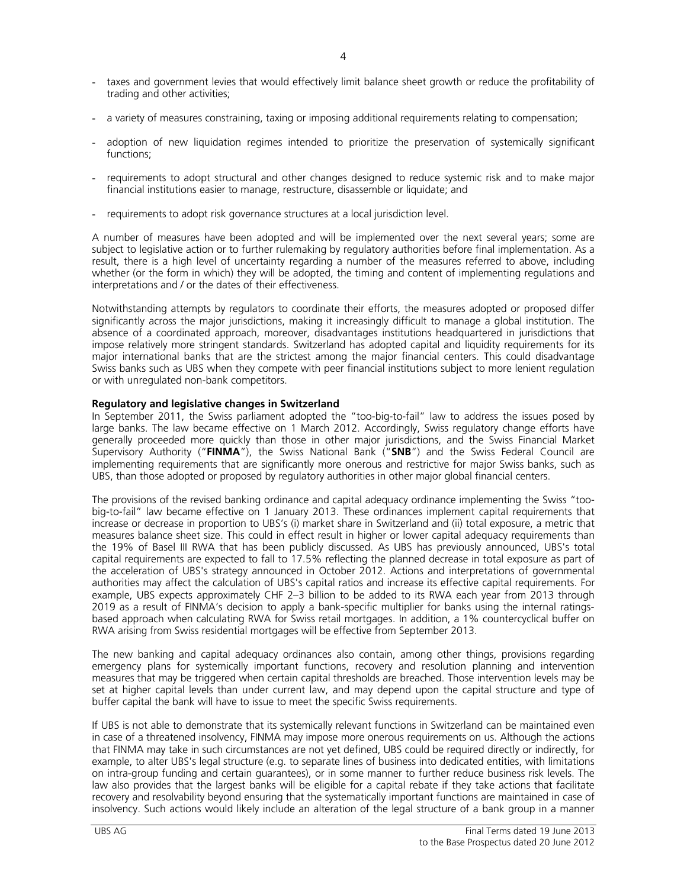- taxes and government levies that would effectively limit balance sheet growth or reduce the profitability of trading and other activities;
- a variety of measures constraining, taxing or imposing additional requirements relating to compensation;
- adoption of new liquidation regimes intended to prioritize the preservation of systemically significant functions;
- requirements to adopt structural and other changes designed to reduce systemic risk and to make major financial institutions easier to manage, restructure, disassemble or liquidate; and
- requirements to adopt risk governance structures at a local jurisdiction level.

A number of measures have been adopted and will be implemented over the next several years; some are subject to legislative action or to further rulemaking by regulatory authorities before final implementation. As a result, there is a high level of uncertainty regarding a number of the measures referred to above, including whether (or the form in which) they will be adopted, the timing and content of implementing regulations and interpretations and / or the dates of their effectiveness.

Notwithstanding attempts by regulators to coordinate their efforts, the measures adopted or proposed differ significantly across the major jurisdictions, making it increasingly difficult to manage a global institution. The absence of a coordinated approach, moreover, disadvantages institutions headquartered in jurisdictions that impose relatively more stringent standards. Switzerland has adopted capital and liquidity requirements for its major international banks that are the strictest among the major financial centers. This could disadvantage Swiss banks such as UBS when they compete with peer financial institutions subject to more lenient regulation or with unregulated non-bank competitors.

**Regulatory and legislative changes in Switzerland**

In September 2011, the Swiss parliament adopted the "too-big-to-fail" law to address the issues posed by large banks. The law became effective on 1 March 2012. Accordingly, Swiss regulatory change efforts have generally proceeded more quickly than those in other major jurisdictions, and the Swiss Financial Market Supervisory Authority ("**FINMA**"), the Swiss National Bank ("**SNB**") and the Swiss Federal Council are implementing requirements that are significantly more onerous and restrictive for major Swiss banks, such as UBS, than those adopted or proposed by regulatory authorities in other major global financial centers.

The provisions of the revised banking ordinance and capital adequacy ordinance implementing the Swiss "too-big-to-fail" law became effective on 1 January 2013. These ordinances implement capital requirements that increase or decrease in proportion to UBS's (i) market share in Switzerland and (ii) total exposure, a metric that measures balance sheet size. This could in effect result in higher or lower capital adequacy requirements than the 19% of Basel III RWA that has been publicly discussed. As UBS has previously announced, UBS's total capital requirements are expected to fall to 17.5% reflecting the planned decrease in total exposure as part of the acceleration of UBS's strategy announced in October 2012. Actions and interpretations of governmental authorities may affect the calculation of UBS's capital ratios and increase its effective capital requirements. For example, UBS expects approximately CHF 2–3 billion to be added to its RWA each year from 2013 through 2019 as a result of FINMA's decision to apply a bank-specific multiplier for banks using the internal ratings-based approach when calculating RWA for Swiss retail mortgages. In addition, a 1% countercyclical buffer on RWA arising from Swiss residential mortgages will be effective from September 2013.

The new banking and capital adequacy ordinances also contain, among other things, provisions regarding emergency plans for systemically important functions, recovery and resolution planning and intervention measures that may be triggered when certain capital thresholds are breached. Those intervention levels may be set at higher capital levels than under current law, and may depend upon the capital structure and type of buffer capital the bank will have to issue to meet the specific Swiss requirements.

If UBS is not able to demonstrate that its systemically relevant functions in Switzerland can be maintained even in case of a threatened insolvency, FINMA may impose more onerous requirements on us. Although the actions that FINMA may take in such circumstances are not yet defined, UBS could be required directly or indirectly, for example, to alter UBS's legal structure (e.g. to separate lines of business into dedicated entities, with limitations on intra-group funding and certain guarantees), or in some manner to further reduce business risk levels. The law also provides that the largest banks will be eligible for a capital rebate if they take actions that facilitate recovery and resolvability beyond ensuring that the systematically important functions are maintained in case of insolvency. Such actions would likely include an alteration of the legal structure of a bank group in a manner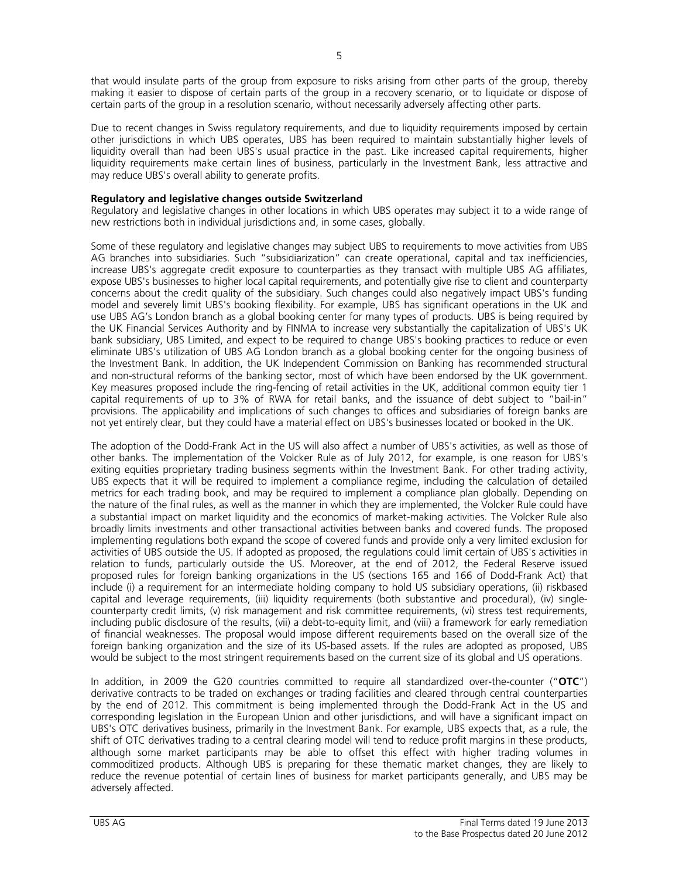that would insulate parts of the group from exposure to risks arising from other parts of the group, thereby making it easier to dispose of certain parts of the group in a recovery scenario, or to liquidate or dispose of certain parts of the group in a resolution scenario, without necessarily adversely affecting other parts.

Due to recent changes in Swiss regulatory requirements, and due to liquidity requirements imposed by certain other jurisdictions in which UBS operates, UBS has been required to maintain substantially higher levels of liquidity overall than had been UBS's usual practice in the past. Like increased capital requirements, higher liquidity requirements make certain lines of business, particularly in the Investment Bank, less attractive and may reduce UBS's overall ability to generate profits.

**Regulatory and legislative changes outside Switzerland**

Regulatory and legislative changes in other locations in which UBS operates may subject it to a wide range of new restrictions both in individual jurisdictions and, in some cases, globally.

Some of these regulatory and legislative changes may subject UBS to requirements to move activities from UBS AG branches into subsidiaries. Such "subsidiarization" can create operational, capital and tax inefficiencies, increase UBS's aggregate credit exposure to counterparties as they transact with multiple UBS AG affiliates, expose UBS's businesses to higher local capital requirements, and potentially give rise to client and counterparty concerns about the credit quality of the subsidiary. Such changes could also negatively impact UBS's funding model and severely limit UBS's booking flexibility. For example, UBS has significant operations in the UK and use UBS AG's London branch as a global booking center for many types of products. UBS is being required by the UK Financial Services Authority and by FINMA to increase very substantially the capitalization of UBS's UK bank subsidiary, UBS Limited, and expect to be required to change UBS's booking practices to reduce or even eliminate UBS's utilization of UBS AG London branch as a global booking center for the ongoing business of the Investment Bank. In addition, the UK Independent Commission on Banking has recommended structural and non-structural reforms of the banking sector, most of which have been endorsed by the UK government. Key measures proposed include the ring-fencing of retail activities in the UK, additional common equity tier 1 capital requirements of up to 3% of RWA for retail banks, and the issuance of debt subject to "bail-in" provisions. The applicability and implications of such changes to offices and subsidiaries of foreign banks are not yet entirely clear, but they could have a material effect on UBS's businesses located or booked in the UK.

The adoption of the Dodd-Frank Act in the US will also affect a number of UBS's activities, as well as those of other banks. The implementation of the Volcker Rule as of July 2012, for example, is one reason for UBS's exiting equities proprietary trading business segments within the Investment Bank. For other trading activity, UBS expects that it will be required to implement a compliance regime, including the calculation of detailed metrics for each trading book, and may be required to implement a compliance plan globally. Depending on the nature of the final rules, as well as the manner in which they are implemented, the Volcker Rule could have a substantial impact on market liquidity and the economics of market-making activities. The Volcker Rule also broadly limits investments and other transactional activities between banks and covered funds. The proposed implementing regulations both expand the scope of covered funds and provide only a very limited exclusion for activities of UBS outside the US. If adopted as proposed, the regulations could limit certain of UBS's activities in relation to funds, particularly outside the US. Moreover, at the end of 2012, the Federal Reserve issued proposed rules for foreign banking organizations in the US (sections 165 and 166 of Dodd-Frank Act) that include (i) a requirement for an intermediate holding company to hold US subsidiary operations, (ii) riskbased capital and leverage requirements, (iii) liquidity requirements (both substantive and procedural), (iv) single-counterparty credit limits, (v) risk management and risk committee requirements, (vi) stress test requirements, including public disclosure of the results, (vii) a debt-to-equity limit, and (viii) a framework for early remediation of financial weaknesses. The proposal would impose different requirements based on the overall size of the foreign banking organization and the size of its US-based assets. If the rules are adopted as proposed, UBS would be subject to the most stringent requirements based on the current size of its global and US operations.

In addition, in 2009 the G20 countries committed to require all standardized over-the-counter ("**OTC**") derivative contracts to be traded on exchanges or trading facilities and cleared through central counterparties by the end of 2012. This commitment is being implemented through the Dodd-Frank Act in the US and corresponding legislation in the European Union and other jurisdictions, and will have a significant impact on UBS's OTC derivatives business, primarily in the Investment Bank. For example, UBS expects that, as a rule, the shift of OTC derivatives trading to a central clearing model will tend to reduce profit margins in these products, although some market participants may be able to offset this effect with higher trading volumes in commoditized products. Although UBS is preparing for these thematic market changes, they are likely to reduce the revenue potential of certain lines of business for market participants generally, and UBS may be adversely affected.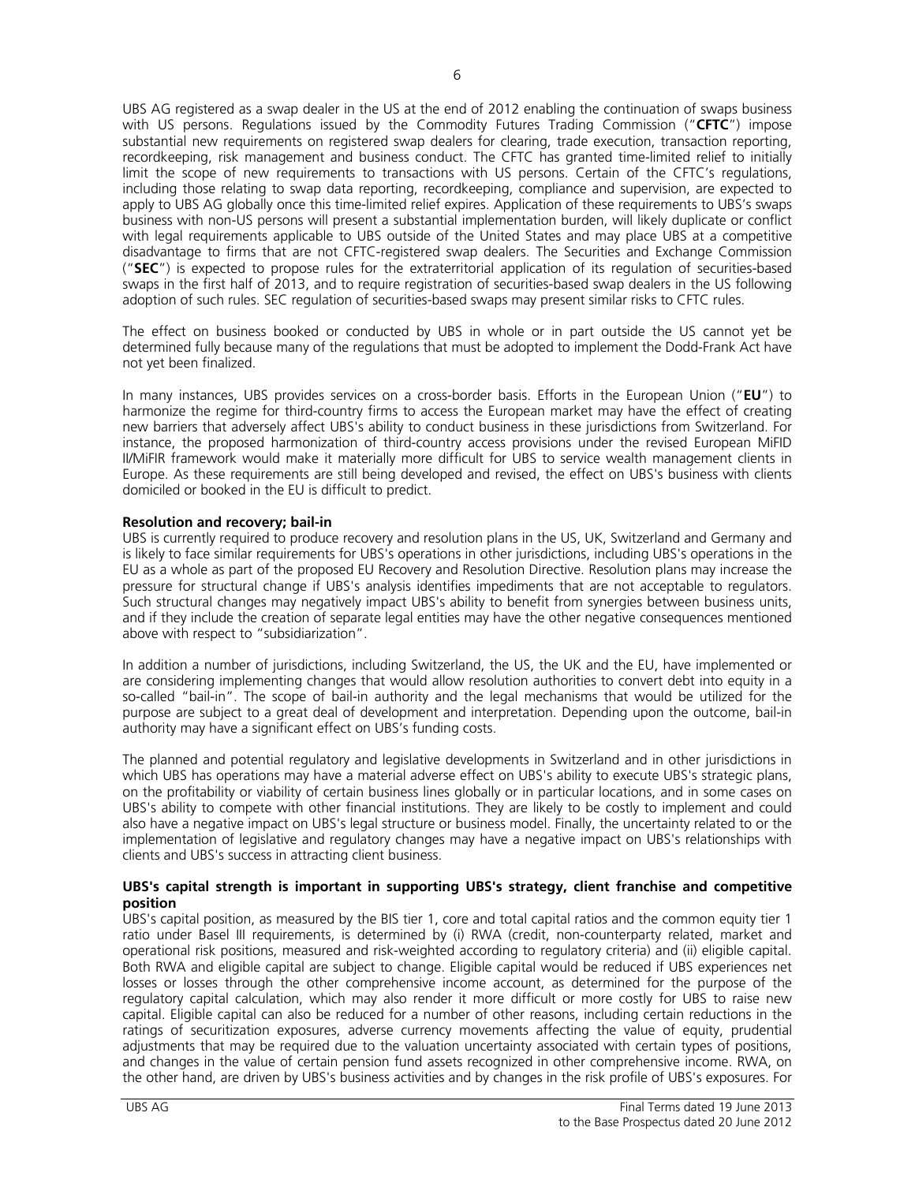UBS AG registered as a swap dealer in the US at the end of 2012 enabling the continuation of swaps business with US persons. Regulations issued by the Commodity Futures Trading Commission ("**CFTC**") impose substantial new requirements on registered swap dealers for clearing, trade execution, transaction reporting, recordkeeping, risk management and business conduct. The CFTC has granted time-limited relief to initially limit the scope of new requirements to transactions with US persons. Certain of the CFTC's regulations, including those relating to swap data reporting, recordkeeping, compliance and supervision, are expected to apply to UBS AG globally once this time-limited relief expires. Application of these requirements to UBS's swaps business with non-US persons will present a substantial implementation burden, will likely duplicate or conflict with legal requirements applicable to UBS outside of the United States and may place UBS at a competitive disadvantage to firms that are not CFTC-registered swap dealers. The Securities and Exchange Commission ("**SEC**") is expected to propose rules for the extraterritorial application of its regulation of securities-based swaps in the first half of 2013, and to require registration of securities-based swap dealers in the US following adoption of such rules. SEC regulation of securities-based swaps may present similar risks to CFTC rules.

The effect on business booked or conducted by UBS in whole or in part outside the US cannot yet be determined fully because many of the regulations that must be adopted to implement the Dodd-Frank Act have not yet been finalized.

In many instances, UBS provides services on a cross-border basis. Efforts in the European Union ("**EU**") to harmonize the regime for third-country firms to access the European market may have the effect of creating new barriers that adversely affect UBS's ability to conduct business in these jurisdictions from Switzerland. For instance, the proposed harmonization of third-country access provisions under the revised European MiFID II/MiFIR framework would make it materially more difficult for UBS to service wealth management clients in Europe. As these requirements are still being developed and revised, the effect on UBS's business with clients domiciled or booked in the EU is difficult to predict.

**Resolution and recovery; bail-in**

UBS is currently required to produce recovery and resolution plans in the US, UK, Switzerland and Germany and is likely to face similar requirements for UBS's operations in other jurisdictions, including UBS's operations in the EU as a whole as part of the proposed EU Recovery and Resolution Directive. Resolution plans may increase the pressure for structural change if UBS's analysis identifies impediments that are not acceptable to regulators. Such structural changes may negatively impact UBS's ability to benefit from synergies between business units, and if they include the creation of separate legal entities may have the other negative consequences mentioned above with respect to "subsidiarization".

In addition a number of jurisdictions, including Switzerland, the US, the UK and the EU, have implemented or are considering implementing changes that would allow resolution authorities to convert debt into equity in a so-called "bail-in". The scope of bail-in authority and the legal mechanisms that would be utilized for the purpose are subject to a great deal of development and interpretation. Depending upon the outcome, bail-in authority may have a significant effect on UBS's funding costs.

The planned and potential regulatory and legislative developments in Switzerland and in other jurisdictions in which UBS has operations may have a material adverse effect on UBS's ability to execute UBS's strategic plans, on the profitability or viability of certain business lines globally or in particular locations, and in some cases on UBS's ability to compete with other financial institutions. They are likely to be costly to implement and could also have a negative impact on UBS's legal structure or business model. Finally, the uncertainty related to or the implementation of legislative and regulatory changes may have a negative impact on UBS's relationships with clients and UBS's success in attracting client business.

**UBS's capital strength is important in supporting UBS's strategy, client franchise and competitive position**

UBS's capital position, as measured by the BIS tier 1, core and total capital ratios and the common equity tier 1 ratio under Basel III requirements, is determined by (i) RWA (credit, non-counterparty related, market and operational risk positions, measured and risk-weighted according to regulatory criteria) and (ii) eligible capital. Both RWA and eligible capital are subject to change. Eligible capital would be reduced if UBS experiences net losses or losses through the other comprehensive income account, as determined for the purpose of the regulatory capital calculation, which may also render it more difficult or more costly for UBS to raise new capital. Eligible capital can also be reduced for a number of other reasons, including certain reductions in the ratings of securitization exposures, adverse currency movements affecting the value of equity, prudential adjustments that may be required due to the valuation uncertainty associated with certain types of positions, and changes in the value of certain pension fund assets recognized in other comprehensive income. RWA, on the other hand, are driven by UBS's business activities and by changes in the risk profile of UBS's exposures. For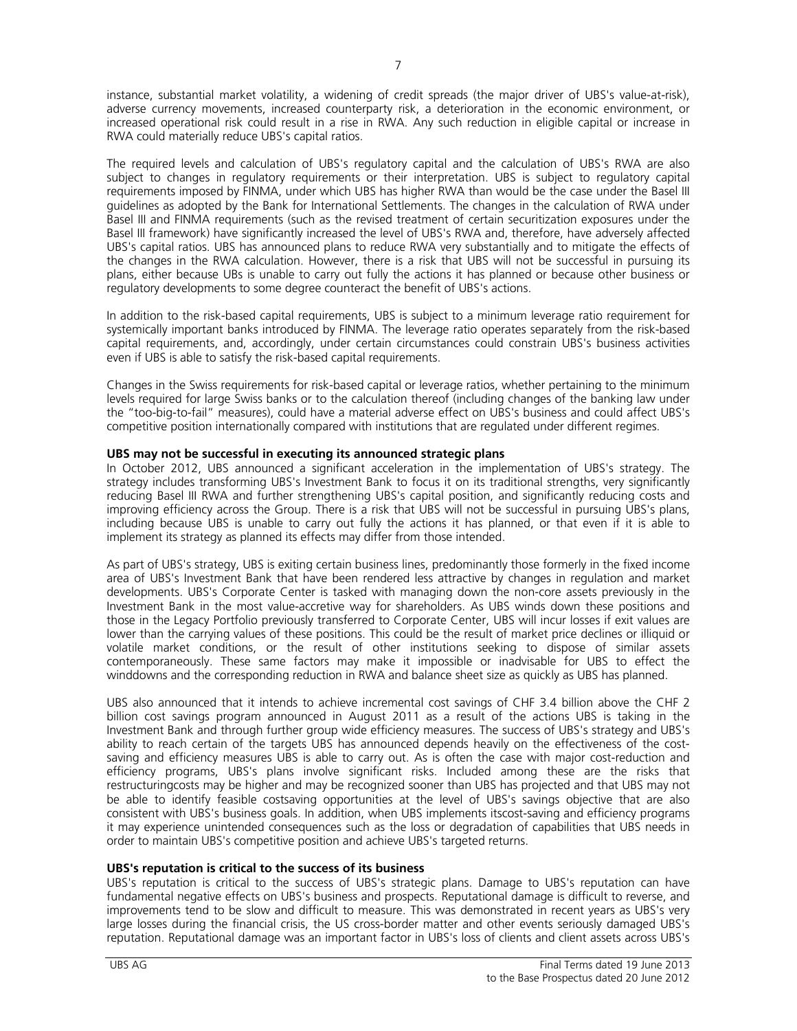instance, substantial market volatility, a widening of credit spreads (the major driver of UBS's value-at-risk), adverse currency movements, increased counterparty risk, a deterioration in the economic environment, or increased operational risk could result in a rise in RWA. Any such reduction in eligible capital or increase in RWA could materially reduce UBS's capital ratios.

The required levels and calculation of UBS's regulatory capital and the calculation of UBS's RWA are also subject to changes in regulatory requirements or their interpretation. UBS is subject to regulatory capital requirements imposed by FINMA, under which UBS has higher RWA than would be the case under the Basel III guidelines as adopted by the Bank for International Settlements. The changes in the calculation of RWA under Basel III and FINMA requirements (such as the revised treatment of certain securitization exposures under the Basel III framework) have significantly increased the level of UBS's RWA and, therefore, have adversely affected UBS's capital ratios. UBS has announced plans to reduce RWA very substantially and to mitigate the effects of the changes in the RWA calculation. However, there is a risk that UBS will not be successful in pursuing its plans, either because UBs is unable to carry out fully the actions it has planned or because other business or regulatory developments to some degree counteract the benefit of UBS's actions.

In addition to the risk-based capital requirements, UBS is subject to a minimum leverage ratio requirement for systemically important banks introduced by FINMA. The leverage ratio operates separately from the risk-based capital requirements, and, accordingly, under certain circumstances could constrain UBS's business activities even if UBS is able to satisfy the risk-based capital requirements.

Changes in the Swiss requirements for risk-based capital or leverage ratios, whether pertaining to the minimum levels required for large Swiss banks or to the calculation thereof (including changes of the banking law under the "too-big-to-fail" measures), could have a material adverse effect on UBS's business and could affect UBS's competitive position internationally compared with institutions that are regulated under different regimes.

**UBS may not be successful in executing its announced strategic plans**

In October 2012, UBS announced a significant acceleration in the implementation of UBS's strategy. The strategy includes transforming UBS's Investment Bank to focus it on its traditional strengths, very significantly reducing Basel III RWA and further strengthening UBS's capital position, and significantly reducing costs and improving efficiency across the Group. There is a risk that UBS will not be successful in pursuing UBS's plans, including because UBS is unable to carry out fully the actions it has planned, or that even if it is able to implement its strategy as planned its effects may differ from those intended.

As part of UBS's strategy, UBS is exiting certain business lines, predominantly those formerly in the fixed income area of UBS's Investment Bank that have been rendered less attractive by changes in regulation and market developments. UBS's Corporate Center is tasked with managing down the non-core assets previously in the Investment Bank in the most value-accretive way for shareholders. As UBS winds down these positions and those in the Legacy Portfolio previously transferred to Corporate Center, UBS will incur losses if exit values are lower than the carrying values of these positions. This could be the result of market price declines or illiquid or volatile market conditions, or the result of other institutions seeking to dispose of similar assets contemporaneously. These same factors may make it impossible or inadvisable for UBS to effect the winddowns and the corresponding reduction in RWA and balance sheet size as quickly as UBS has planned.

UBS also announced that it intends to achieve incremental cost savings of CHF 3.4 billion above the CHF 2 billion cost savings program announced in August 2011 as a result of the actions UBS is taking in the Investment Bank and through further group wide efficiency measures. The success of UBS's strategy and UBS's ability to reach certain of the targets UBS has announced depends heavily on the effectiveness of the cost-saving and efficiency measures UBS is able to carry out. As is often the case with major cost-reduction and efficiency programs, UBS's plans involve significant risks. Included among these are the risks that restructuringcosts may be higher and may be recognized sooner than UBS has projected and that UBS may not be able to identify feasible costsaving opportunities at the level of UBS's savings objective that are also consistent with UBS's business goals. In addition, when UBS implements itscost-saving and efficiency programs it may experience unintended consequences such as the loss or degradation of capabilities that UBS needs in order to maintain UBS's competitive position and achieve UBS's targeted returns.

**UBS's reputation is critical to the success of its business**

UBS's reputation is critical to the success of UBS's strategic plans. Damage to UBS's reputation can have fundamental negative effects on UBS's business and prospects. Reputational damage is difficult to reverse, and improvements tend to be slow and difficult to measure. This was demonstrated in recent years as UBS's very large losses during the financial crisis, the US cross-border matter and other events seriously damaged UBS's reputation. Reputational damage was an important factor in UBS's loss of clients and client assets across UBS's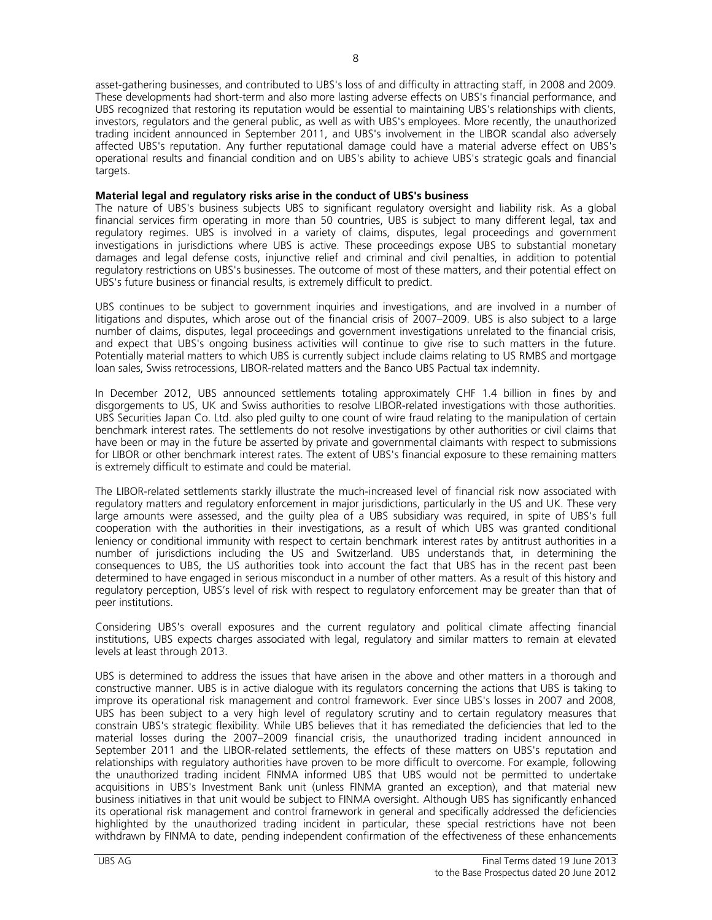asset-gathering businesses, and contributed to UBS's loss of and difficulty in attracting staff, in 2008 and 2009. These developments had short-term and also more lasting adverse effects on UBS's financial performance, and UBS recognized that restoring its reputation would be essential to maintaining UBS's relationships with clients, investors, regulators and the general public, as well as with UBS's employees. More recently, the unauthorized trading incident announced in September 2011, and UBS's involvement in the LIBOR scandal also adversely affected UBS's reputation. Any further reputational damage could have a material adverse effect on UBS's operational results and financial condition and on UBS's ability to achieve UBS's strategic goals and financial targets.

**Material legal and regulatory risks arise in the conduct of UBS's business**

The nature of UBS's business subjects UBS to significant regulatory oversight and liability risk. As a global financial services firm operating in more than 50 countries, UBS is subject to many different legal, tax and regulatory regimes. UBS is involved in a variety of claims, disputes, legal proceedings and government investigations in jurisdictions where UBS is active. These proceedings expose UBS to substantial monetary damages and legal defense costs, injunctive relief and criminal and civil penalties, in addition to potential regulatory restrictions on UBS's businesses. The outcome of most of these matters, and their potential effect on UBS's future business or financial results, is extremely difficult to predict.

UBS continues to be subject to government inquiries and investigations, and are involved in a number of litigations and disputes, which arose out of the financial crisis of 2007–2009. UBS is also subject to a large number of claims, disputes, legal proceedings and government investigations unrelated to the financial crisis, and expect that UBS's ongoing business activities will continue to give rise to such matters in the future. Potentially material matters to which UBS is currently subject include claims relating to US RMBS and mortgage loan sales, Swiss retrocessions, LIBOR-related matters and the Banco UBS Pactual tax indemnity.

In December 2012, UBS announced settlements totaling approximately CHF 1.4 billion in fines by and disgorgements to US, UK and Swiss authorities to resolve LIBOR-related investigations with those authorities. UBS Securities Japan Co. Ltd. also pled guilty to one count of wire fraud relating to the manipulation of certain benchmark interest rates. The settlements do not resolve investigations by other authorities or civil claims that have been or may in the future be asserted by private and governmental claimants with respect to submissions for LIBOR or other benchmark interest rates. The extent of UBS's financial exposure to these remaining matters is extremely difficult to estimate and could be material.

The LIBOR-related settlements starkly illustrate the much-increased level of financial risk now associated with regulatory matters and regulatory enforcement in major jurisdictions, particularly in the US and UK. These very large amounts were assessed, and the guilty plea of a UBS subsidiary was required, in spite of UBS's full cooperation with the authorities in their investigations, as a result of which UBS was granted conditional leniency or conditional immunity with respect to certain benchmark interest rates by antitrust authorities in a number of jurisdictions including the US and Switzerland. UBS understands that, in determining the consequences to UBS, the US authorities took into account the fact that UBS has in the recent past been determined to have engaged in serious misconduct in a number of other matters. As a result of this history and regulatory perception, UBS's level of risk with respect to regulatory enforcement may be greater than that of peer institutions.

Considering UBS's overall exposures and the current regulatory and political climate affecting financial institutions, UBS expects charges associated with legal, regulatory and similar matters to remain at elevated levels at least through 2013.

UBS is determined to address the issues that have arisen in the above and other matters in a thorough and constructive manner. UBS is in active dialogue with its regulators concerning the actions that UBS is taking to improve its operational risk management and control framework. Ever since UBS's losses in 2007 and 2008, UBS has been subject to a very high level of regulatory scrutiny and to certain regulatory measures that constrain UBS's strategic flexibility. While UBS believes that it has remediated the deficiencies that led to the material losses during the 2007–2009 financial crisis, the unauthorized trading incident announced in September 2011 and the LIBOR-related settlements, the effects of these matters on UBS's reputation and relationships with regulatory authorities have proven to be more difficult to overcome. For example, following the unauthorized trading incident FINMA informed UBS that UBS would not be permitted to undertake acquisitions in UBS's Investment Bank unit (unless FINMA granted an exception), and that material new business initiatives in that unit would be subject to FINMA oversight. Although UBS has significantly enhanced its operational risk management and control framework in general and specifically addressed the deficiencies highlighted by the unauthorized trading incident in particular, these special restrictions have not been withdrawn by FINMA to date, pending independent confirmation of the effectiveness of these enhancements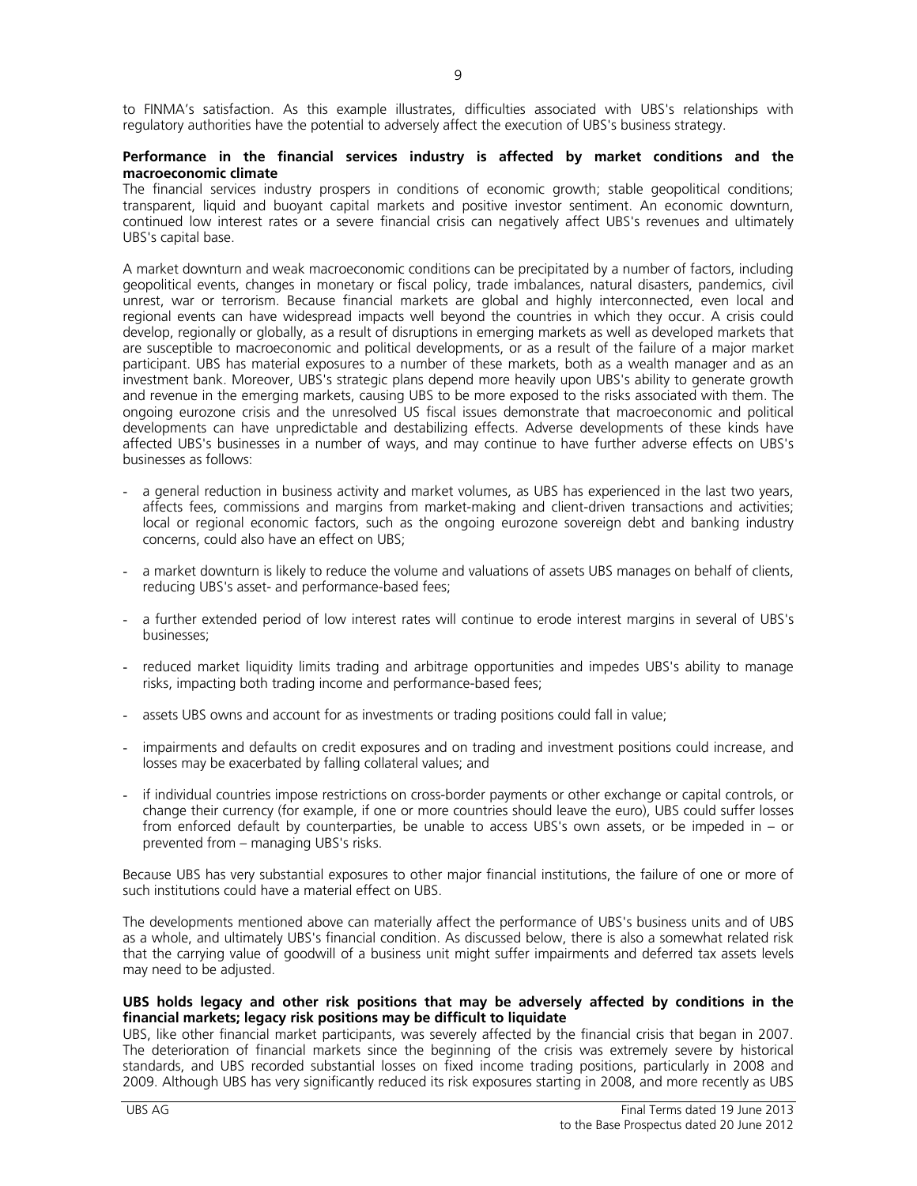to FINMA's satisfaction. As this example illustrates, difficulties associated with UBS's relationships with regulatory authorities have the potential to adversely affect the execution of UBS's business strategy.

**Performance in the financial services industry is affected by market conditions and the macroeconomic climate**

The financial services industry prospers in conditions of economic growth; stable geopolitical conditions; transparent, liquid and buoyant capital markets and positive investor sentiment. An economic downturn, continued low interest rates or a severe financial crisis can negatively affect UBS's revenues and ultimately UBS's capital base.

A market downturn and weak macroeconomic conditions can be precipitated by a number of factors, including geopolitical events, changes in monetary or fiscal policy, trade imbalances, natural disasters, pandemics, civil unrest, war or terrorism. Because financial markets are global and highly interconnected, even local and regional events can have widespread impacts well beyond the countries in which they occur. A crisis could develop, regionally or globally, as a result of disruptions in emerging markets as well as developed markets that are susceptible to macroeconomic and political developments, or as a result of the failure of a major market participant. UBS has material exposures to a number of these markets, both as a wealth manager and as an investment bank. Moreover, UBS's strategic plans depend more heavily upon UBS's ability to generate growth and revenue in the emerging markets, causing UBS to be more exposed to the risks associated with them. The ongoing eurozone crisis and the unresolved US fiscal issues demonstrate that macroeconomic and political developments can have unpredictable and destabilizing effects. Adverse developments of these kinds have affected UBS's businesses in a number of ways, and may continue to have further adverse effects on UBS's businesses as follows:

- a general reduction in business activity and market volumes, as UBS has experienced in the last two years, affects fees, commissions and margins from market-making and client-driven transactions and activities; local or regional economic factors, such as the ongoing eurozone sovereign debt and banking industry concerns, could also have an effect on UBS;
- a market downturn is likely to reduce the volume and valuations of assets UBS manages on behalf of clients, reducing UBS's asset- and performance-based fees;
- a further extended period of low interest rates will continue to erode interest margins in several of UBS's businesses;
- reduced market liquidity limits trading and arbitrage opportunities and impedes UBS's ability to manage risks, impacting both trading income and performance-based fees;
- assets UBS owns and account for as investments or trading positions could fall in value;
- impairments and defaults on credit exposures and on trading and investment positions could increase, and losses may be exacerbated by falling collateral values; and
- if individual countries impose restrictions on cross-border payments or other exchange or capital controls, or change their currency (for example, if one or more countries should leave the euro), UBS could suffer losses from enforced default by counterparties, be unable to access UBS's own assets, or be impeded in – or prevented from – managing UBS's risks.

Because UBS has very substantial exposures to other major financial institutions, the failure of one or more of such institutions could have a material effect on UBS.

The developments mentioned above can materially affect the performance of UBS's business units and of UBS as a whole, and ultimately UBS's financial condition. As discussed below, there is also a somewhat related risk that the carrying value of goodwill of a business unit might suffer impairments and deferred tax assets levels may need to be adjusted.

**UBS holds legacy and other risk positions that may be adversely affected by conditions in the financial markets; legacy risk positions may be difficult to liquidate**

UBS, like other financial market participants, was severely affected by the financial crisis that began in 2007. The deterioration of financial markets since the beginning of the crisis was extremely severe by historical standards, and UBS recorded substantial losses on fixed income trading positions, particularly in 2008 and 2009. Although UBS has very significantly reduced its risk exposures starting in 2008, and more recently as UBS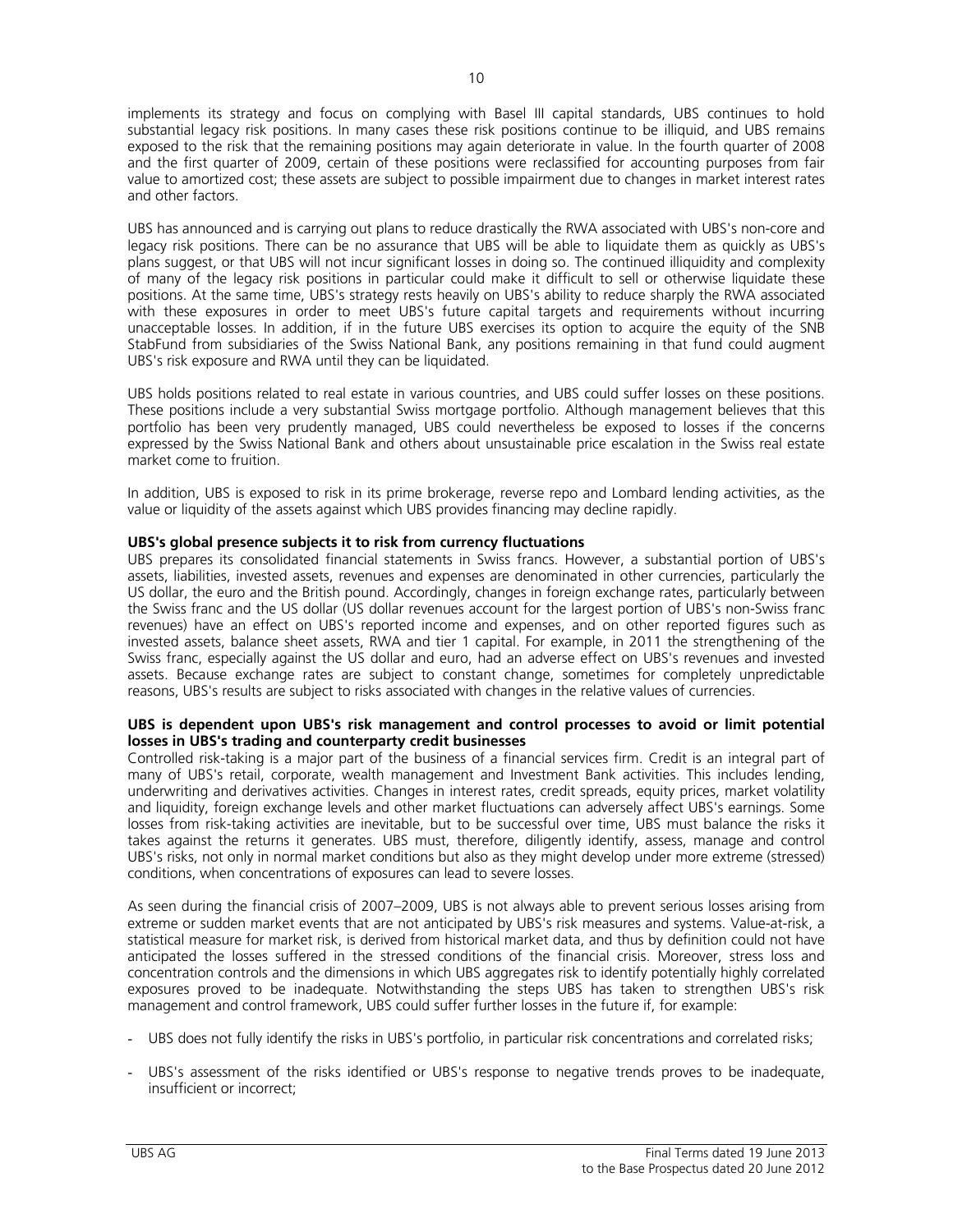implements its strategy and focus on complying with Basel III capital standards, UBS continues to hold substantial legacy risk positions. In many cases these risk positions continue to be illiquid, and UBS remains exposed to the risk that the remaining positions may again deteriorate in value. In the fourth quarter of 2008 and the first quarter of 2009, certain of these positions were reclassified for accounting purposes from fair value to amortized cost; these assets are subject to possible impairment due to changes in market interest rates and other factors.

UBS has announced and is carrying out plans to reduce drastically the RWA associated with UBS's non-core and legacy risk positions. There can be no assurance that UBS will be able to liquidate them as quickly as UBS's plans suggest, or that UBS will not incur significant losses in doing so. The continued illiquidity and complexity of many of the legacy risk positions in particular could make it difficult to sell or otherwise liquidate these positions. At the same time, UBS's strategy rests heavily on UBS's ability to reduce sharply the RWA associated with these exposures in order to meet UBS's future capital targets and requirements without incurring unacceptable losses. In addition, if in the future UBS exercises its option to acquire the equity of the SNB StabFund from subsidiaries of the Swiss National Bank, any positions remaining in that fund could augment UBS's risk exposure and RWA until they can be liquidated.

UBS holds positions related to real estate in various countries, and UBS could suffer losses on these positions. These positions include a very substantial Swiss mortgage portfolio. Although management believes that this portfolio has been very prudently managed, UBS could nevertheless be exposed to losses if the concerns expressed by the Swiss National Bank and others about unsustainable price escalation in the Swiss real estate market come to fruition.

In addition, UBS is exposed to risk in its prime brokerage, reverse repo and Lombard lending activities, as the value or liquidity of the assets against which UBS provides financing may decline rapidly.

**UBS's global presence subjects it to risk from currency fluctuations**

UBS prepares its consolidated financial statements in Swiss francs. However, a substantial portion of UBS's assets, liabilities, invested assets, revenues and expenses are denominated in other currencies, particularly the US dollar, the euro and the British pound. Accordingly, changes in foreign exchange rates, particularly between the Swiss franc and the US dollar (US dollar revenues account for the largest portion of UBS's non-Swiss franc revenues) have an effect on UBS's reported income and expenses, and on other reported figures such as invested assets, balance sheet assets, RWA and tier 1 capital. For example, in 2011 the strengthening of the Swiss franc, especially against the US dollar and euro, had an adverse effect on UBS's revenues and invested assets. Because exchange rates are subject to constant change, sometimes for completely unpredictable reasons, UBS's results are subject to risks associated with changes in the relative values of currencies.

**UBS is dependent upon UBS's risk management and control processes to avoid or limit potential losses in UBS's trading and counterparty credit businesses**

Controlled risk-taking is a major part of the business of a financial services firm. Credit is an integral part of many of UBS's retail, corporate, wealth management and Investment Bank activities. This includes lending, underwriting and derivatives activities. Changes in interest rates, credit spreads, equity prices, market volatility and liquidity, foreign exchange levels and other market fluctuations can adversely affect UBS's earnings. Some losses from risk-taking activities are inevitable, but to be successful over time, UBS must balance the risks it takes against the returns it generates. UBS must, therefore, diligently identify, assess, manage and control UBS's risks, not only in normal market conditions but also as they might develop under more extreme (stressed) conditions, when concentrations of exposures can lead to severe losses.

As seen during the financial crisis of 2007–2009, UBS is not always able to prevent serious losses arising from extreme or sudden market events that are not anticipated by UBS's risk measures and systems. Value-at-risk, a statistical measure for market risk, is derived from historical market data, and thus by definition could not have anticipated the losses suffered in the stressed conditions of the financial crisis. Moreover, stress loss and concentration controls and the dimensions in which UBS aggregates risk to identify potentially highly correlated exposures proved to be inadequate. Notwithstanding the steps UBS has taken to strengthen UBS's risk management and control framework, UBS could suffer further losses in the future if, for example:

- UBS does not fully identify the risks in UBS's portfolio, in particular risk concentrations and correlated risks;
- UBS's assessment of the risks identified or UBS's response to negative trends proves to be inadequate, insufficient or incorrect;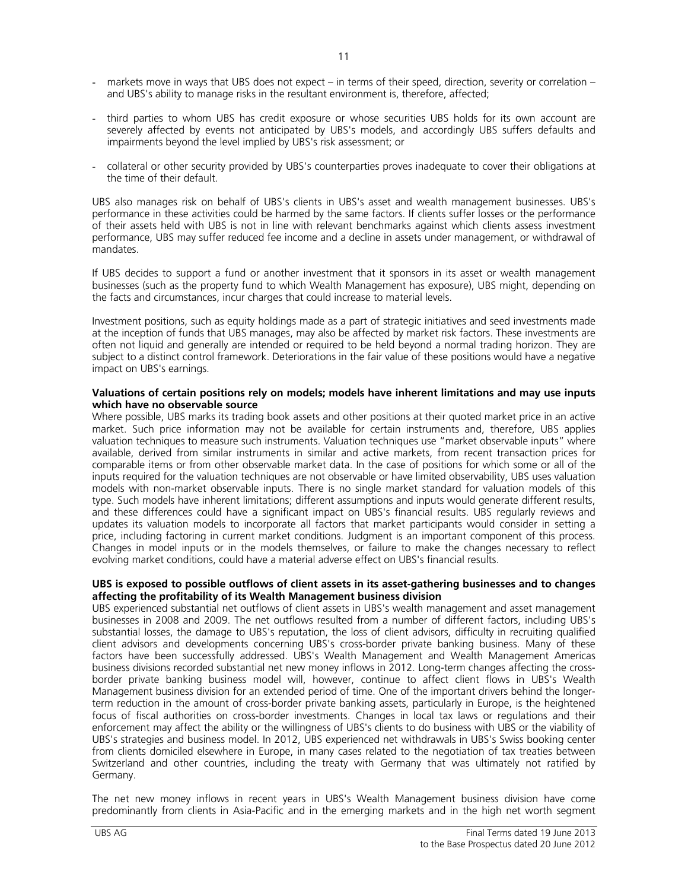- markets move in ways that UBS does not expect – in terms of their speed, direction, severity or correlation – and UBS's ability to manage risks in the resultant environment is, therefore, affected;

- third parties to whom UBS has credit exposure or whose securities UBS holds for its own account are severely affected by events not anticipated by UBS's models, and accordingly UBS suffers defaults and impairments beyond the level implied by UBS's risk assessment; or

- collateral or other security provided by UBS's counterparties proves inadequate to cover their obligations at the time of their default.

UBS also manages risk on behalf of UBS's clients in UBS's asset and wealth management businesses. UBS's performance in these activities could be harmed by the same factors. If clients suffer losses or the performance of their assets held with UBS is not in line with relevant benchmarks against which clients assess investment performance, UBS may suffer reduced fee income and a decline in assets under management, or withdrawal of mandates.

If UBS decides to support a fund or another investment that it sponsors in its asset or wealth management businesses (such as the property fund to which Wealth Management has exposure), UBS might, depending on the facts and circumstances, incur charges that could increase to material levels.

Investment positions, such as equity holdings made as a part of strategic initiatives and seed investments made at the inception of funds that UBS manages, may also be affected by market risk factors. These investments are often not liquid and generally are intended or required to be held beyond a normal trading horizon. They are subject to a distinct control framework. Deteriorations in the fair value of these positions would have a negative impact on UBS's earnings.

**Valuations of certain positions rely on models; models have inherent limitations and may use inputs which have no observable source**

Where possible, UBS marks its trading book assets and other positions at their quoted market price in an active market. Such price information may not be available for certain instruments and, therefore, UBS applies valuation techniques to measure such instruments. Valuation techniques use "market observable inputs" where available, derived from similar instruments in similar and active markets, from recent transaction prices for comparable items or from other observable market data. In the case of positions for which some or all of the inputs required for the valuation techniques are not observable or have limited observability, UBS uses valuation models with non-market observable inputs. There is no single market standard for valuation models of this type. Such models have inherent limitations; different assumptions and inputs would generate different results, and these differences could have a significant impact on UBS's financial results. UBS regularly reviews and updates its valuation models to incorporate all factors that market participants would consider in setting a price, including factoring in current market conditions. Judgment is an important component of this process. Changes in model inputs or in the models themselves, or failure to make the changes necessary to reflect evolving market conditions, could have a material adverse effect on UBS's financial results.

**UBS is exposed to possible outflows of client assets in its asset-gathering businesses and to changes affecting the profitability of its Wealth Management business division**

UBS experienced substantial net outflows of client assets in UBS's wealth management and asset management businesses in 2008 and 2009. The net outflows resulted from a number of different factors, including UBS's substantial losses, the damage to UBS's reputation, the loss of client advisors, difficulty in recruiting qualified client advisors and developments concerning UBS's cross-border private banking business. Many of these factors have been successfully addressed. UBS's Wealth Management and Wealth Management Americas business divisions recorded substantial net new money inflows in 2012. Long-term changes affecting the cross-border private banking business model will, however, continue to affect client flows in UBS's Wealth Management business division for an extended period of time. One of the important drivers behind the longer-term reduction in the amount of cross-border private banking assets, particularly in Europe, is the heightened focus of fiscal authorities on cross-border investments. Changes in local tax laws or regulations and their enforcement may affect the ability or the willingness of UBS's clients to do business with UBS or the viability of UBS's strategies and business model. In 2012, UBS experienced net withdrawals in UBS's Swiss booking center from clients domiciled elsewhere in Europe, in many cases related to the negotiation of tax treaties between Switzerland and other countries, including the treaty with Germany that was ultimately not ratified by Germany.

The net new money inflows in recent years in UBS's Wealth Management business division have come predominantly from clients in Asia-Pacific and in the emerging markets and in the high net worth segment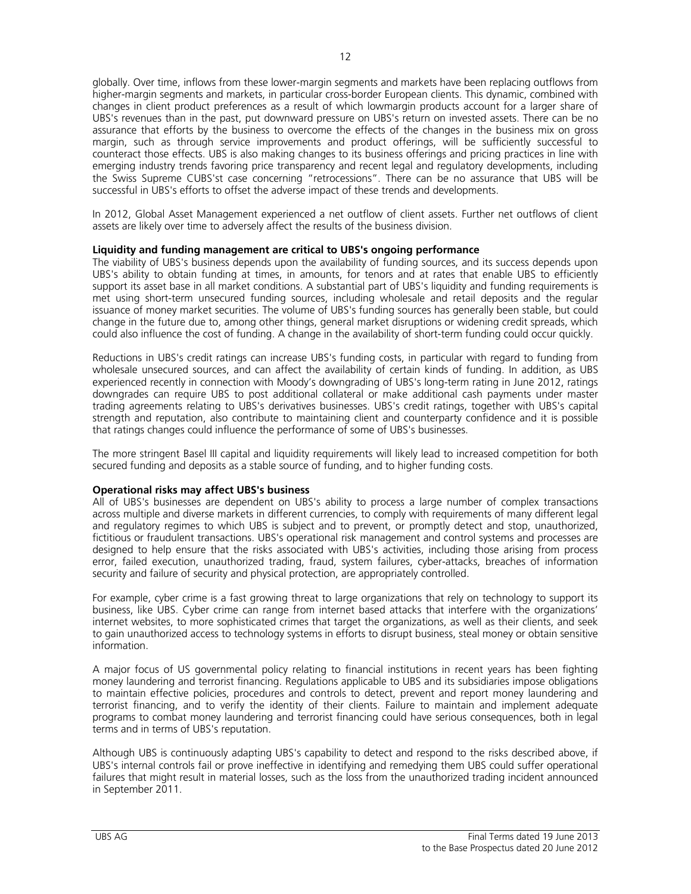globally. Over time, inflows from these lower-margin segments and markets have been replacing outflows from higher-margin segments and markets, in particular cross-border European clients. This dynamic, combined with changes in client product preferences as a result of which lowmargin products account for a larger share of UBS's revenues than in the past, put downward pressure on UBS's return on invested assets. There can be no assurance that efforts by the business to overcome the effects of the changes in the business mix on gross margin, such as through service improvements and product offerings, will be sufficiently successful to counteract those effects. UBS is also making changes to its business offerings and pricing practices in line with emerging industry trends favoring price transparency and recent legal and regulatory developments, including the Swiss Supreme CUBS'st case concerning "retrocessions". There can be no assurance that UBS will be successful in UBS's efforts to offset the adverse impact of these trends and developments.

In 2012, Global Asset Management experienced a net outflow of client assets. Further net outflows of client assets are likely over time to adversely affect the results of the business division.

**Liquidity and funding management are critical to UBS's ongoing performance**

The viability of UBS's business depends upon the availability of funding sources, and its success depends upon UBS's ability to obtain funding at times, in amounts, for tenors and at rates that enable UBS to efficiently support its asset base in all market conditions. A substantial part of UBS's liquidity and funding requirements is met using short-term unsecured funding sources, including wholesale and retail deposits and the regular issuance of money market securities. The volume of UBS's funding sources has generally been stable, but could change in the future due to, among other things, general market disruptions or widening credit spreads, which could also influence the cost of funding. A change in the availability of short-term funding could occur quickly.

Reductions in UBS's credit ratings can increase UBS's funding costs, in particular with regard to funding from wholesale unsecured sources, and can affect the availability of certain kinds of funding. In addition, as UBS experienced recently in connection with Moody's downgrading of UBS's long-term rating in June 2012, ratings downgrades can require UBS to post additional collateral or make additional cash payments under master trading agreements relating to UBS's derivatives businesses. UBS's credit ratings, together with UBS's capital strength and reputation, also contribute to maintaining client and counterparty confidence and it is possible that ratings changes could influence the performance of some of UBS's businesses.

The more stringent Basel III capital and liquidity requirements will likely lead to increased competition for both secured funding and deposits as a stable source of funding, and to higher funding costs.

**Operational risks may affect UBS's business**

All of UBS's businesses are dependent on UBS's ability to process a large number of complex transactions across multiple and diverse markets in different currencies, to comply with requirements of many different legal and regulatory regimes to which UBS is subject and to prevent, or promptly detect and stop, unauthorized, fictitious or fraudulent transactions. UBS's operational risk management and control systems and processes are designed to help ensure that the risks associated with UBS's activities, including those arising from process error, failed execution, unauthorized trading, fraud, system failures, cyber-attacks, breaches of information security and failure of security and physical protection, are appropriately controlled.

For example, cyber crime is a fast growing threat to large organizations that rely on technology to support its business, like UBS. Cyber crime can range from internet based attacks that interfere with the organizations' internet websites, to more sophisticated crimes that target the organizations, as well as their clients, and seek to gain unauthorized access to technology systems in efforts to disrupt business, steal money or obtain sensitive information.

A major focus of US governmental policy relating to financial institutions in recent years has been fighting money laundering and terrorist financing. Regulations applicable to UBS and its subsidiaries impose obligations to maintain effective policies, procedures and controls to detect, prevent and report money laundering and terrorist financing, and to verify the identity of their clients. Failure to maintain and implement adequate programs to combat money laundering and terrorist financing could have serious consequences, both in legal terms and in terms of UBS's reputation.

Although UBS is continuously adapting UBS's capability to detect and respond to the risks described above, if UBS's internal controls fail or prove ineffective in identifying and remedying them UBS could suffer operational failures that might result in material losses, such as the loss from the unauthorized trading incident announced in September 2011.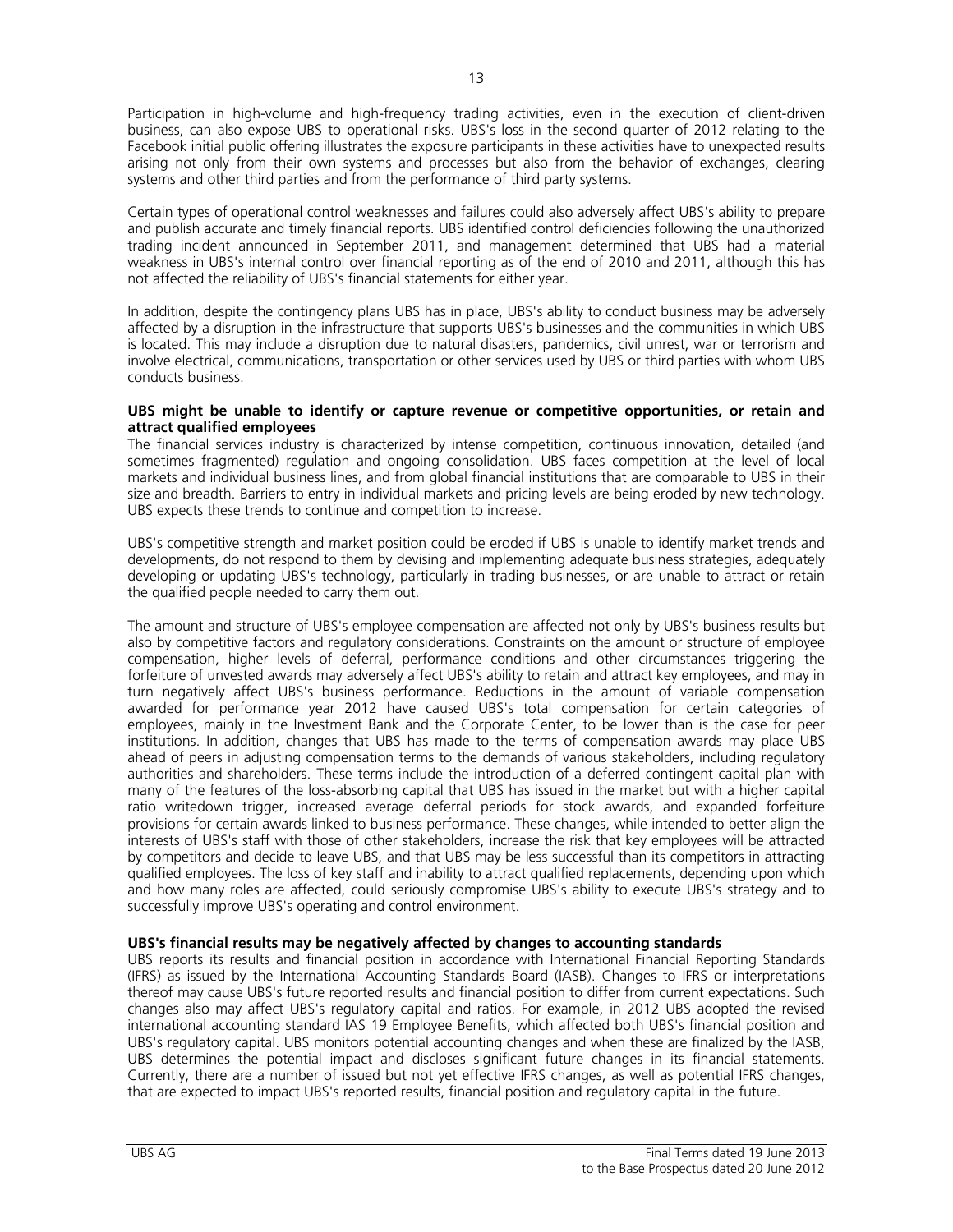Participation in high-volume and high-frequency trading activities, even in the execution of client-driven business, can also expose UBS to operational risks. UBS's loss in the second quarter of 2012 relating to the Facebook initial public offering illustrates the exposure participants in these activities have to unexpected results arising not only from their own systems and processes but also from the behavior of exchanges, clearing systems and other third parties and from the performance of third party systems.

Certain types of operational control weaknesses and failures could also adversely affect UBS's ability to prepare and publish accurate and timely financial reports. UBS identified control deficiencies following the unauthorized trading incident announced in September 2011, and management determined that UBS had a material weakness in UBS's internal control over financial reporting as of the end of 2010 and 2011, although this has not affected the reliability of UBS's financial statements for either year.

In addition, despite the contingency plans UBS has in place, UBS's ability to conduct business may be adversely affected by a disruption in the infrastructure that supports UBS's businesses and the communities in which UBS is located. This may include a disruption due to natural disasters, pandemics, civil unrest, war or terrorism and involve electrical, communications, transportation or other services used by UBS or third parties with whom UBS conducts business.

**UBS might be unable to identify or capture revenue or competitive opportunities, or retain and attract qualified employees**

The financial services industry is characterized by intense competition, continuous innovation, detailed (and sometimes fragmented) regulation and ongoing consolidation. UBS faces competition at the level of local markets and individual business lines, and from global financial institutions that are comparable to UBS in their size and breadth. Barriers to entry in individual markets and pricing levels are being eroded by new technology. UBS expects these trends to continue and competition to increase.

UBS's competitive strength and market position could be eroded if UBS is unable to identify market trends and developments, do not respond to them by devising and implementing adequate business strategies, adequately developing or updating UBS's technology, particularly in trading businesses, or are unable to attract or retain the qualified people needed to carry them out.

The amount and structure of UBS's employee compensation are affected not only by UBS's business results but also by competitive factors and regulatory considerations. Constraints on the amount or structure of employee compensation, higher levels of deferral, performance conditions and other circumstances triggering the forfeiture of unvested awards may adversely affect UBS's ability to retain and attract key employees, and may in turn negatively affect UBS's business performance. Reductions in the amount of variable compensation awarded for performance year 2012 have caused UBS's total compensation for certain categories of employees, mainly in the Investment Bank and the Corporate Center, to be lower than is the case for peer institutions. In addition, changes that UBS has made to the terms of compensation awards may place UBS ahead of peers in adjusting compensation terms to the demands of various stakeholders, including regulatory authorities and shareholders. These terms include the introduction of a deferred contingent capital plan with many of the features of the loss-absorbing capital that UBS has issued in the market but with a higher capital ratio writedown trigger, increased average deferral periods for stock awards, and expanded forfeiture provisions for certain awards linked to business performance. These changes, while intended to better align the interests of UBS's staff with those of other stakeholders, increase the risk that key employees will be attracted by competitors and decide to leave UBS, and that UBS may be less successful than its competitors in attracting qualified employees. The loss of key staff and inability to attract qualified replacements, depending upon which and how many roles are affected, could seriously compromise UBS's ability to execute UBS's strategy and to successfully improve UBS's operating and control environment.

**UBS's financial results may be negatively affected by changes to accounting standards**

UBS reports its results and financial position in accordance with International Financial Reporting Standards (IFRS) as issued by the International Accounting Standards Board (IASB). Changes to IFRS or interpretations thereof may cause UBS's future reported results and financial position to differ from current expectations. Such changes also may affect UBS's regulatory capital and ratios. For example, in 2012 UBS adopted the revised international accounting standard IAS 19 Employee Benefits, which affected both UBS's financial position and UBS's regulatory capital. UBS monitors potential accounting changes and when these are finalized by the IASB, UBS determines the potential impact and discloses significant future changes in its financial statements. Currently, there are a number of issued but not yet effective IFRS changes, as well as potential IFRS changes, that are expected to impact UBS's reported results, financial position and regulatory capital in the future.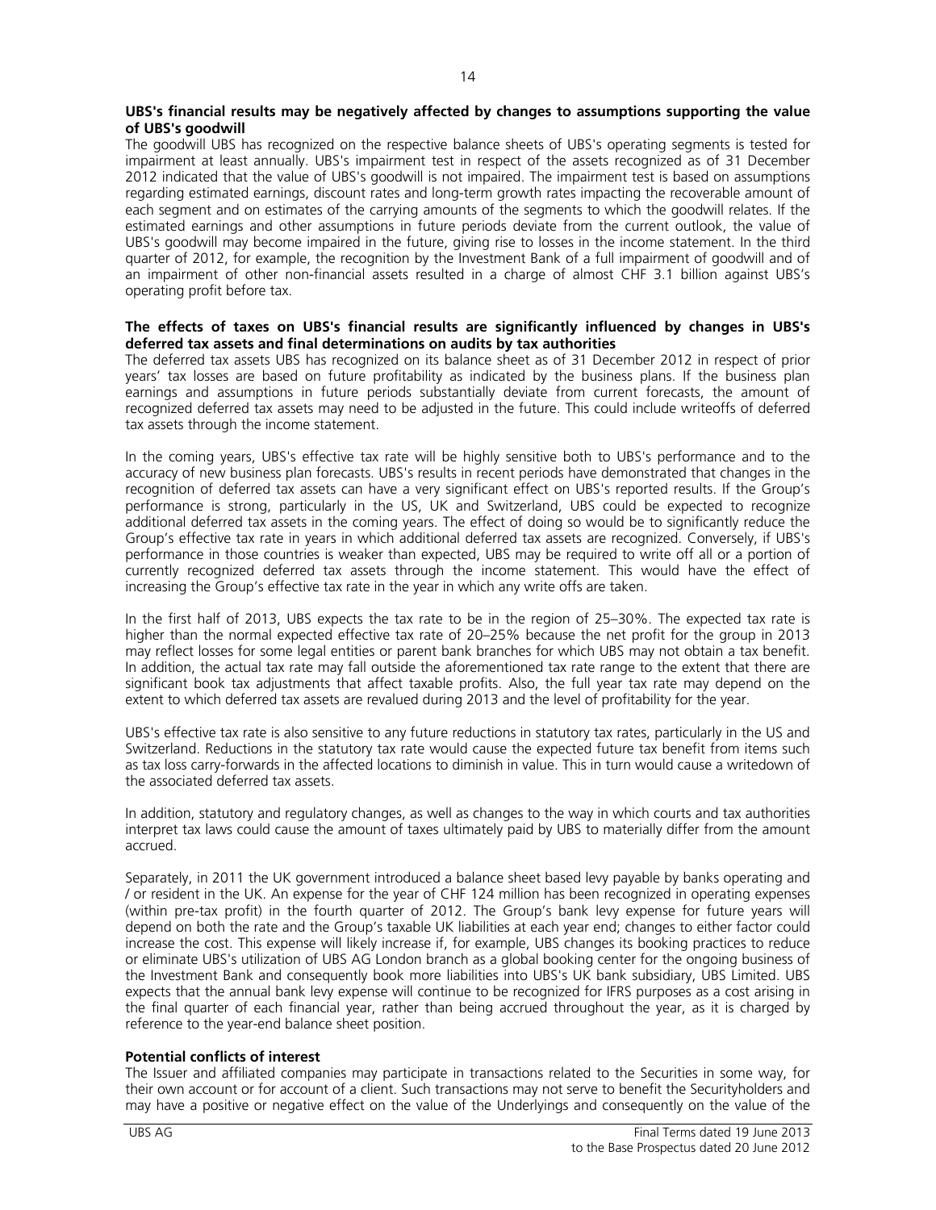**UBS's financial results may be negatively affected by changes to assumptions supporting the value of UBS's goodwill**

The goodwill UBS has recognized on the respective balance sheets of UBS's operating segments is tested for impairment at least annually. UBS's impairment test in respect of the assets recognized as of 31 December 2012 indicated that the value of UBS's goodwill is not impaired. The impairment test is based on assumptions regarding estimated earnings, discount rates and long-term growth rates impacting the recoverable amount of each segment and on estimates of the carrying amounts of the segments to which the goodwill relates. If the estimated earnings and other assumptions in future periods deviate from the current outlook, the value of UBS's goodwill may become impaired in the future, giving rise to losses in the income statement. In the third quarter of 2012, for example, the recognition by the Investment Bank of a full impairment of goodwill and of an impairment of other non-financial assets resulted in a charge of almost CHF 3.1 billion against UBS's operating profit before tax.

**The effects of taxes on UBS's financial results are significantly influenced by changes in UBS's deferred tax assets and final determinations on audits by tax authorities**

The deferred tax assets UBS has recognized on its balance sheet as of 31 December 2012 in respect of prior years' tax losses are based on future profitability as indicated by the business plans. If the business plan earnings and assumptions in future periods substantially deviate from current forecasts, the amount of recognized deferred tax assets may need to be adjusted in the future. This could include writeoffs of deferred tax assets through the income statement.

In the coming years, UBS's effective tax rate will be highly sensitive both to UBS's performance and to the accuracy of new business plan forecasts. UBS's results in recent periods have demonstrated that changes in the recognition of deferred tax assets can have a very significant effect on UBS's reported results. If the Group's performance is strong, particularly in the US, UK and Switzerland, UBS could be expected to recognize additional deferred tax assets in the coming years. The effect of doing so would be to significantly reduce the Group's effective tax rate in years in which additional deferred tax assets are recognized. Conversely, if UBS's performance in those countries is weaker than expected, UBS may be required to write off all or a portion of currently recognized deferred tax assets through the income statement. This would have the effect of increasing the Group's effective tax rate in the year in which any write offs are taken.

In the first half of 2013, UBS expects the tax rate to be in the region of 25–30%. The expected tax rate is higher than the normal expected effective tax rate of 20–25% because the net profit for the group in 2013 may reflect losses for some legal entities or parent bank branches for which UBS may not obtain a tax benefit. In addition, the actual tax rate may fall outside the aforementioned tax rate range to the extent that there are significant book tax adjustments that affect taxable profits. Also, the full year tax rate may depend on the extent to which deferred tax assets are revalued during 2013 and the level of profitability for the year.

UBS's effective tax rate is also sensitive to any future reductions in statutory tax rates, particularly in the US and Switzerland. Reductions in the statutory tax rate would cause the expected future tax benefit from items such as tax loss carry-forwards in the affected locations to diminish in value. This in turn would cause a writedown of the associated deferred tax assets.

In addition, statutory and regulatory changes, as well as changes to the way in which courts and tax authorities interpret tax laws could cause the amount of taxes ultimately paid by UBS to materially differ from the amount accrued.

Separately, in 2011 the UK government introduced a balance sheet based levy payable by banks operating and / or resident in the UK. An expense for the year of CHF 124 million has been recognized in operating expenses (within pre-tax profit) in the fourth quarter of 2012. The Group's bank levy expense for future years will depend on both the rate and the Group's taxable UK liabilities at each year end; changes to either factor could increase the cost. This expense will likely increase if, for example, UBS changes its booking practices to reduce or eliminate UBS's utilization of UBS AG London branch as a global booking center for the ongoing business of the Investment Bank and consequently book more liabilities into UBS's UK bank subsidiary, UBS Limited. UBS expects that the annual bank levy expense will continue to be recognized for IFRS purposes as a cost arising in the final quarter of each financial year, rather than being accrued throughout the year, as it is charged by reference to the year-end balance sheet position.

**Potential conflicts of interest**

The Issuer and affiliated companies may participate in transactions related to the Securities in some way, for their own account or for account of a client. Such transactions may not serve to benefit the Securityholders and may have a positive or negative effect on the value of the Underlyings and consequently on the value of the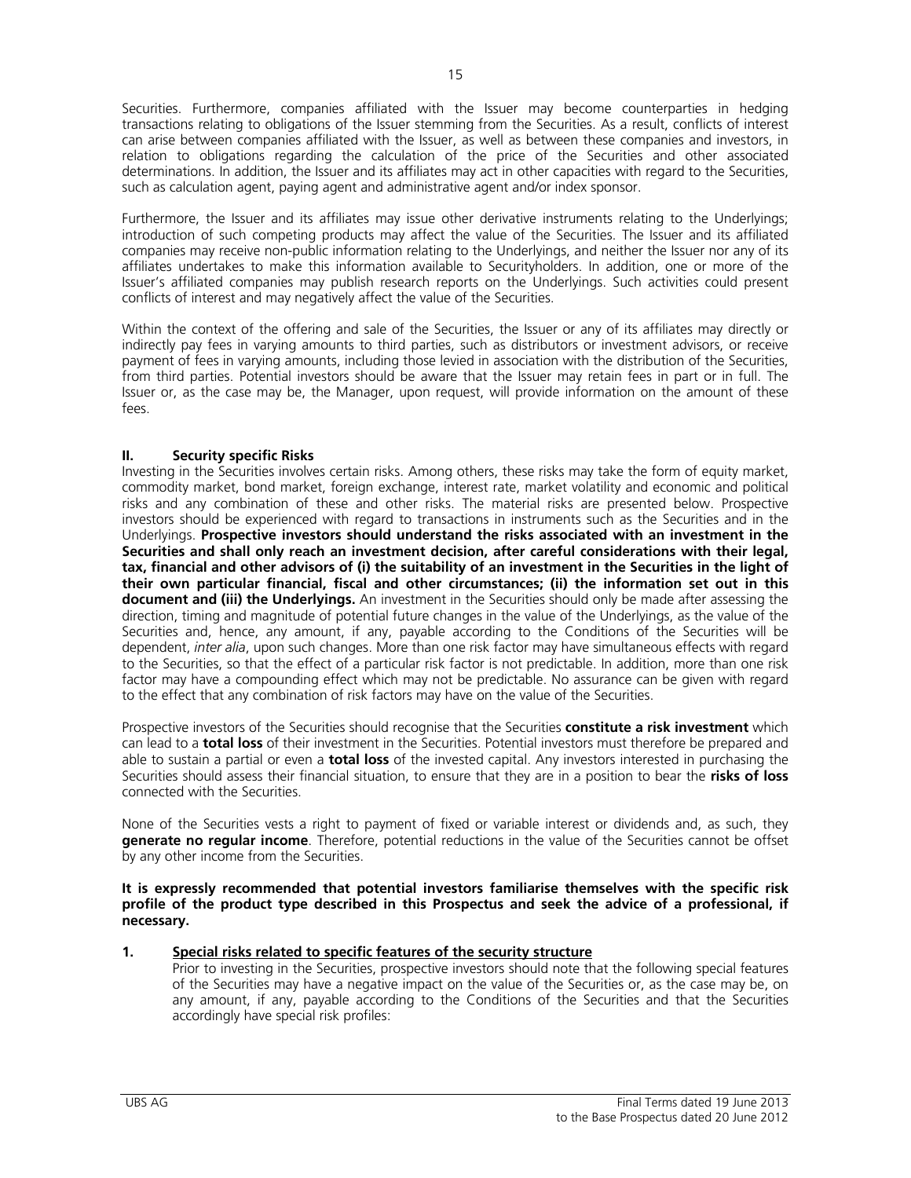Securities. Furthermore, companies affiliated with the Issuer may become counterparties in hedging transactions relating to obligations of the Issuer stemming from the Securities. As a result, conflicts of interest can arise between companies affiliated with the Issuer, as well as between these companies and investors, in relation to obligations regarding the calculation of the price of the Securities and other associated determinations. In addition, the Issuer and its affiliates may act in other capacities with regard to the Securities, such as calculation agent, paying agent and administrative agent and/or index sponsor.

Furthermore, the Issuer and its affiliates may issue other derivative instruments relating to the Underlyings; introduction of such competing products may affect the value of the Securities. The Issuer and its affiliated companies may receive non-public information relating to the Underlyings, and neither the Issuer nor any of its affiliates undertakes to make this information available to Securityholders. In addition, one or more of the Issuer's affiliated companies may publish research reports on the Underlyings. Such activities could present conflicts of interest and may negatively affect the value of the Securities.

Within the context of the offering and sale of the Securities, the Issuer or any of its affiliates may directly or indirectly pay fees in varying amounts to third parties, such as distributors or investment advisors, or receive payment of fees in varying amounts, including those levied in association with the distribution of the Securities, from third parties. Potential investors should be aware that the Issuer may retain fees in part or in full. The Issuer or, as the case may be, the Manager, upon request, will provide information on the amount of these fees.

## II. Security specific Risks

Investing in the Securities involves certain risks. Among others, these risks may take the form of equity market, commodity market, bond market, foreign exchange, interest rate, market volatility and economic and political risks and any combination of these and other risks. The material risks are presented below. Prospective investors should be experienced with regard to transactions in instruments such as the Securities and in the Underlyings. **Prospective investors should understand the risks associated with an investment in the Securities and shall only reach an investment decision, after careful considerations with their legal, tax, financial and other advisors of (i) the suitability of an investment in the Securities in the light of their own particular financial, fiscal and other circumstances; (ii) the information set out in this document and (iii) the Underlyings.** An investment in the Securities should only be made after assessing the direction, timing and magnitude of potential future changes in the value of the Underlyings, as the value of the Securities and, hence, any amount, if any, payable according to the Conditions of the Securities will be dependent, *inter alia*, upon such changes. More than one risk factor may have simultaneous effects with regard to the Securities, so that the effect of a particular risk factor is not predictable. In addition, more than one risk factor may have a compounding effect which may not be predictable. No assurance can be given with regard to the effect that any combination of risk factors may have on the value of the Securities.

Prospective investors of the Securities should recognise that the Securities **constitute a risk investment** which can lead to a **total loss** of their investment in the Securities. Potential investors must therefore be prepared and able to sustain a partial or even a **total loss** of the invested capital. Any investors interested in purchasing the Securities should assess their financial situation, to ensure that they are in a position to bear the **risks of loss** connected with the Securities.

None of the Securities vests a right to payment of fixed or variable interest or dividends and, as such, they **generate no regular income**. Therefore, potential reductions in the value of the Securities cannot be offset by any other income from the Securities.

**It is expressly recommended that potential investors familiarise themselves with the specific risk profile of the product type described in this Prospectus and seek the advice of a professional, if necessary.**

### 1. Special risks related to specific features of the security structure

Prior to investing in the Securities, prospective investors should note that the following special features of the Securities may have a negative impact on the value of the Securities or, as the case may be, on any amount, if any, payable according to the Conditions of the Securities and that the Securities accordingly have special risk profiles: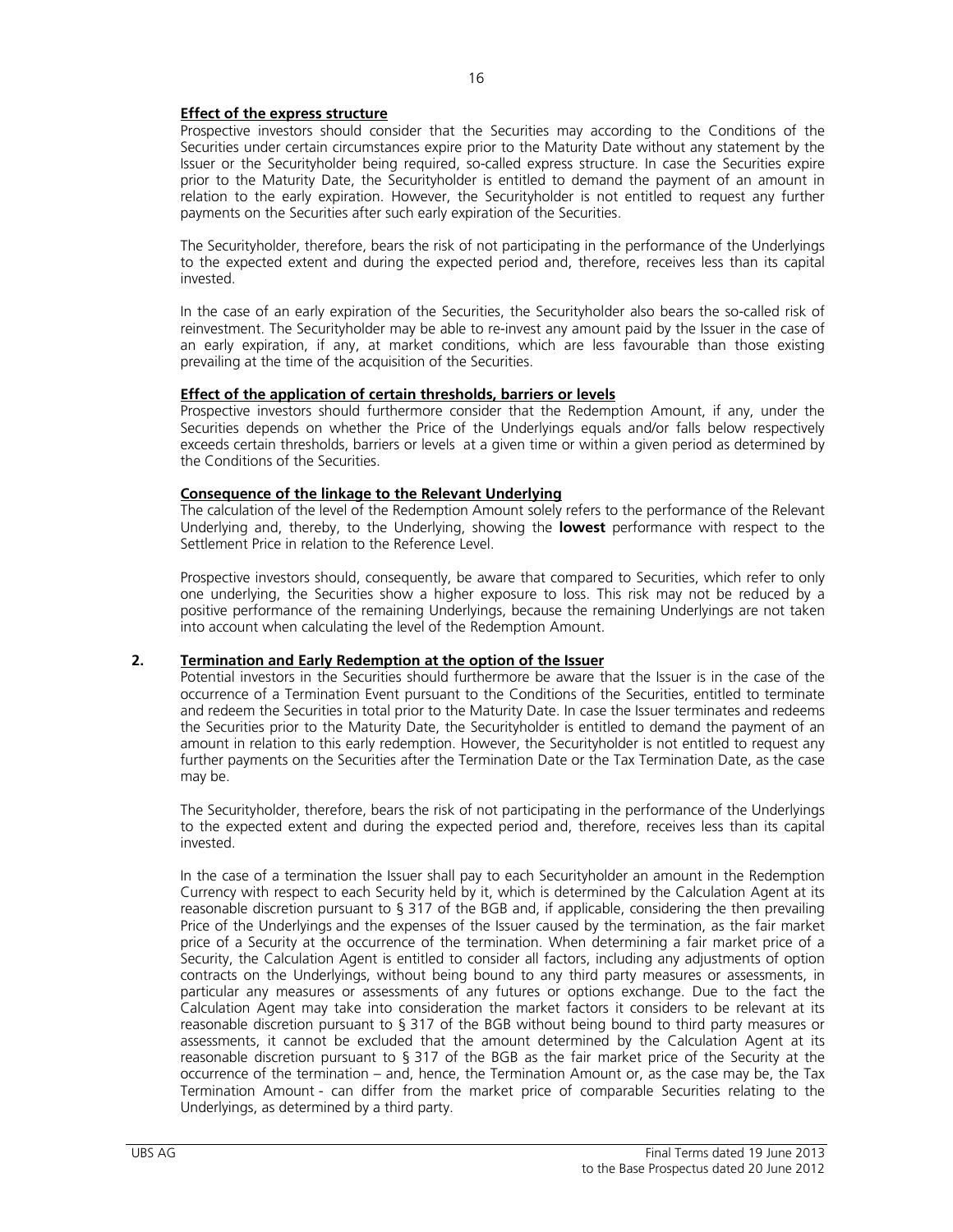**Effect of the express structure**

Prospective investors should consider that the Securities may according to the Conditions of the Securities under certain circumstances expire prior to the Maturity Date without any statement by the Issuer or the Securityholder being required, so-called express structure. In case the Securities expire prior to the Maturity Date, the Securityholder is entitled to demand the payment of an amount in relation to the early expiration. However, the Securityholder is not entitled to request any further payments on the Securities after such early expiration of the Securities.

The Securityholder, therefore, bears the risk of not participating in the performance of the Underlyings to the expected extent and during the expected period and, therefore, receives less than its capital invested.

In the case of an early expiration of the Securities, the Securityholder also bears the so-called risk of reinvestment. The Securityholder may be able to re-invest any amount paid by the Issuer in the case of an early expiration, if any, at market conditions, which are less favourable than those existing prevailing at the time of the acquisition of the Securities.

**Effect of the application of certain thresholds, barriers or levels**

Prospective investors should furthermore consider that the Redemption Amount, if any, under the Securities depends on whether the Price of the Underlyings equals and/or falls below respectively exceeds certain thresholds, barriers or levels at a given time or within a given period as determined by the Conditions of the Securities.

**Consequence of the linkage to the Relevant Underlying**

The calculation of the level of the Redemption Amount solely refers to the performance of the Relevant Underlying and, thereby, to the Underlying, showing the **lowest** performance with respect to the Settlement Price in relation to the Reference Level.

Prospective investors should, consequently, be aware that compared to Securities, which refer to only one underlying, the Securities show a higher exposure to loss. This risk may not be reduced by a positive performance of the remaining Underlyings, because the remaining Underlyings are not taken into account when calculating the level of the Redemption Amount.

## 2. Termination and Early Redemption at the option of the Issuer

Potential investors in the Securities should furthermore be aware that the Issuer is in the case of the occurrence of a Termination Event pursuant to the Conditions of the Securities, entitled to terminate and redeem the Securities in total prior to the Maturity Date. In case the Issuer terminates and redeems the Securities prior to the Maturity Date, the Securityholder is entitled to demand the payment of an amount in relation to this early redemption. However, the Securityholder is not entitled to request any further payments on the Securities after the Termination Date or the Tax Termination Date, as the case may be.

The Securityholder, therefore, bears the risk of not participating in the performance of the Underlyings to the expected extent and during the expected period and, therefore, receives less than its capital invested.

In the case of a termination the Issuer shall pay to each Securityholder an amount in the Redemption Currency with respect to each Security held by it, which is determined by the Calculation Agent at its reasonable discretion pursuant to § 317 of the BGB and, if applicable, considering the then prevailing Price of the Underlyings and the expenses of the Issuer caused by the termination, as the fair market price of a Security at the occurrence of the termination. When determining a fair market price of a Security, the Calculation Agent is entitled to consider all factors, including any adjustments of option contracts on the Underlyings, without being bound to any third party measures or assessments, in particular any measures or assessments of any futures or options exchange. Due to the fact the Calculation Agent may take into consideration the market factors it considers to be relevant at its reasonable discretion pursuant to § 317 of the BGB without being bound to third party measures or assessments, it cannot be excluded that the amount determined by the Calculation Agent at its reasonable discretion pursuant to § 317 of the BGB as the fair market price of the Security at the occurrence of the termination – and, hence, the Termination Amount or, as the case may be, the Tax Termination Amount - can differ from the market price of comparable Securities relating to the Underlyings, as determined by a third party.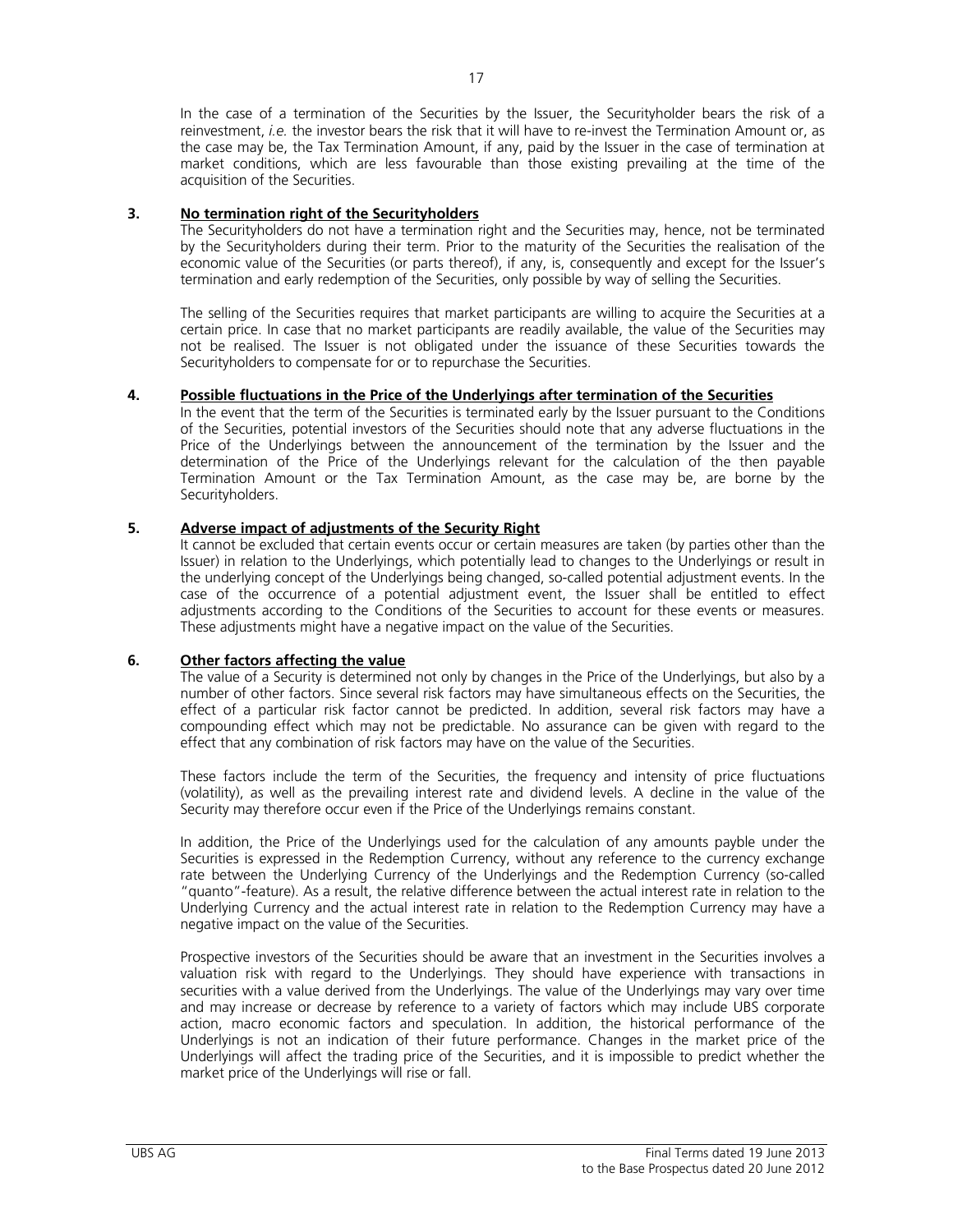In the case of a termination of the Securities by the Issuer, the Securityholder bears the risk of a reinvestment, *i.e.* the investor bears the risk that it will have to re-invest the Termination Amount or, as the case may be, the Tax Termination Amount, if any, paid by the Issuer in the case of termination at market conditions, which are less favourable than those existing prevailing at the time of the acquisition of the Securities.

### 3. No termination right of the Securityholders

The Securityholders do not have a termination right and the Securities may, hence, not be terminated by the Securityholders during their term. Prior to the maturity of the Securities the realisation of the economic value of the Securities (or parts thereof), if any, is, consequently and except for the Issuer's termination and early redemption of the Securities, only possible by way of selling the Securities.

The selling of the Securities requires that market participants are willing to acquire the Securities at a certain price. In case that no market participants are readily available, the value of the Securities may not be realised. The Issuer is not obligated under the issuance of these Securities towards the Securityholders to compensate for or to repurchase the Securities.

### 4. Possible fluctuations in the Price of the Underlyings after termination of the Securities

In the event that the term of the Securities is terminated early by the Issuer pursuant to the Conditions of the Securities, potential investors of the Securities should note that any adverse fluctuations in the Price of the Underlyings between the announcement of the termination by the Issuer and the determination of the Price of the Underlyings relevant for the calculation of the then payable Termination Amount or the Tax Termination Amount, as the case may be, are borne by the Securityholders.

### 5. Adverse impact of adjustments of the Security Right

It cannot be excluded that certain events occur or certain measures are taken (by parties other than the Issuer) in relation to the Underlyings, which potentially lead to changes to the Underlyings or result in the underlying concept of the Underlyings being changed, so-called potential adjustment events. In the case of the occurrence of a potential adjustment event, the Issuer shall be entitled to effect adjustments according to the Conditions of the Securities to account for these events or measures. These adjustments might have a negative impact on the value of the Securities.

### 6. Other factors affecting the value

The value of a Security is determined not only by changes in the Price of the Underlyings, but also by a number of other factors. Since several risk factors may have simultaneous effects on the Securities, the effect of a particular risk factor cannot be predicted. In addition, several risk factors may have a compounding effect which may not be predictable. No assurance can be given with regard to the effect that any combination of risk factors may have on the value of the Securities.

These factors include the term of the Securities, the frequency and intensity of price fluctuations (volatility), as well as the prevailing interest rate and dividend levels. A decline in the value of the Security may therefore occur even if the Price of the Underlyings remains constant.

In addition, the Price of the Underlyings used for the calculation of any amounts payble under the Securities is expressed in the Redemption Currency, without any reference to the currency exchange rate between the Underlying Currency of the Underlyings and the Redemption Currency (so-called "quanto"-feature). As a result, the relative difference between the actual interest rate in relation to the Underlying Currency and the actual interest rate in relation to the Redemption Currency may have a negative impact on the value of the Securities.

Prospective investors of the Securities should be aware that an investment in the Securities involves a valuation risk with regard to the Underlyings. They should have experience with transactions in securities with a value derived from the Underlyings. The value of the Underlyings may vary over time and may increase or decrease by reference to a variety of factors which may include UBS corporate action, macro economic factors and speculation. In addition, the historical performance of the Underlyings is not an indication of their future performance. Changes in the market price of the Underlyings will affect the trading price of the Securities, and it is impossible to predict whether the market price of the Underlyings will rise or fall.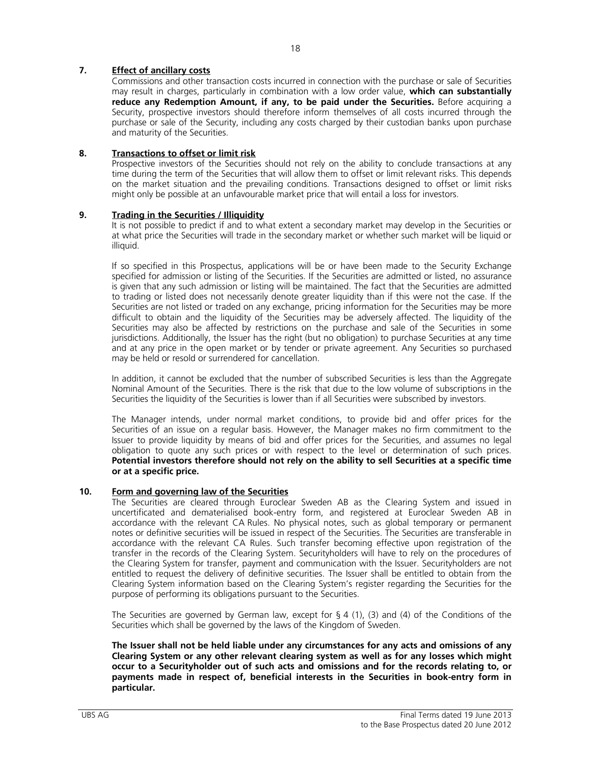### 7. <u>Effect of ancillary costs</u>

Commissions and other transaction costs incurred in connection with the purchase or sale of Securities may result in charges, particularly in combination with a low order value, **which can substantially reduce any Redemption Amount, if any, to be paid under the Securities.** Before acquiring a Security, prospective investors should therefore inform themselves of all costs incurred through the purchase or sale of the Security, including any costs charged by their custodian banks upon purchase and maturity of the Securities.

### 8. <u>Transactions to offset or limit risk</u>

Prospective investors of the Securities should not rely on the ability to conclude transactions at any time during the term of the Securities that will allow them to offset or limit relevant risks. This depends on the market situation and the prevailing conditions. Transactions designed to offset or limit risks might only be possible at an unfavourable market price that will entail a loss for investors.

### 9. <u>Trading in the Securities / Illiquidity</u>

It is not possible to predict if and to what extent a secondary market may develop in the Securities or at what price the Securities will trade in the secondary market or whether such market will be liquid or illiquid.

If so specified in this Prospectus, applications will be or have been made to the Security Exchange specified for admission or listing of the Securities. If the Securities are admitted or listed, no assurance is given that any such admission or listing will be maintained. The fact that the Securities are admitted to trading or listed does not necessarily denote greater liquidity than if this were not the case. If the Securities are not listed or traded on any exchange, pricing information for the Securities may be more difficult to obtain and the liquidity of the Securities may be adversely affected. The liquidity of the Securities may also be affected by restrictions on the purchase and sale of the Securities in some jurisdictions. Additionally, the Issuer has the right (but no obligation) to purchase Securities at any time and at any price in the open market or by tender or private agreement. Any Securities so purchased may be held or resold or surrendered for cancellation.

In addition, it cannot be excluded that the number of subscribed Securities is less than the Aggregate Nominal Amount of the Securities. There is the risk that due to the low volume of subscriptions in the Securities the liquidity of the Securities is lower than if all Securities were subscribed by investors.

The Manager intends, under normal market conditions, to provide bid and offer prices for the Securities of an issue on a regular basis. However, the Manager makes no firm commitment to the Issuer to provide liquidity by means of bid and offer prices for the Securities, and assumes no legal obligation to quote any such prices or with respect to the level or determination of such prices. **Potential investors therefore should not rely on the ability to sell Securities at a specific time or at a specific price.**

### 10. <u>Form and governing law of the Securities</u>

The Securities are cleared through Euroclear Sweden AB as the Clearing System and issued in uncertificated and dematerialised book-entry form, and registered at Euroclear Sweden AB in accordance with the relevant CA Rules. No physical notes, such as global temporary or permanent notes or definitive securities will be issued in respect of the Securities. The Securities are transferable in accordance with the relevant CA Rules. Such transfer becoming effective upon registration of the transfer in the records of the Clearing System. Securityholders will have to rely on the procedures of the Clearing System for transfer, payment and communication with the Issuer. Securityholders are not entitled to request the delivery of definitive securities. The Issuer shall be entitled to obtain from the Clearing System information based on the Clearing System's register regarding the Securities for the purpose of performing its obligations pursuant to the Securities.

The Securities are governed by German law, except for § 4 (1), (3) and (4) of the Conditions of the Securities which shall be governed by the laws of the Kingdom of Sweden.

**The Issuer shall not be held liable under any circumstances for any acts and omissions of any Clearing System or any other relevant clearing system as well as for any losses which might occur to a Securityholder out of such acts and omissions and for the records relating to, or payments made in respect of, beneficial interests in the Securities in book-entry form in particular.**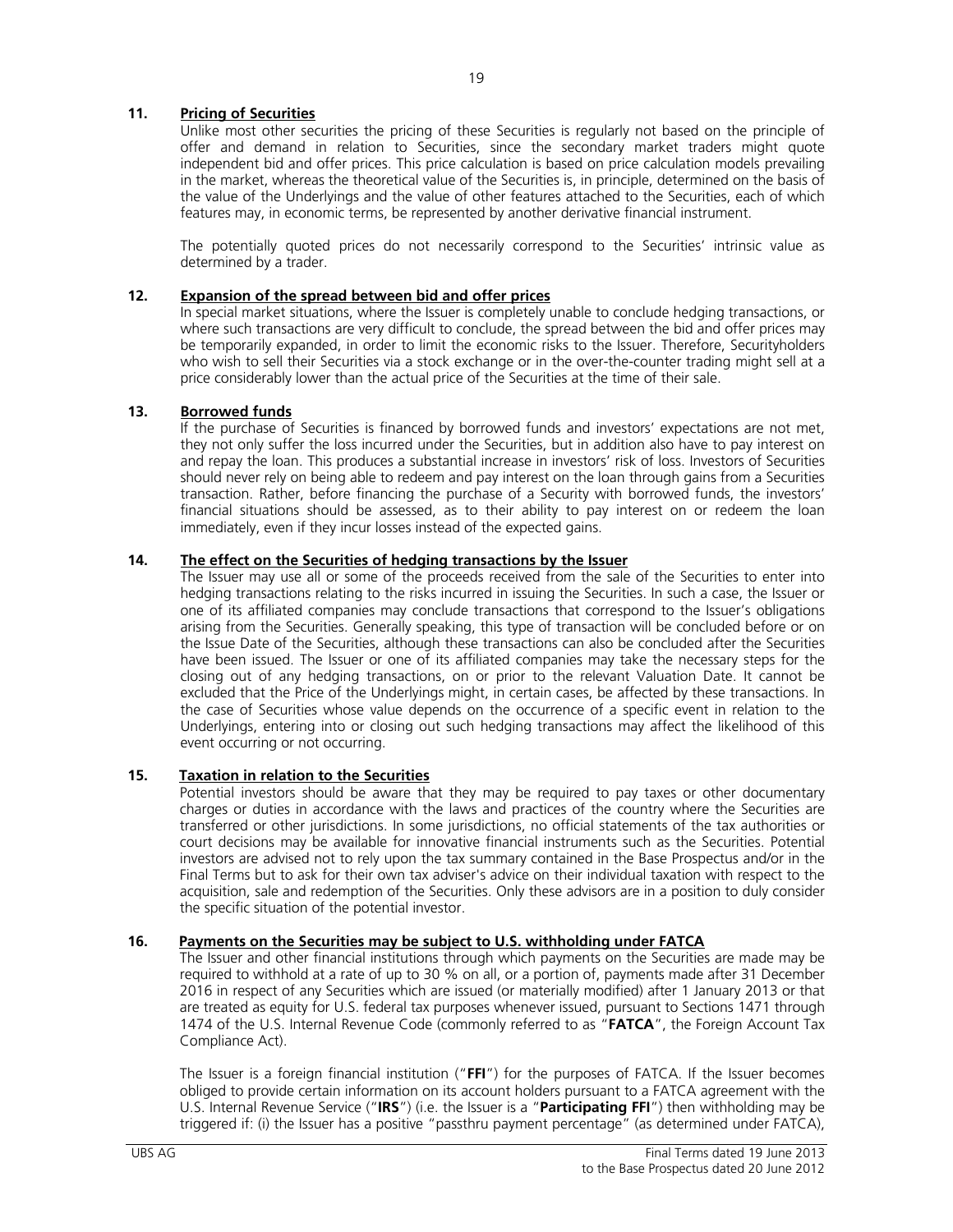## 11. Pricing of Securities

Unlike most other securities the pricing of these Securities is regularly not based on the principle of offer and demand in relation to Securities, since the secondary market traders might quote independent bid and offer prices. This price calculation is based on price calculation models prevailing in the market, whereas the theoretical value of the Securities is, in principle, determined on the basis of the value of the Underlyings and the value of other features attached to the Securities, each of which features may, in economic terms, be represented by another derivative financial instrument.

The potentially quoted prices do not necessarily correspond to the Securities' intrinsic value as determined by a trader.

## 12. Expansion of the spread between bid and offer prices

In special market situations, where the Issuer is completely unable to conclude hedging transactions, or where such transactions are very difficult to conclude, the spread between the bid and offer prices may be temporarily expanded, in order to limit the economic risks to the Issuer. Therefore, Securityholders who wish to sell their Securities via a stock exchange or in the over-the-counter trading might sell at a price considerably lower than the actual price of the Securities at the time of their sale.

## 13. Borrowed funds

If the purchase of Securities is financed by borrowed funds and investors' expectations are not met, they not only suffer the loss incurred under the Securities, but in addition also have to pay interest on and repay the loan. This produces a substantial increase in investors' risk of loss. Investors of Securities should never rely on being able to redeem and pay interest on the loan through gains from a Securities transaction. Rather, before financing the purchase of a Security with borrowed funds, the investors' financial situations should be assessed, as to their ability to pay interest on or redeem the loan immediately, even if they incur losses instead of the expected gains.

## 14. The effect on the Securities of hedging transactions by the Issuer

The Issuer may use all or some of the proceeds received from the sale of the Securities to enter into hedging transactions relating to the risks incurred in issuing the Securities. In such a case, the Issuer or one of its affiliated companies may conclude transactions that correspond to the Issuer's obligations arising from the Securities. Generally speaking, this type of transaction will be concluded before or on the Issue Date of the Securities, although these transactions can also be concluded after the Securities have been issued. The Issuer or one of its affiliated companies may take the necessary steps for the closing out of any hedging transactions, on or prior to the relevant Valuation Date. It cannot be excluded that the Price of the Underlyings might, in certain cases, be affected by these transactions. In the case of Securities whose value depends on the occurrence of a specific event in relation to the Underlyings, entering into or closing out such hedging transactions may affect the likelihood of this event occurring or not occurring.

## 15. Taxation in relation to the Securities

Potential investors should be aware that they may be required to pay taxes or other documentary charges or duties in accordance with the laws and practices of the country where the Securities are transferred or other jurisdictions. In some jurisdictions, no official statements of the tax authorities or court decisions may be available for innovative financial instruments such as the Securities. Potential investors are advised not to rely upon the tax summary contained in the Base Prospectus and/or in the Final Terms but to ask for their own tax adviser's advice on their individual taxation with respect to the acquisition, sale and redemption of the Securities. Only these advisors are in a position to duly consider the specific situation of the potential investor.

## 16. Payments on the Securities may be subject to U.S. withholding under FATCA

The Issuer and other financial institutions through which payments on the Securities are made may be required to withhold at a rate of up to 30 % on all, or a portion of, payments made after 31 December 2016 in respect of any Securities which are issued (or materially modified) after 1 January 2013 or that are treated as equity for U.S. federal tax purposes whenever issued, pursuant to Sections 1471 through 1474 of the U.S. Internal Revenue Code (commonly referred to as "**FATCA**", the Foreign Account Tax Compliance Act).

The Issuer is a foreign financial institution ("**FFI**") for the purposes of FATCA. If the Issuer becomes obliged to provide certain information on its account holders pursuant to a FATCA agreement with the U.S. Internal Revenue Service ("**IRS**") (i.e. the Issuer is a "**Participating FFI**") then withholding may be triggered if: (i) the Issuer has a positive "passthru payment percentage" (as determined under FATCA),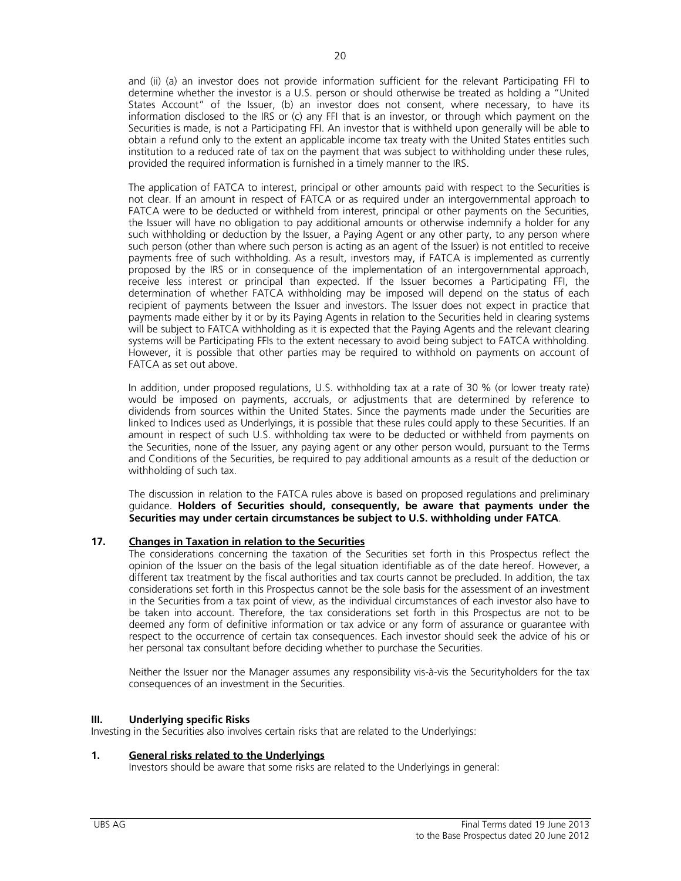and (ii) (a) an investor does not provide information sufficient for the relevant Participating FFI to determine whether the investor is a U.S. person or should otherwise be treated as holding a "United States Account" of the Issuer, (b) an investor does not consent, where necessary, to have its information disclosed to the IRS or (c) any FFI that is an investor, or through which payment on the Securities is made, is not a Participating FFI. An investor that is withheld upon generally will be able to obtain a refund only to the extent an applicable income tax treaty with the United States entitles such institution to a reduced rate of tax on the payment that was subject to withholding under these rules, provided the required information is furnished in a timely manner to the IRS.

The application of FATCA to interest, principal or other amounts paid with respect to the Securities is not clear. If an amount in respect of FATCA or as required under an intergovernmental approach to FATCA were to be deducted or withheld from interest, principal or other payments on the Securities, the Issuer will have no obligation to pay additional amounts or otherwise indemnify a holder for any such withholding or deduction by the Issuer, a Paying Agent or any other party, to any person where such person (other than where such person is acting as an agent of the Issuer) is not entitled to receive payments free of such withholding. As a result, investors may, if FATCA is implemented as currently proposed by the IRS or in consequence of the implementation of an intergovernmental approach, receive less interest or principal than expected. If the Issuer becomes a Participating FFI, the determination of whether FATCA withholding may be imposed will depend on the status of each recipient of payments between the Issuer and investors. The Issuer does not expect in practice that payments made either by it or by its Paying Agents in relation to the Securities held in clearing systems will be subject to FATCA withholding as it is expected that the Paying Agents and the relevant clearing systems will be Participating FFIs to the extent necessary to avoid being subject to FATCA withholding. However, it is possible that other parties may be required to withhold on payments on account of FATCA as set out above.

In addition, under proposed regulations, U.S. withholding tax at a rate of 30 % (or lower treaty rate) would be imposed on payments, accruals, or adjustments that are determined by reference to dividends from sources within the United States. Since the payments made under the Securities are linked to Indices used as Underlyings, it is possible that these rules could apply to these Securities. If an amount in respect of such U.S. withholding tax were to be deducted or withheld from payments on the Securities, none of the Issuer, any paying agent or any other person would, pursuant to the Terms and Conditions of the Securities, be required to pay additional amounts as a result of the deduction or withholding of such tax.

The discussion in relation to the FATCA rules above is based on proposed regulations and preliminary guidance. **Holders of Securities should, consequently, be aware that payments under the Securities may under certain circumstances be subject to U.S. withholding under FATCA**.

### 17. Changes in Taxation in relation to the Securities

The considerations concerning the taxation of the Securities set forth in this Prospectus reflect the opinion of the Issuer on the basis of the legal situation identifiable as of the date hereof. However, a different tax treatment by the fiscal authorities and tax courts cannot be precluded. In addition, the tax considerations set forth in this Prospectus cannot be the sole basis for the assessment of an investment in the Securities from a tax point of view, as the individual circumstances of each investor also have to be taken into account. Therefore, the tax considerations set forth in this Prospectus are not to be deemed any form of definitive information or tax advice or any form of assurance or guarantee with respect to the occurrence of certain tax consequences. Each investor should seek the advice of his or her personal tax consultant before deciding whether to purchase the Securities.

Neither the Issuer nor the Manager assumes any responsibility vis-à-vis the Securityholders for the tax consequences of an investment in the Securities.

## III. Underlying specific Risks

Investing in the Securities also involves certain risks that are related to the Underlyings:

### 1. General risks related to the Underlyings

Investors should be aware that some risks are related to the Underlyings in general: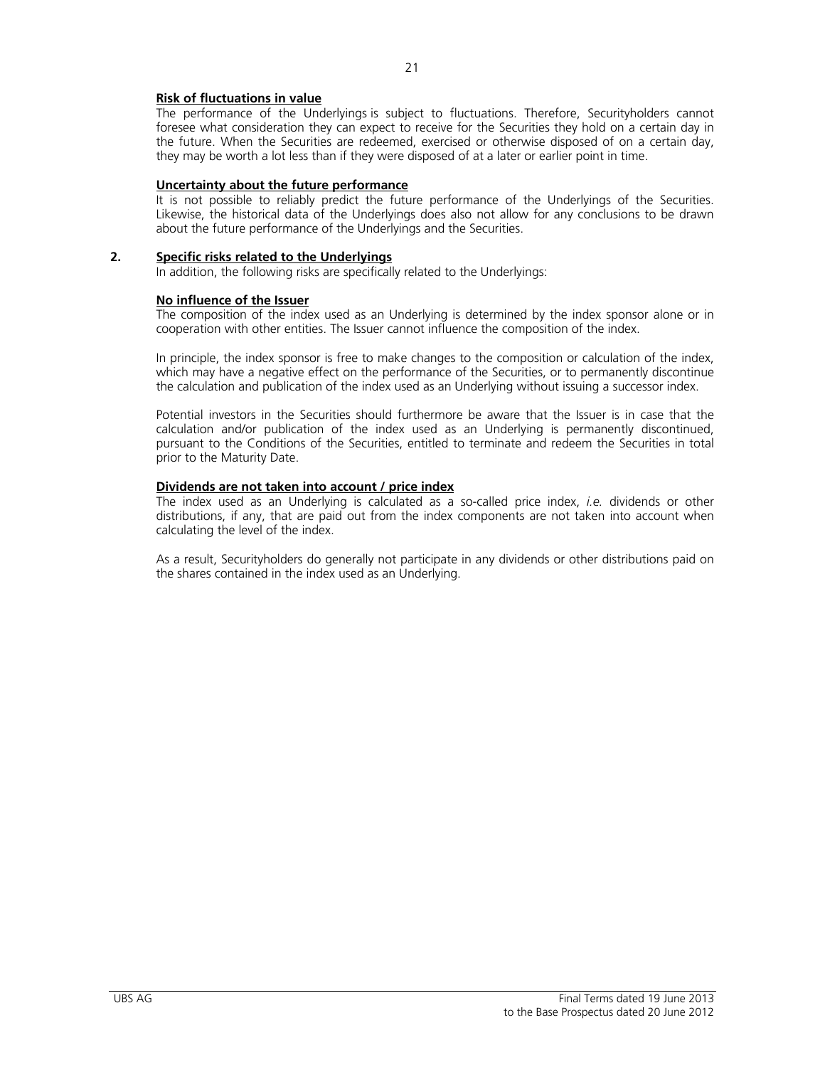**Risk of fluctuations in value**

The performance of the Underlyings is subject to fluctuations. Therefore, Securityholders cannot foresee what consideration they can expect to receive for the Securities they hold on a certain day in the future. When the Securities are redeemed, exercised or otherwise disposed of on a certain day, they may be worth a lot less than if they were disposed of at a later or earlier point in time.

**Uncertainty about the future performance**

It is not possible to reliably predict the future performance of the Underlyings of the Securities. Likewise, the historical data of the Underlyings does also not allow for any conclusions to be drawn about the future performance of the Underlyings and the Securities.

## 2. Specific risks related to the Underlyings

In addition, the following risks are specifically related to the Underlyings:

**No influence of the Issuer**

The composition of the index used as an Underlying is determined by the index sponsor alone or in cooperation with other entities. The Issuer cannot influence the composition of the index.

In principle, the index sponsor is free to make changes to the composition or calculation of the index, which may have a negative effect on the performance of the Securities, or to permanently discontinue the calculation and publication of the index used as an Underlying without issuing a successor index.

Potential investors in the Securities should furthermore be aware that the Issuer is in case that the calculation and/or publication of the index used as an Underlying is permanently discontinued, pursuant to the Conditions of the Securities, entitled to terminate and redeem the Securities in total prior to the Maturity Date.

**Dividends are not taken into account / price index**

The index used as an Underlying is calculated as a so-called price index, *i.e.* dividends or other distributions, if any, that are paid out from the index components are not taken into account when calculating the level of the index.

As a result, Securityholders do generally not participate in any dividends or other distributions paid on the shares contained in the index used as an Underlying.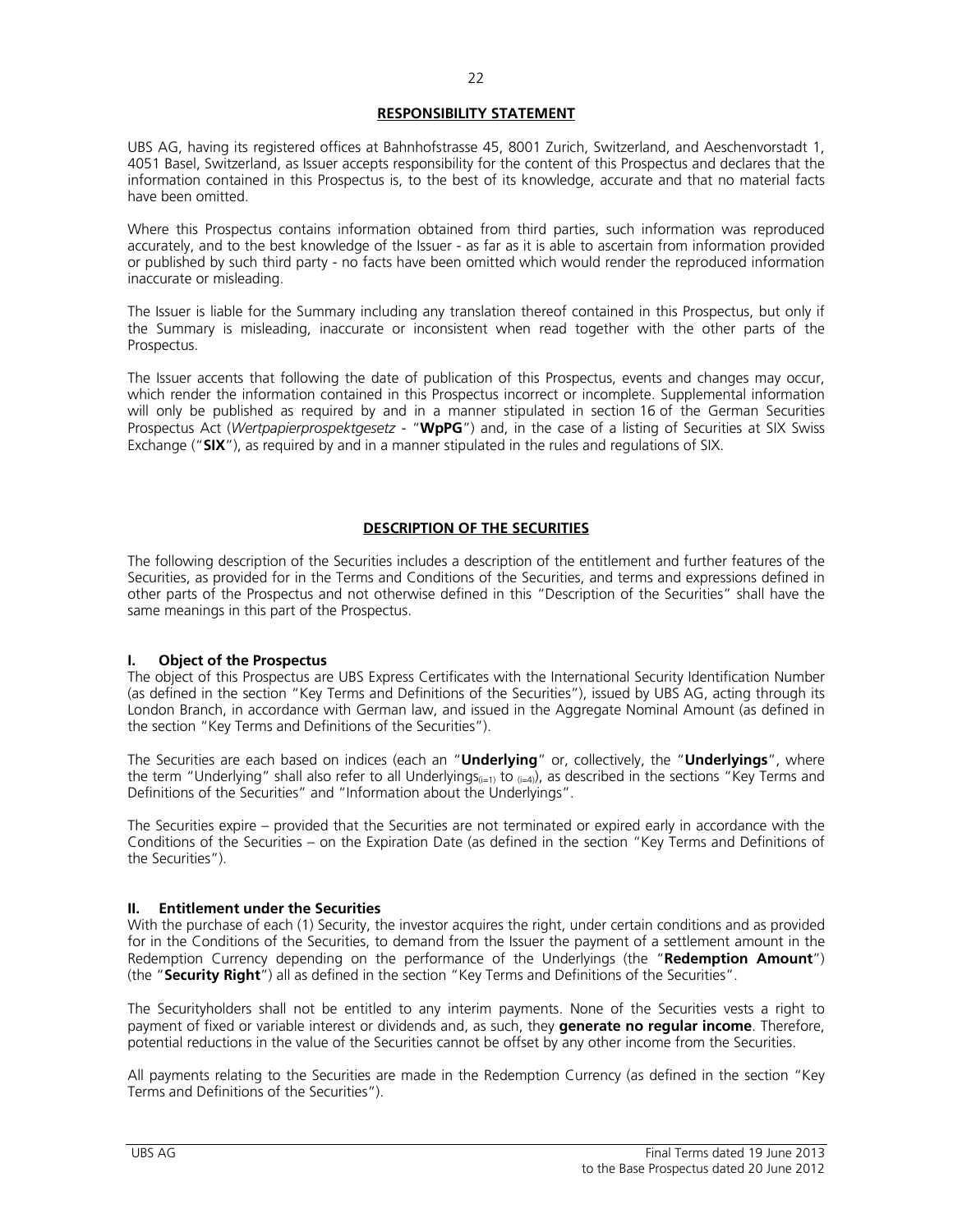## RESPONSIBILITY STATEMENT

UBS AG, having its registered offices at Bahnhofstrasse 45, 8001 Zurich, Switzerland, and Aeschenvorstadt 1, 4051 Basel, Switzerland, as Issuer accepts responsibility for the content of this Prospectus and declares that the information contained in this Prospectus is, to the best of its knowledge, accurate and that no material facts have been omitted.

Where this Prospectus contains information obtained from third parties, such information was reproduced accurately, and to the best knowledge of the Issuer - as far as it is able to ascertain from information provided or published by such third party - no facts have been omitted which would render the reproduced information inaccurate or misleading.

The Issuer is liable for the Summary including any translation thereof contained in this Prospectus, but only if the Summary is misleading, inaccurate or inconsistent when read together with the other parts of the Prospectus.

The Issuer accents that following the date of publication of this Prospectus, events and changes may occur, which render the information contained in this Prospectus incorrect or incomplete. Supplemental information will only be published as required by and in a manner stipulated in section 16 of the German Securities Prospectus Act (*Wertpapierprospektgesetz* - "**WpPG**") and, in the case of a listing of Securities at SIX Swiss Exchange ("**SIX**"), as required by and in a manner stipulated in the rules and regulations of SIX.

## DESCRIPTION OF THE SECURITIES

The following description of the Securities includes a description of the entitlement and further features of the Securities, as provided for in the Terms and Conditions of the Securities, and terms and expressions defined in other parts of the Prospectus and not otherwise defined in this "Description of the Securities" shall have the same meanings in this part of the Prospectus.

### I. Object of the Prospectus

The object of this Prospectus are UBS Express Certificates with the International Security Identification Number (as defined in the section "Key Terms and Definitions of the Securities"), issued by UBS AG, acting through its London Branch, in accordance with German law, and issued in the Aggregate Nominal Amount (as defined in the section "Key Terms and Definitions of the Securities").

The Securities are each based on indices (each an "**Underlying**" or, collectively, the "**Underlyings**", where the term "Underlying" shall also refer to all $\text{Underlyings}_{(i=1)}$ to $_{(i=4)}$), as described in the sections "Key Terms and Definitions of the Securities" and "Information about the Underlyings".

The Securities expire – provided that the Securities are not terminated or expired early in accordance with the Conditions of the Securities – on the Expiration Date (as defined in the section "Key Terms and Definitions of the Securities").

### II. Entitlement under the Securities

With the purchase of each (1) Security, the investor acquires the right, under certain conditions and as provided for in the Conditions of the Securities, to demand from the Issuer the payment of a settlement amount in the Redemption Currency depending on the performance of the Underlyings (the "**Redemption Amount**") (the "**Security Right**") all as defined in the section "Key Terms and Definitions of the Securities".

The Securityholders shall not be entitled to any interim payments. None of the Securities vests a right to payment of fixed or variable interest or dividends and, as such, they **generate no regular income**. Therefore, potential reductions in the value of the Securities cannot be offset by any other income from the Securities.

All payments relating to the Securities are made in the Redemption Currency (as defined in the section "Key Terms and Definitions of the Securities").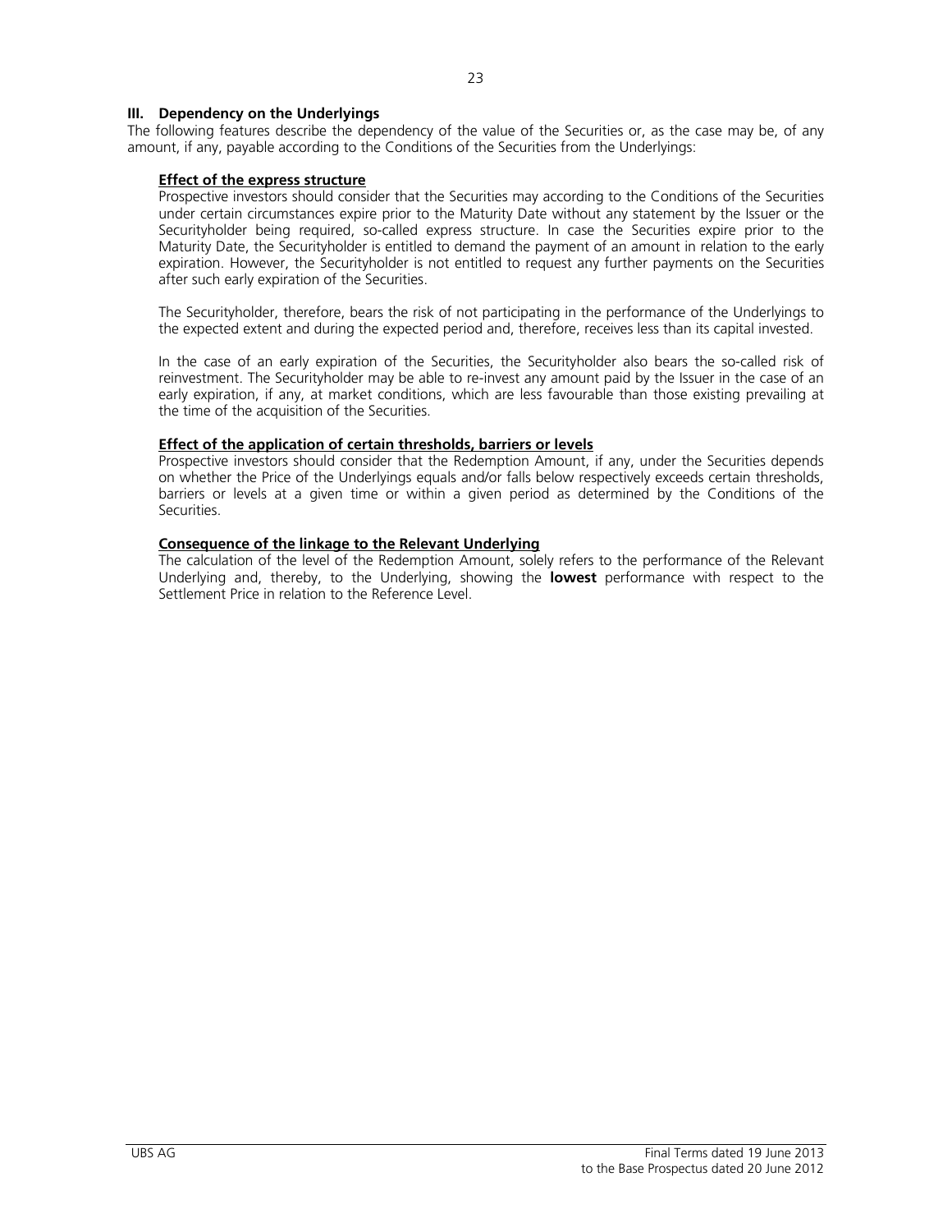### III. Dependency on the Underlyings

The following features describe the dependency of the value of the Securities or, as the case may be, of any amount, if any, payable according to the Conditions of the Securities from the Underlyings:

**Effect of the express structure**

Prospective investors should consider that the Securities may according to the Conditions of the Securities under certain circumstances expire prior to the Maturity Date without any statement by the Issuer or the Securityholder being required, so-called express structure. In case the Securities expire prior to the Maturity Date, the Securityholder is entitled to demand the payment of an amount in relation to the early expiration. However, the Securityholder is not entitled to request any further payments on the Securities after such early expiration of the Securities.

The Securityholder, therefore, bears the risk of not participating in the performance of the Underlyings to the expected extent and during the expected period and, therefore, receives less than its capital invested.

In the case of an early expiration of the Securities, the Securityholder also bears the so-called risk of reinvestment. The Securityholder may be able to re-invest any amount paid by the Issuer in the case of an early expiration, if any, at market conditions, which are less favourable than those existing prevailing at the time of the acquisition of the Securities.

**Effect of the application of certain thresholds, barriers or levels**

Prospective investors should consider that the Redemption Amount, if any, under the Securities depends on whether the Price of the Underlyings equals and/or falls below respectively exceeds certain thresholds, barriers or levels at a given time or within a given period as determined by the Conditions of the Securities.

**Consequence of the linkage to the Relevant Underlying**

The calculation of the level of the Redemption Amount, solely refers to the performance of the Relevant Underlying and, thereby, to the Underlying, showing the **lowest** performance with respect to the Settlement Price in relation to the Reference Level.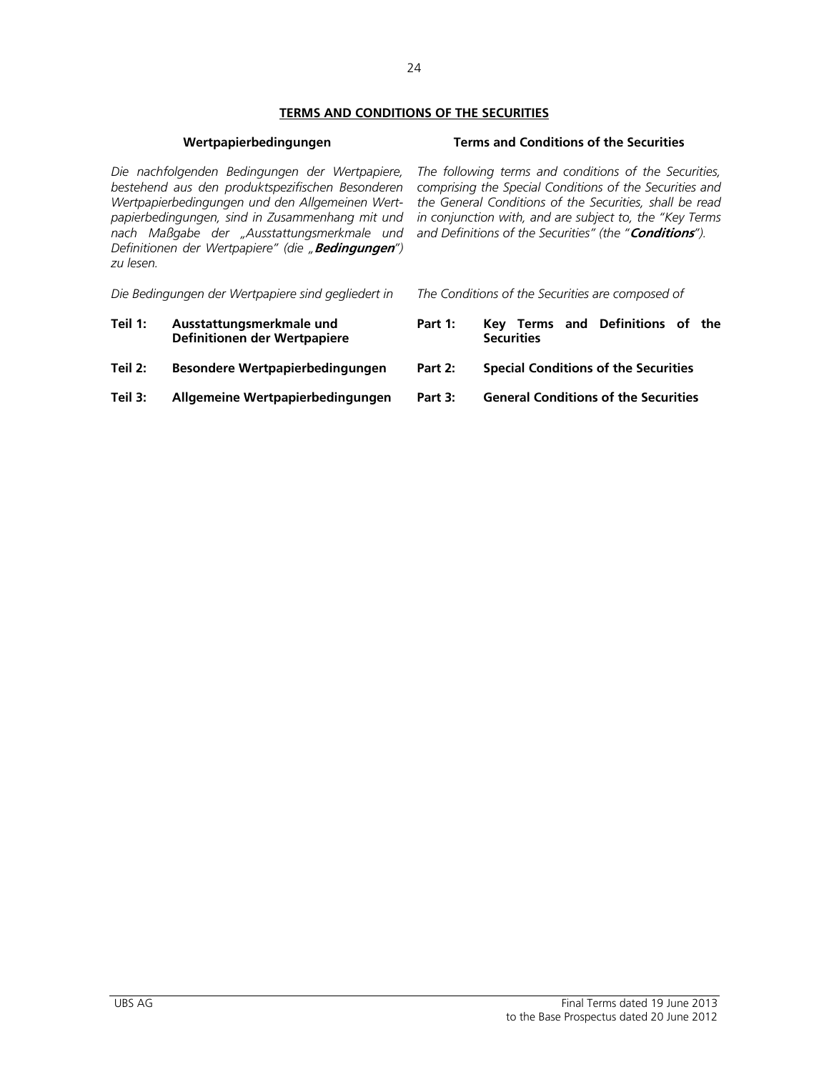## TERMS AND CONDITIONS OF THE SECURITIES

### Wertpapierbedingungen

*Die nachfolgenden Bedingungen der Wertpapiere, bestehend aus den produktspezifischen Besonderen Wertpapierbedingungen und den Allgemeinen Wertpapierbedingungen, sind in Zusammenhang mit und nach Maßgabe der „Ausstattungsmerkmale und Definitionen der Wertpapiere" (die „**Bedingungen**") zu lesen.*

*Die Bedingungen der Wertpapiere sind gegliedert in*

| | |
|---|---|
| **Teil 1:** | **Ausstattungsmerkmale und Definitionen der Wertpapiere** |
| **Teil 2:** | **Besondere Wertpapierbedingungen** |
| **Teil 3:** | **Allgemeine Wertpapierbedingungen** |

### Terms and Conditions of the Securities

*The following terms and conditions of the Securities, comprising the Special Conditions of the Securities and the General Conditions of the Securities, shall be read in conjunction with, and are subject to, the "Key Terms and Definitions of the Securities" (the "**Conditions**").*

*The Conditions of the Securities are composed of*

| | |
|---|---|
| **Part 1:** | **Key Terms and Definitions of the Securities** |
| **Part 2:** | **Special Conditions of the Securities** |
| **Part 3:** | **General Conditions of the Securities** |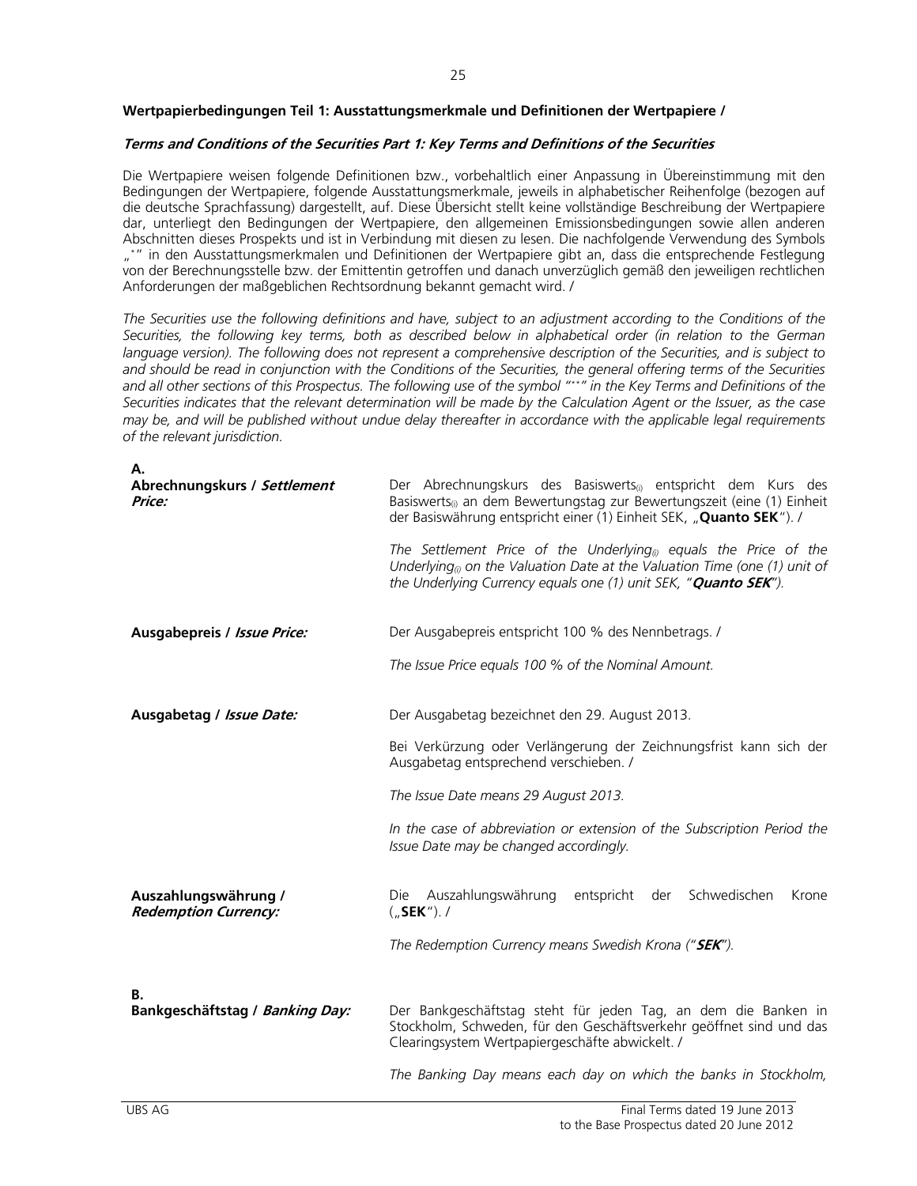**Wertpapierbedingungen Teil 1: Ausstattungsmerkmale und Definitionen der Wertpapiere /**

***Terms and Conditions of the Securities Part 1: Key Terms and Definitions of the Securities***

Die Wertpapiere weisen folgende Definitionen bzw., vorbehaltlich einer Anpassung in Übereinstimmung mit den Bedingungen der Wertpapiere, folgende Ausstattungsmerkmale, jeweils in alphabetischer Reihenfolge (bezogen auf die deutsche Sprachfassung) dargestellt, auf. Diese Übersicht stellt keine vollständige Beschreibung der Wertpapiere dar, unterliegt den Bedingungen der Wertpapiere, den allgemeinen Emissionsbedingungen sowie allen anderen Abschnitten dieses Prospekts und ist in Verbindung mit diesen zu lesen. Die nachfolgende Verwendung des Symbols „*" in den Ausstattungsmerkmalen und Definitionen der Wertpapiere gibt an, dass die entsprechende Festlegung von der Berechnungsstelle bzw. der Emittentin getroffen und danach unverzüglich gemäß den jeweiligen rechtlichen Anforderungen der maßgeblichen Rechtsordnung bekannt gemacht wird. /

*The Securities use the following definitions and have, subject to an adjustment according to the Conditions of the Securities, the following key terms, both as described below in alphabetical order (in relation to the German language version). The following does not represent a comprehensive description of the Securities, and is subject to and should be read in conjunction with the Conditions of the Securities, the general offering terms of the Securities and all other sections of this Prospectus. The following use of the symbol "*" in the Key Terms and Definitions of the Securities indicates that the relevant determination will be made by the Calculation Agent or the Issuer, as the case may be, and will be published without undue delay thereafter in accordance with the applicable legal requirements of the relevant jurisdiction.*

**A.**

| | |
|---|---|
| **Abrechnungskurs /** ***Settlement Price:*** | Der Abrechnungskurs des Basiswerts$_{(i)}$ entspricht dem Kurs des Basiswerts$_{(i)}$ an dem Bewertungstag zur Bewertungszeit (eine (1) Einheit der Basiswährung entspricht einer (1) Einheit SEK, „**Quanto SEK**"). /<br><br>*The Settlement Price of the Underlying$_{(i)}$ equals the Price of the Underlying$_{(i)}$ on the Valuation Date at the Valuation Time (one (1) unit of the Underlying Currency equals one (1) unit SEK, "**Quanto SEK**").* |
| **Ausgabepreis /** ***Issue Price:*** | Der Ausgabepreis entspricht 100 % des Nennbetrags. /<br><br>*The Issue Price equals 100 % of the Nominal Amount.* |
| **Ausgabetag /** ***Issue Date:*** | Der Ausgabetag bezeichnet den 29. August 2013.<br><br>Bei Verkürzung oder Verlängerung der Zeichnungsfrist kann sich der Ausgabetag entsprechend verschieben. /<br><br>*The Issue Date means 29 August 2013.*<br><br>*In the case of abbreviation or extension of the Subscription Period the Issue Date may be changed accordingly.* |
| **Auszahlungswährung /** ***Redemption Currency:*** | Die Auszahlungswährung entspricht der Schwedischen Krone („**SEK**"). /<br><br>*The Redemption Currency means Swedish Krona ("**SEK**").* |

**B.**

| | |
|---|---|
| **Bankgeschäftstag /** ***Banking Day:*** | Der Bankgeschäftstag steht für jeden Tag, an dem die Banken in Stockholm, Schweden, für den Geschäftsverkehr geöffnet sind und das Clearingsystem Wertpapiergeschäfte abwickelt. /<br><br>*The Banking Day means each day on which the banks in Stockholm,* |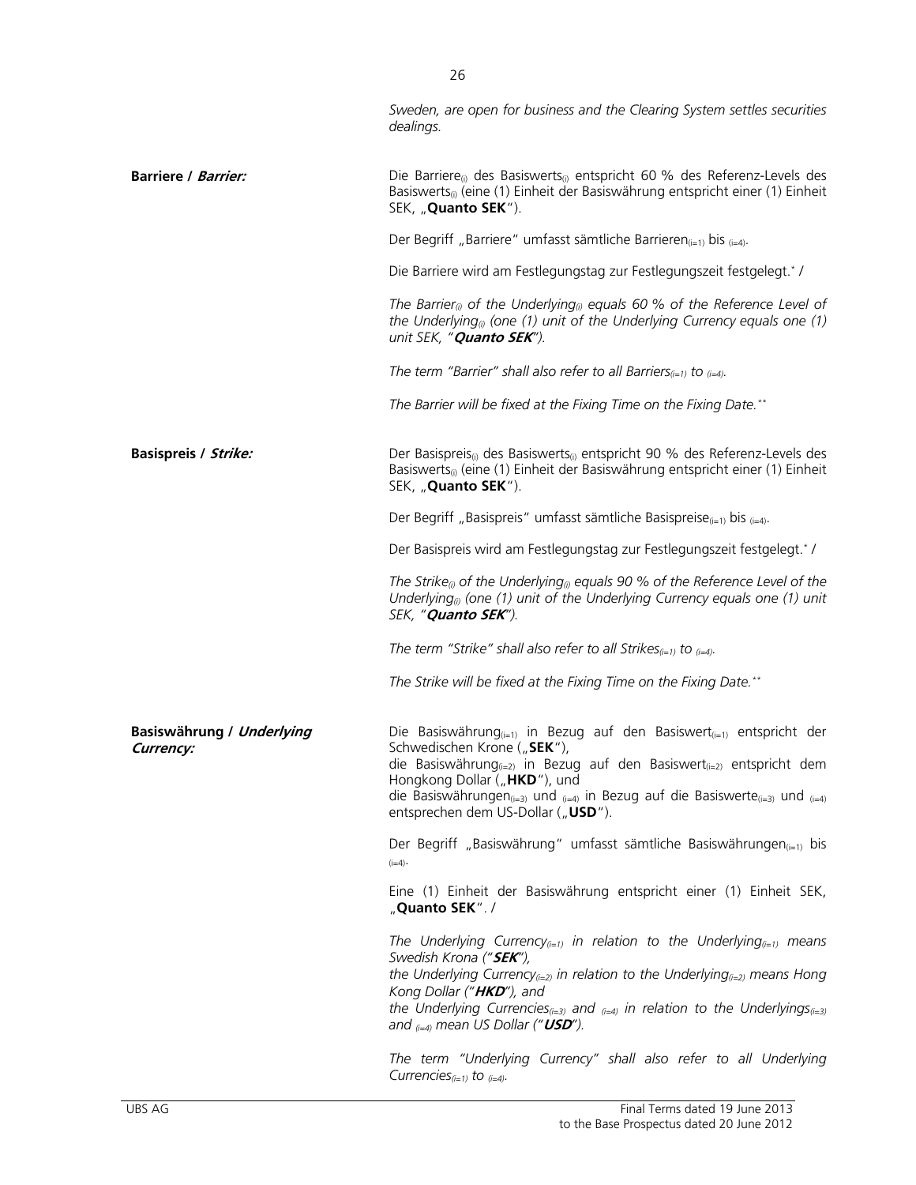*Sweden, are open for business and the Clearing System settles securities dealings.*

| | |
|---|---|
| **Barriere / *Barrier:*** | Die Barriere$_{(i)}$ des Basiswerts$_{(i)}$ entspricht 60 % des Referenz-Levels des Basiswerts$_{(i)}$ (eine (1) Einheit der Basiswährung entspricht einer (1) Einheit SEK, „**Quanto SEK**“).<br><br>Der Begriff „Barriere“ umfasst sämtliche Barrieren$_{(i=1)}$ bis $_{(i=4)}$.<br><br>Die Barriere wird am Festlegungstag zur Festlegungszeit festgelegt.* /<br><br>*The Barrier$_{(i)}$ of the Underlying$_{(i)}$ equals 60 % of the Reference Level of the Underlying$_{(i)}$ (one (1) unit of the Underlying Currency equals one (1) unit SEK, “**Quanto SEK**”).*<br><br>*The term “Barrier” shall also refer to all Barriers$_{(i=1)}$ to $_{(i=4)}$.*<br><br>*The Barrier will be fixed at the Fixing Time on the Fixing Date.*** |
| **Basispreis / *Strike:*** | Der Basispreis$_{(i)}$ des Basiswerts$_{(i)}$ entspricht 90 % des Referenz-Levels des Basiswerts$_{(i)}$ (eine (1) Einheit der Basiswährung entspricht einer (1) Einheit SEK, „**Quanto SEK**“).<br><br>Der Begriff „Basispreis“ umfasst sämtliche Basispreise$_{(i=1)}$ bis $_{(i=4)}$.<br><br>Der Basispreis wird am Festlegungstag zur Festlegungszeit festgelegt.* /<br><br>*The Strike$_{(i)}$ of the Underlying$_{(i)}$ equals 90 % of the Reference Level of the Underlying$_{(i)}$ (one (1) unit of the Underlying Currency equals one (1) unit SEK, “**Quanto SEK**”).*<br><br>*The term “Strike” shall also refer to all Strikes$_{(i=1)}$ to $_{(i=4)}$.*<br><br>*The Strike will be fixed at the Fixing Time on the Fixing Date.*** |
| **Basiswährung / *Underlying Currency:*** | Die Basiswährung$_{(i=1)}$ in Bezug auf den Basiswert$_{(i=1)}$ entspricht der Schwedischen Krone („**SEK**“),<br>die Basiswährung$_{(i=2)}$ in Bezug auf den Basiswert$_{(i=2)}$ entspricht dem Hongkong Dollar („**HKD**“), und<br>die Basiswährungen$_{(i=3)}$ und $_{(i=4)}$ in Bezug auf die Basiswerte$_{(i=3)}$ und $_{(i=4)}$ entsprechen dem US-Dollar („**USD**“).<br><br>Der Begriff „Basiswährung“ umfasst sämtliche Basiswährungen$_{(i=1)}$ bis $_{(i=4)}$.<br><br>Eine (1) Einheit der Basiswährung entspricht einer (1) Einheit SEK, „**Quanto SEK**“. /<br><br>*The Underlying Currency$_{(i=1)}$ in relation to the Underlying$_{(i=1)}$ means Swedish Krona (“**SEK**”),*<br>*the Underlying Currency$_{(i=2)}$ in relation to the Underlying$_{(i=2)}$ means Hong Kong Dollar (“**HKD**”), and*<br>*the Underlying Currencies$_{(i=3)}$ and $_{(i=4)}$ in relation to the Underlyings$_{(i=3)}$ and $_{(i=4)}$ mean US Dollar (“**USD**”).*<br><br>*The term “Underlying Currency” shall also refer to all Underlying Currencies$_{(i=1)}$ to $_{(i=4)}$.* |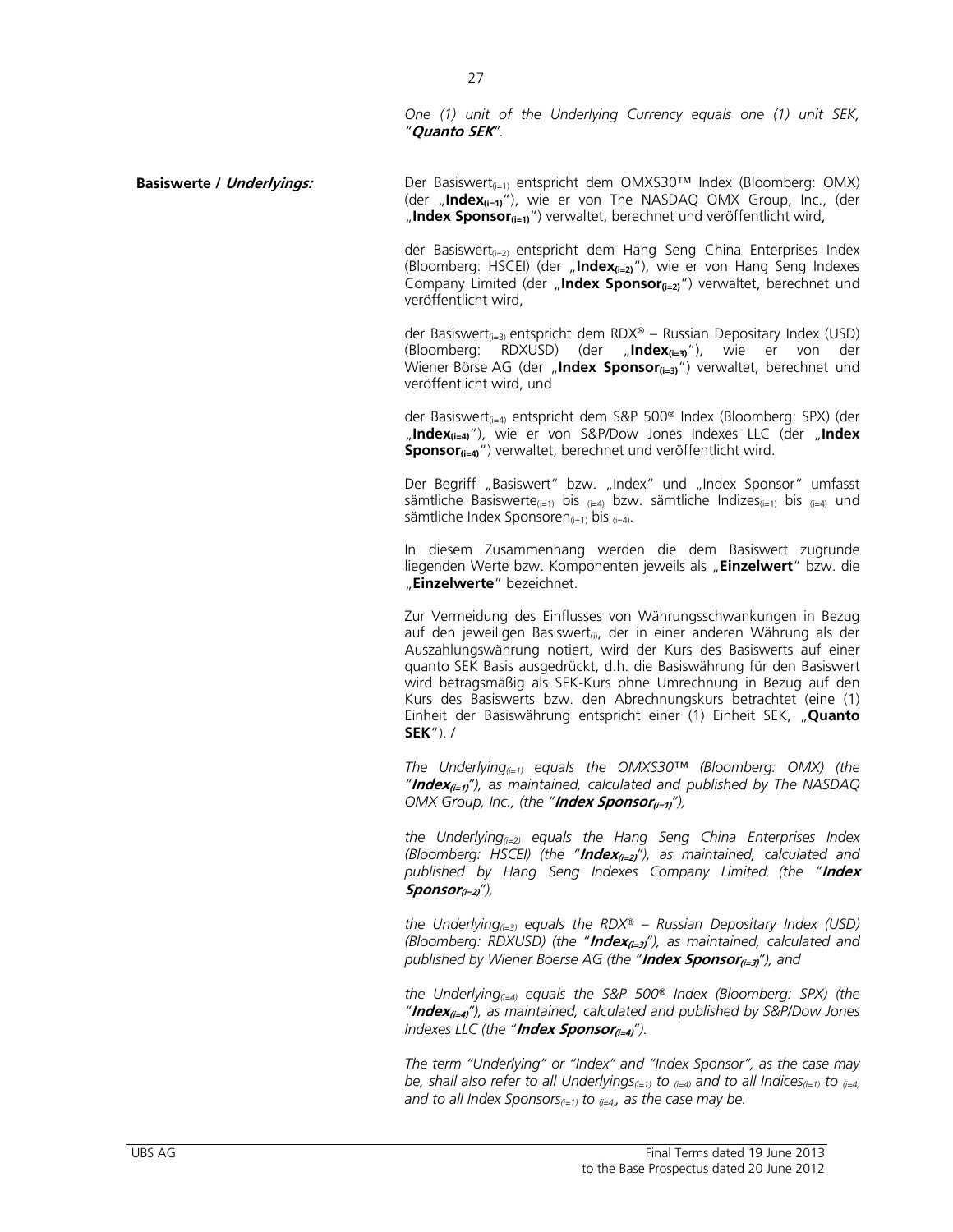*One (1) unit of the Underlying Currency equals one (1) unit SEK, "**Quanto SEK**".*

| | |
|---|---|
| **Basiswerte / *Underlyings:*** | Der Basiswert$_{(i=1)}$ entspricht dem OMXS30™ Index (Bloomberg: OMX) (der „**Index$_{(i=1)}$**"), wie er von The NASDAQ OMX Group, Inc., (der „**Index Sponsor$_{(i=1)}$**") verwaltet, berechnet und veröffentlicht wird, |
| | der Basiswert$_{(i=2)}$ entspricht dem Hang Seng China Enterprises Index (Bloomberg: HSCEI) (der „**Index$_{(i=2)}$**"), wie er von Hang Seng Indexes Company Limited (der „**Index Sponsor$_{(i=2)}$**") verwaltet, berechnet und veröffentlicht wird, |
| | der Basiswert$_{(i=3)}$ entspricht dem RDX® – Russian Depositary Index (USD) (Bloomberg: RDXUSD) (der „**Index$_{(i=3)}$**"), wie er von der Wiener Börse AG (der „**Index Sponsor$_{(i=3)}$**") verwaltet, berechnet und veröffentlicht wird, und |
| | der Basiswert$_{(i=4)}$ entspricht dem S&P 500® Index (Bloomberg: SPX) (der „**Index$_{(i=4)}$**"), wie er von S&P/Dow Jones Indexes LLC (der „**Index Sponsor$_{(i=4)}$**") verwaltet, berechnet und veröffentlicht wird. |
| | Der Begriff „Basiswert" bzw. „Index" und „Index Sponsor" umfasst sämtliche Basiswerte$_{(i=1)}$ bis $_{(i=4)}$ bzw. sämtliche Indizes$_{(i=1)}$ bis $_{(i=4)}$ und sämtliche Index Sponsoren$_{(i=1)}$ bis $_{(i=4)}$. |
| | In diesem Zusammenhang werden die dem Basiswert zugrunde liegenden Werte bzw. Komponenten jeweils als „**Einzelwert**" bzw. die „**Einzelwerte**" bezeichnet. |
| | Zur Vermeidung des Einflusses von Währungsschwankungen in Bezug auf den jeweiligen Basiswert$_{(i)}$, der in einer anderen Währung als der Auszahlungswährung notiert, wird der Kurs des Basiswerts auf einer quanto SEK Basis ausgedrückt, d.h. die Basiswährung für den Basiswert wird betragsmäßig als SEK-Kurs ohne Umrechnung in Bezug auf den Kurs des Basiswerts bzw. den Abrechnungskurs betrachtet (eine (1) Einheit der Basiswährung entspricht einer (1) Einheit SEK, „**Quanto SEK**"). / |
| | *The Underlying$_{(i=1)}$ equals the OMXS30™ (Bloomberg: OMX) (the "**Index$_{(i=1)}$**"), as maintained, calculated and published by The NASDAQ OMX Group, Inc., (the "**Index Sponsor$_{(i=1)}$**"),* |
| | *the Underlying$_{(i=2)}$ equals the Hang Seng China Enterprises Index (Bloomberg: HSCEI) (the "**Index$_{(i=2)}$**"), as maintained, calculated and published by Hang Seng Indexes Company Limited (the "**Index Sponsor$_{(i=2)}$**"),* |
| | *the Underlying$_{(i=3)}$ equals the RDX® – Russian Depositary Index (USD) (Bloomberg: RDXUSD) (the "**Index$_{(i=3)}$**"), as maintained, calculated and published by Wiener Boerse AG (the "**Index Sponsor$_{(i=3)}$**"), and* |
| | *the Underlying$_{(i=4)}$ equals the S&P 500® Index (Bloomberg: SPX) (the "**Index$_{(i=4)}$**"), as maintained, calculated and published by S&P/Dow Jones Indexes LLC (the "**Index Sponsor$_{(i=4)}$**").* |
| | *The term "Underlying" or "Index" and "Index Sponsor", as the case may be, shall also refer to all Underlyings$_{(i=1)}$ to $_{(i=4)}$ and to all Indices$_{(i=1)}$ to $_{(i=4)}$ and to all Index Sponsors$_{(i=1)}$ to $_{(i=4)}$, as the case may be.* |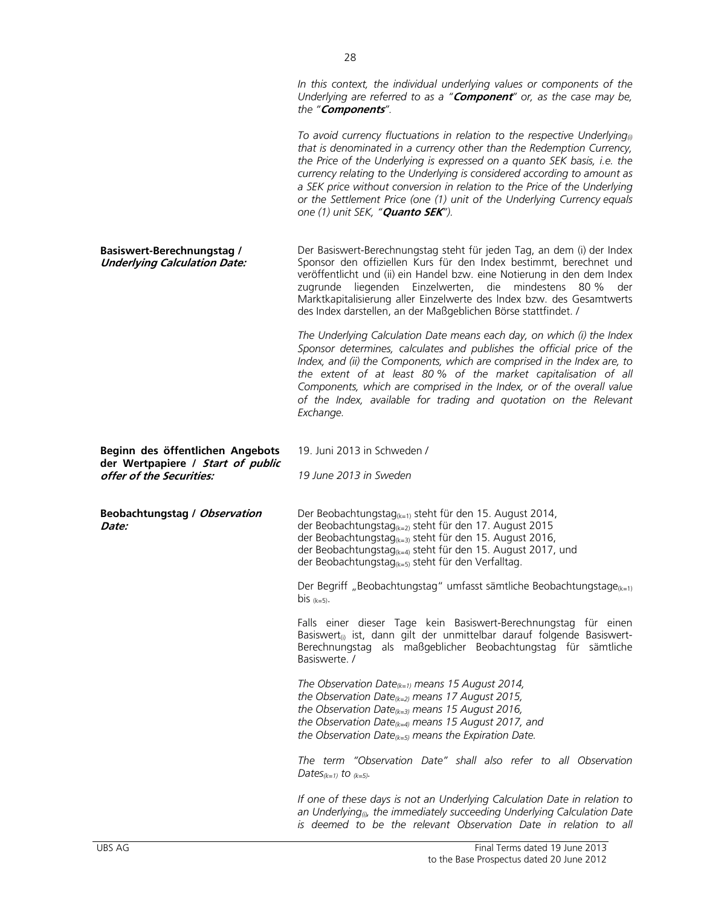*In this context, the individual underlying values or components of the Underlying are referred to as a "**Component**" or, as the case may be, the "**Components**".*

*To avoid currency fluctuations in relation to the respective Underlying$_{(i)}$ that is denominated in a currency other than the Redemption Currency, the Price of the Underlying is expressed on a quanto SEK basis, i.e. the currency relating to the Underlying is considered according to amount as a SEK price without conversion in relation to the Price of the Underlying or the Settlement Price (one (1) unit of the Underlying Currency equals one (1) unit SEK, "**Quanto SEK**").*

| | |
|---|---|
| **Basiswert-Berechnungstag / *Underlying Calculation Date:*** | Der Basiswert-Berechnungstag steht für jeden Tag, an dem (i) der Index Sponsor den offiziellen Kurs für den Index bestimmt, berechnet und veröffentlicht und (ii) ein Handel bzw. eine Notierung in den dem Index zugrunde liegenden Einzelwerten, die mindestens 80 % der Marktkapitalisierung aller Einzelwerte des Index bzw. des Gesamtwerts des Index darstellen, an der Maßgeblichen Börse stattfindet. /<br><br>*The Underlying Calculation Date means each day, on which (i) the Index Sponsor determines, calculates and publishes the official price of the Index, and (ii) the Components, which are comprised in the Index are, to the extent of at least 80 % of the market capitalisation of all Components, which are comprised in the Index, or of the overall value of the Index, available for trading and quotation on the Relevant Exchange.* |
| **Beginn des öffentlichen Angebots der Wertpapiere / *Start of public offer of the Securities:*** | 19. Juni 2013 in Schweden /<br><br>*19 June 2013 in Sweden* |
| **Beobachtungstag / *Observation Date:*** | Der Beobachtungstag$_{(k=1)}$ steht für den 15. August 2014,<br>der Beobachtungstag$_{(k=2)}$ steht für den 17. August 2015<br>der Beobachtungstag$_{(k=3)}$ steht für den 15. August 2016,<br>der Beobachtungstag$_{(k=4)}$ steht für den 15. August 2017, und<br>der Beobachtungstag$_{(k=5)}$ steht für den Verfalltag.<br><br>Der Begriff „Beobachtungstag" umfasst sämtliche Beobachtungstage$_{(k=1)}$ bis $_{(k=5)}$.<br><br>Falls einer dieser Tage kein Basiswert-Berechnungstag für einen Basiswert$_{(i)}$ ist, dann gilt der unmittelbar darauf folgende Basiswert-Berechnungstag als maßgeblicher Beobachtungstag für sämtliche Basiswerte. /<br><br>*The Observation Date$_{(k=1)}$ means 15 August 2014,<br>the Observation Date$_{(k=2)}$ means 17 August 2015,<br>the Observation Date$_{(k=3)}$ means 15 August 2016,<br>the Observation Date$_{(k=4)}$ means 15 August 2017, and<br>the Observation Date$_{(k=5)}$ means the Expiration Date.*<br><br>*The term "Observation Date" shall also refer to all Observation Dates$_{(k=1)}$ to $_{(k=5)}$.*<br><br>*If one of these days is not an Underlying Calculation Date in relation to an Underlying$_{(i)}$, the immediately succeeding Underlying Calculation Date is deemed to be the relevant Observation Date in relation to all* |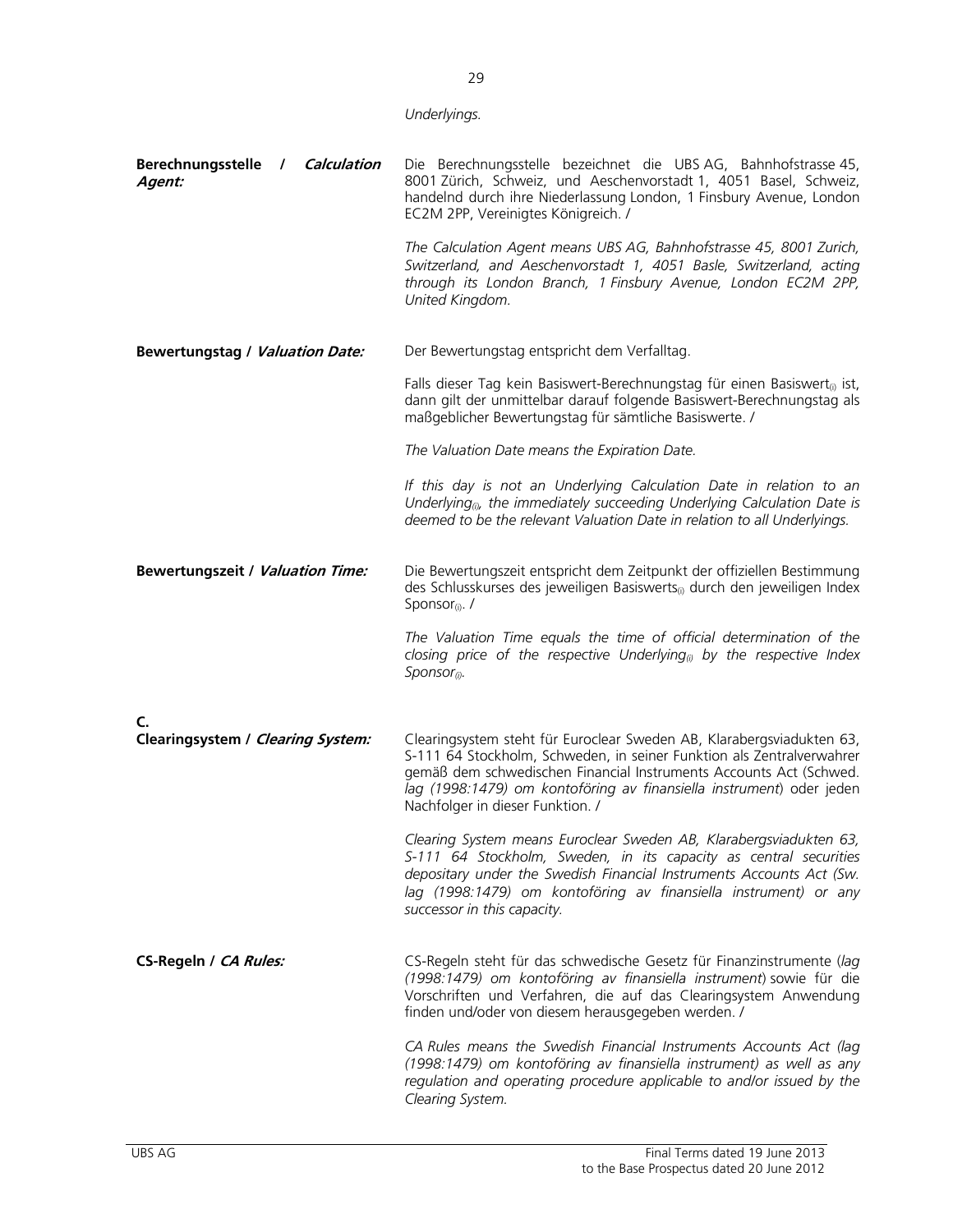*Underlyings.*

| | |
|---|---|
| **Berechnungsstelle / *Calculation Agent:*** | Die Berechnungsstelle bezeichnet die UBS AG, Bahnhofstrasse 45, 8001 Zürich, Schweiz, und Aeschenvorstadt 1, 4051 Basel, Schweiz, handelnd durch ihre Niederlassung London, 1 Finsbury Avenue, London EC2M 2PP, Vereinigtes Königreich. /<br><br>*The Calculation Agent means UBS AG, Bahnhofstrasse 45, 8001 Zurich, Switzerland, and Aeschenvorstadt 1, 4051 Basle, Switzerland, acting through its London Branch, 1 Finsbury Avenue, London EC2M 2PP, United Kingdom.* |
| **Bewertungstag / *Valuation Date:*** | Der Bewertungstag entspricht dem Verfalltag.<br><br>Falls dieser Tag kein Basiswert-Berechnungstag für einen $\text{Basiswert}_{(i)}$ ist, dann gilt der unmittelbar darauf folgende Basiswert-Berechnungstag als maßgeblicher Bewertungstag für sämtliche Basiswerte. /<br><br>*The Valuation Date means the Expiration Date.*<br><br>*If this day is not an Underlying Calculation Date in relation to an* $\textit{Underlying}_{(i)}$*, the immediately succeeding Underlying Calculation Date is deemed to be the relevant Valuation Date in relation to all Underlyings.* |
| **Bewertungszeit / *Valuation Time:*** | Die Bewertungszeit entspricht dem Zeitpunkt der offiziellen Bestimmung des Schlusskurses des jeweiligen $\text{Basiswerts}_{(i)}$ durch den jeweiligen Index $\text{Sponsor}_{(i)}$. /<br><br>*The Valuation Time equals the time of official determination of the closing price of the respective* $\textit{Underlying}_{(i)}$ *by the respective Index* $\textit{Sponsor}_{(i)}$. |

**C.**

| | |
|---|---|
| **Clearingsystem / *Clearing System:*** | Clearingsystem steht für Euroclear Sweden AB, Klarabergsviadukten 63, S-111 64 Stockholm, Schweden, in seiner Funktion als Zentralverwahrer gemäß dem schwedischen Financial Instruments Accounts Act (Schwed. *lag (1998:1479) om kontoföring av finansiella instrument*) oder jeden Nachfolger in dieser Funktion. /<br><br>*Clearing System means Euroclear Sweden AB, Klarabergsviadukten 63, S-111 64 Stockholm, Sweden, in its capacity as central securities depositary under the Swedish Financial Instruments Accounts Act (Sw. lag (1998:1479) om kontoföring av finansiella instrument) or any successor in this capacity.* |
| **CS-Regeln / *CA Rules:*** | CS-Regeln steht für das schwedische Gesetz für Finanzinstrumente (*lag (1998:1479) om kontoföring av finansiella instrument*) sowie für die Vorschriften und Verfahren, die auf das Clearingsystem Anwendung finden und/oder von diesem herausgegeben werden. /<br><br>*CA Rules means the Swedish Financial Instruments Accounts Act (lag (1998:1479) om kontoföring av finansiella instrument) as well as any regulation and operating procedure applicable to and/or issued by the Clearing System.* |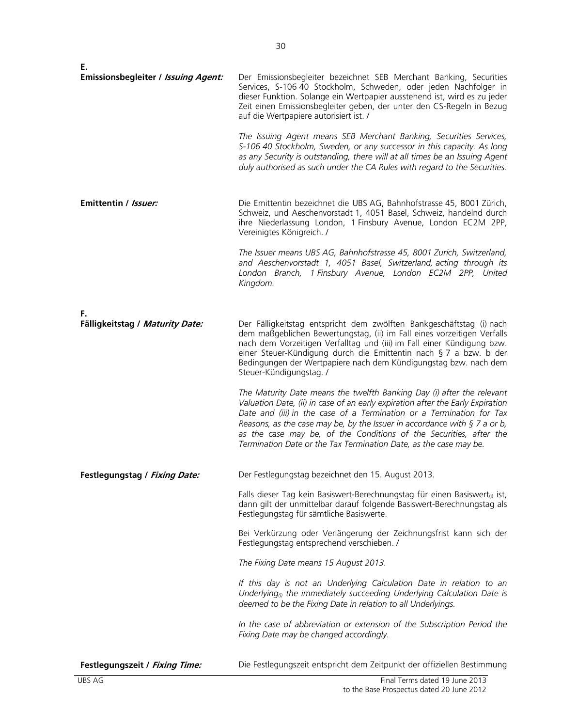**E.**

**Emissionsbegleiter / *Issuing Agent:***

Der Emissionsbegleiter bezeichnet SEB Merchant Banking, Securities Services, S-106 40 Stockholm, Schweden, oder jeden Nachfolger in dieser Funktion. Solange ein Wertpapier ausstehend ist, wird es zu jeder Zeit einen Emissionsbegleiter geben, der unter den CS-Regeln in Bezug auf die Wertpapiere autorisiert ist. /

*The Issuing Agent means SEB Merchant Banking, Securities Services, S-106 40 Stockholm, Sweden, or any successor in this capacity. As long as any Security is outstanding, there will at all times be an Issuing Agent duly authorised as such under the CA Rules with regard to the Securities.*

**Emittentin / *Issuer:***

Die Emittentin bezeichnet die UBS AG, Bahnhofstrasse 45, 8001 Zürich, Schweiz, und Aeschenvorstadt 1, 4051 Basel, Schweiz, handelnd durch ihre Niederlassung London, 1 Finsbury Avenue, London EC2M 2PP, Vereinigtes Königreich. /

*The Issuer means UBS AG, Bahnhofstrasse 45, 8001 Zurich, Switzerland, and Aeschenvorstadt 1, 4051 Basel, Switzerland, acting through its London Branch, 1 Finsbury Avenue, London EC2M 2PP, United Kingdom.*

**F.**

**Fälligkeitstag / *Maturity Date:***

Der Fälligkeitstag entspricht dem zwölften Bankgeschäftstag (i) nach dem maßgeblichen Bewertungstag, (ii) im Fall eines vorzeitigen Verfalls nach dem Vorzeitigen Verfalltag und (iii) im Fall einer Kündigung bzw. einer Steuer-Kündigung durch die Emittentin nach § 7 a bzw. b der Bedingungen der Wertpapiere nach dem Kündigungstag bzw. nach dem Steuer-Kündigungstag. /

*The Maturity Date means the twelfth Banking Day (i) after the relevant Valuation Date, (ii) in case of an early expiration after the Early Expiration Date and (iii) in the case of a Termination or a Termination for Tax Reasons, as the case may be, by the Issuer in accordance with § 7 a or b, as the case may be, of the Conditions of the Securities, after the Termination Date or the Tax Termination Date, as the case may be.*

**Festlegungstag / *Fixing Date:***

Der Festlegungstag bezeichnet den 15. August 2013.

Falls dieser Tag kein Basiswert-Berechnungstag für einen Basiswert$_{(i)}$ ist, dann gilt der unmittelbar darauf folgende Basiswert-Berechnungstag als Festlegungstag für sämtliche Basiswerte.

Bei Verkürzung oder Verlängerung der Zeichnungsfrist kann sich der Festlegungstag entsprechend verschieben. /

*The Fixing Date means 15 August 2013.*

*If this day is not an Underlying Calculation Date in relation to an Underlying$_{(i)}$ the immediately succeeding Underlying Calculation Date is deemed to be the Fixing Date in relation to all Underlyings.*

*In the case of abbreviation or extension of the Subscription Period the Fixing Date may be changed accordingly.*

**Festlegungszeit / *Fixing Time:***

Die Festlegungszeit entspricht dem Zeitpunkt der offiziellen Bestimmung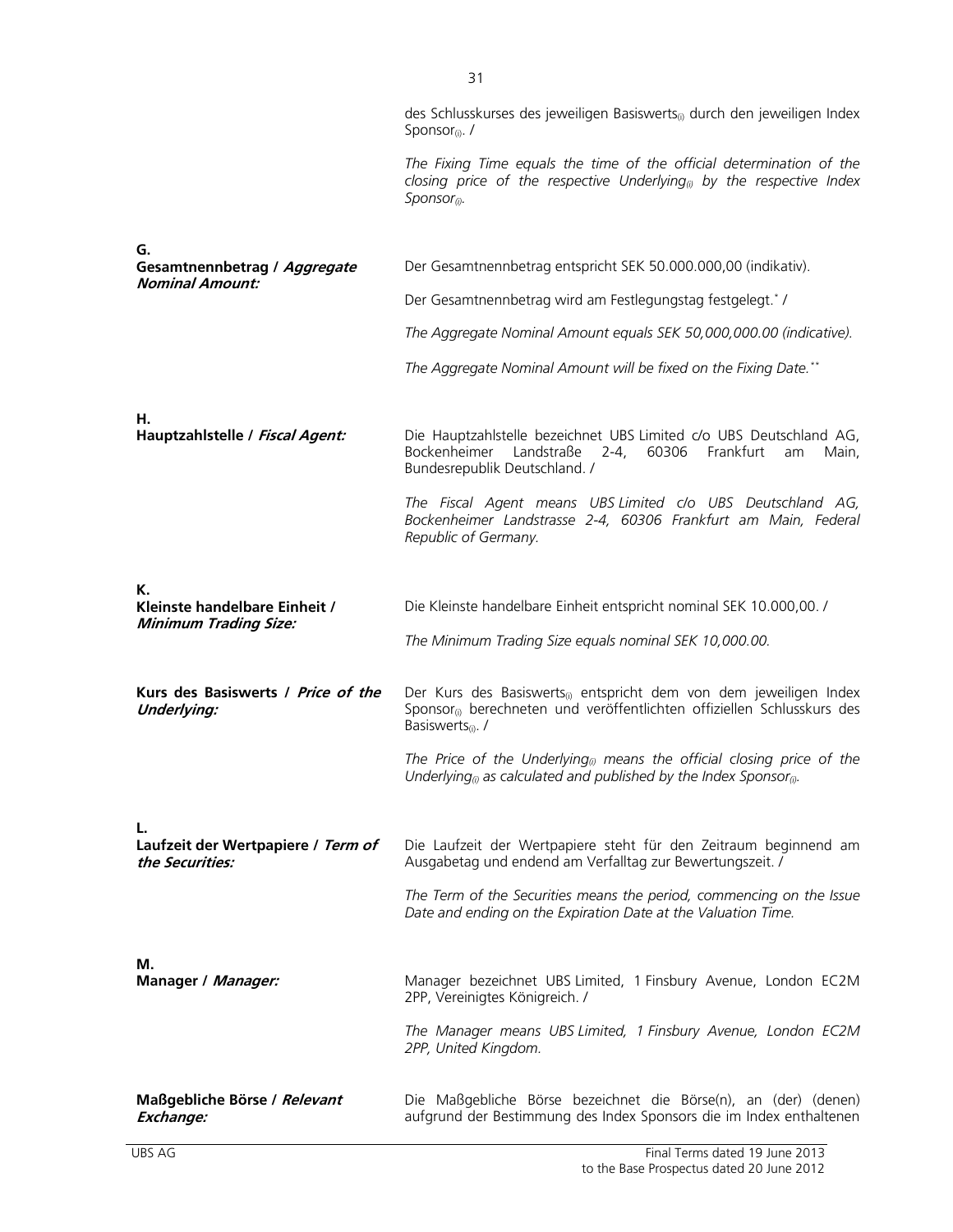des Schlusskurses des jeweiligen Basiswerts$_{(i)}$ durch den jeweiligen Index Sponsor$_{(i)}$. /

*The Fixing Time equals the time of the official determination of the closing price of the respective Underlying$_{(i)}$ by the respective Index Sponsor$_{(i)}$.*

**G.**

| | |
|---|---|
| **Gesamtnennbetrag / *Aggregate Nominal Amount:*** | Der Gesamtnennbetrag entspricht SEK 50.000.000,00 (indikativ).<br><br>Der Gesamtnennbetrag wird am Festlegungstag festgelegt.* /<br><br>*The Aggregate Nominal Amount equals SEK 50,000,000.00 (indicative).*<br><br>*The Aggregate Nominal Amount will be fixed on the Fixing Date.*** |

**H.**

| | |
|---|---|
| **Hauptzahlstelle / *Fiscal Agent:*** | Die Hauptzahlstelle bezeichnet UBS Limited c/o UBS Deutschland AG, Bockenheimer Landstraße 2-4, 60306 Frankfurt am Main, Bundesrepublik Deutschland. /<br><br>*The Fiscal Agent means UBS Limited c/o UBS Deutschland AG, Bockenheimer Landstrasse 2-4, 60306 Frankfurt am Main, Federal Republic of Germany.* |

**K.**

| | |
|---|---|
| **Kleinste handelbare Einheit / *Minimum Trading Size:*** | Die Kleinste handelbare Einheit entspricht nominal SEK 10.000,00. /<br><br>*The Minimum Trading Size equals nominal SEK 10,000.00.* |
| **Kurs des Basiswerts / *Price of the Underlying:*** | Der Kurs des Basiswerts$_{(i)}$ entspricht dem von dem jeweiligen Index Sponsor$_{(i)}$ berechneten und veröffentlichten offiziellen Schlusskurs des Basiswerts$_{(i)}$. /<br><br>*The Price of the Underlying$_{(i)}$ means the official closing price of the Underlying$_{(i)}$ as calculated and published by the Index Sponsor$_{(i)}$.* |

**L.**

| | |
|---|---|
| **Laufzeit der Wertpapiere / *Term of the Securities:*** | Die Laufzeit der Wertpapiere steht für den Zeitraum beginnend am Ausgabetag und endend am Verfalltag zur Bewertungszeit. /<br><br>*The Term of the Securities means the period, commencing on the Issue Date and ending on the Expiration Date at the Valuation Time.* |

**M.**

| | |
|---|---|
| **Manager / *Manager:*** | Manager bezeichnet UBS Limited, 1 Finsbury Avenue, London EC2M 2PP, Vereinigtes Königreich. /<br><br>*The Manager means UBS Limited, 1 Finsbury Avenue, London EC2M 2PP, United Kingdom.* |
| **Maßgebliche Börse / *Relevant Exchange:*** | Die Maßgebliche Börse bezeichnet die Börse(n), an (der) (denen) aufgrund der Bestimmung des Index Sponsors die im Index enthaltenen |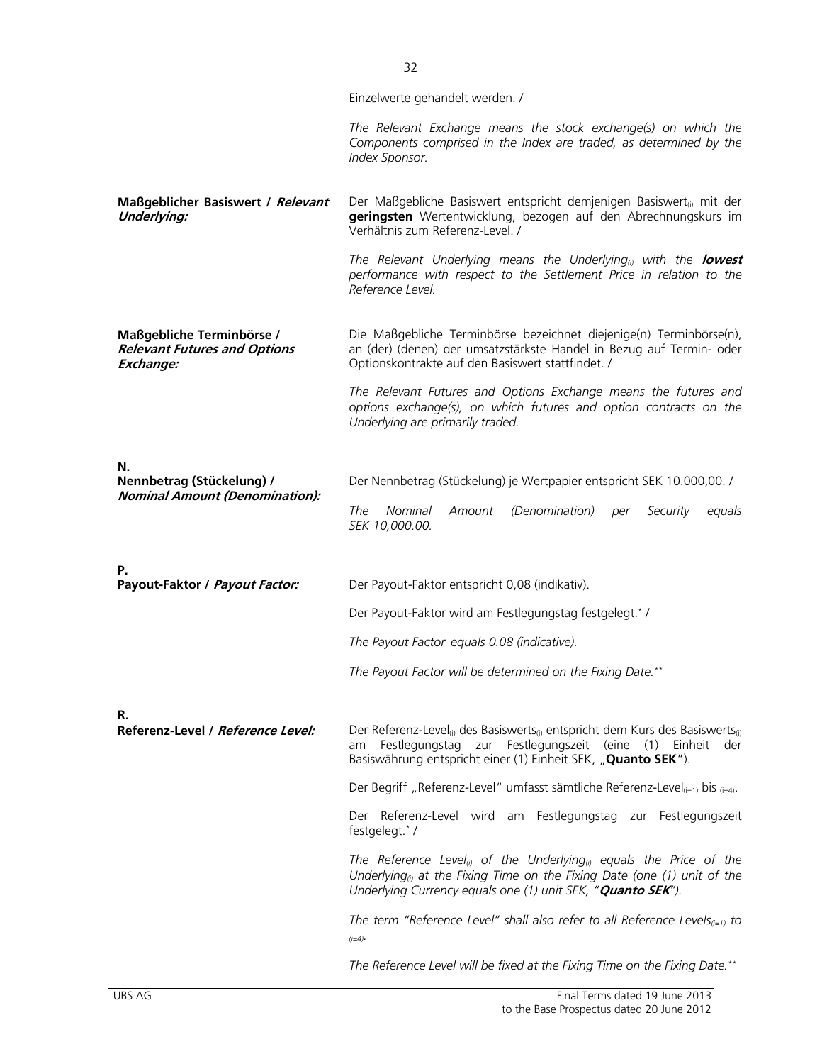Einzelwerte gehandelt werden. /

*The Relevant Exchange means the stock exchange(s) on which the Components comprised in the Index are traded, as determined by the Index Sponsor.*

**Maßgeblicher Basiswert / *Relevant Underlying:***

Der Maßgebliche Basiswert entspricht demjenigen Basiswert$_{(i)}$ mit der **geringsten** Wertentwicklung, bezogen auf den Abrechnungskurs im Verhältnis zum Referenz-Level. /

*The Relevant Underlying means the Underlying$_{(i)}$ with the **lowest** performance with respect to the Settlement Price in relation to the Reference Level.*

**Maßgebliche Terminbörse / *Relevant Futures and Options Exchange:***

Die Maßgebliche Terminbörse bezeichnet diejenige(n) Terminbörse(n), an (der) (denen) der umsatzstärkste Handel in Bezug auf Termin- oder Optionskontrakte auf den Basiswert stattfindet. /

*The Relevant Futures and Options Exchange means the futures and options exchange(s), on which futures and option contracts on the Underlying are primarily traded.*

**N.**

**Nennbetrag (Stückelung) / *Nominal Amount (Denomination):***

Der Nennbetrag (Stückelung) je Wertpapier entspricht SEK 10.000,00. /

*The Nominal Amount (Denomination) per Security equals SEK 10,000.00.*

**P.**

**Payout-Faktor / *Payout Factor:***

Der Payout-Faktor entspricht 0,08 (indikativ).

Der Payout-Faktor wird am Festlegungstag festgelegt.* /

*The Payout Factor equals 0.08 (indicative).*

*The Payout Factor will be determined on the Fixing Date.***

**R.**

**Referenz-Level / *Reference Level:***

Der Referenz-Level$_{(i)}$ des Basiswerts$_{(i)}$ entspricht dem Kurs des Basiswerts$_{(i)}$ am Festlegungstag zur Festlegungszeit (eine (1) Einheit der Basiswährung entspricht einer (1) Einheit SEK, „**Quanto SEK**").

Der Begriff „Referenz-Level" umfasst sämtliche Referenz-Level$_{(i=1)}$ bis $_{(i=4)}$.

Der Referenz-Level wird am Festlegungstag zur Festlegungszeit festgelegt.* /

*The Reference Level$_{(i)}$ of the Underlying$_{(i)}$ equals the Price of the Underlying$_{(i)}$ at the Fixing Time on the Fixing Date (one (1) unit of the Underlying Currency equals one (1) unit SEK, "**Quanto SEK**").*

*The term "Reference Level" shall also refer to all Reference Levels$_{(i=1)}$ to $_{(i=4)}$.*

*The Reference Level will be fixed at the Fixing Time on the Fixing Date.***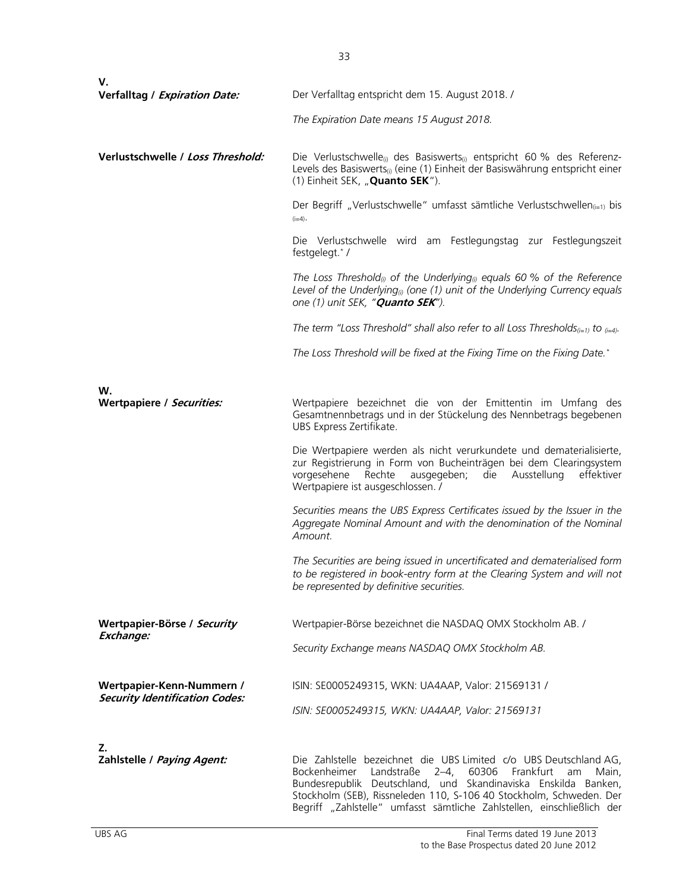**V.**

| | |
|---|---|
| **Verfalltag / *Expiration Date:*** | Der Verfalltag entspricht dem 15. August 2018. /<br><br>*The Expiration Date means 15 August 2018.* |
| **Verlustschwelle / *Loss Threshold:*** | Die Verlustschwelle$_{(i)}$ des Basiswerts$_{(i)}$ entspricht 60 % des Referenz-Levels des Basiswerts$_{(i)}$ (eine (1) Einheit der Basiswährung entspricht einer (1) Einheit SEK, „**Quanto SEK**").<br><br>Der Begriff „Verlustschwelle" umfasst sämtliche Verlustschwellen$_{(i=1)}$ bis $_{(i=4)}$.<br><br>Die Verlustschwelle wird am Festlegungstag zur Festlegungszeit festgelegt.* /<br><br>*The Loss Threshold$_{(i)}$ of the Underlying$_{(i)}$ equals 60 % of the Reference Level of the Underlying$_{(i)}$ (one (1) unit of the Underlying Currency equals one (1) unit SEK, "**Quanto SEK**").*<br><br>*The term "Loss Threshold" shall also refer to all Loss Thresholds$_{(i=1)}$ to $_{(i=4)}$.*<br><br>*The Loss Threshold will be fixed at the Fixing Time on the Fixing Date.** |

**W.**

| | |
|---|---|
| **Wertpapiere / *Securities:*** | Wertpapiere bezeichnet die von der Emittentin im Umfang des Gesamtnennbetrags und in der Stückelung des Nennbetrags begebenen UBS Express Zertifikate.<br><br>Die Wertpapiere werden als nicht verurkundete und dematerialisierte, zur Registrierung in Form von Bucheinträgen bei dem Clearingsystem vorgesehene Rechte ausgegeben; die Ausstellung effektiver Wertpapiere ist ausgeschlossen. /<br><br>*Securities means the UBS Express Certificates issued by the Issuer in the Aggregate Nominal Amount and with the denomination of the Nominal Amount.*<br><br>*The Securities are being issued in uncertificated and dematerialised form to be registered in book-entry form at the Clearing System and will not be represented by definitive securities.* |
| **Wertpapier-Börse / *Security Exchange:*** | Wertpapier-Börse bezeichnet die NASDAQ OMX Stockholm AB. /<br><br>*Security Exchange means NASDAQ OMX Stockholm AB.* |
| **Wertpapier-Kenn-Nummern / *Security Identification Codes:*** | ISIN: SE0005249315, WKN: UA4AAP, Valor: 21569131 /<br><br>*ISIN: SE0005249315, WKN: UA4AAP, Valor: 21569131* |

**Z.**

| | |
|---|---|
| **Zahlstelle / *Paying Agent:*** | Die Zahlstelle bezeichnet die UBS Limited c/o UBS Deutschland AG, Bockenheimer Landstraße 2–4, 60306 Frankfurt am Main, Bundesrepublik Deutschland, und Skandinaviska Enskilda Banken, Stockholm (SEB), Rissneleden 110, S-106 40 Stockholm, Schweden. Der Begriff „Zahlstelle" umfasst sämtliche Zahlstellen, einschließlich der |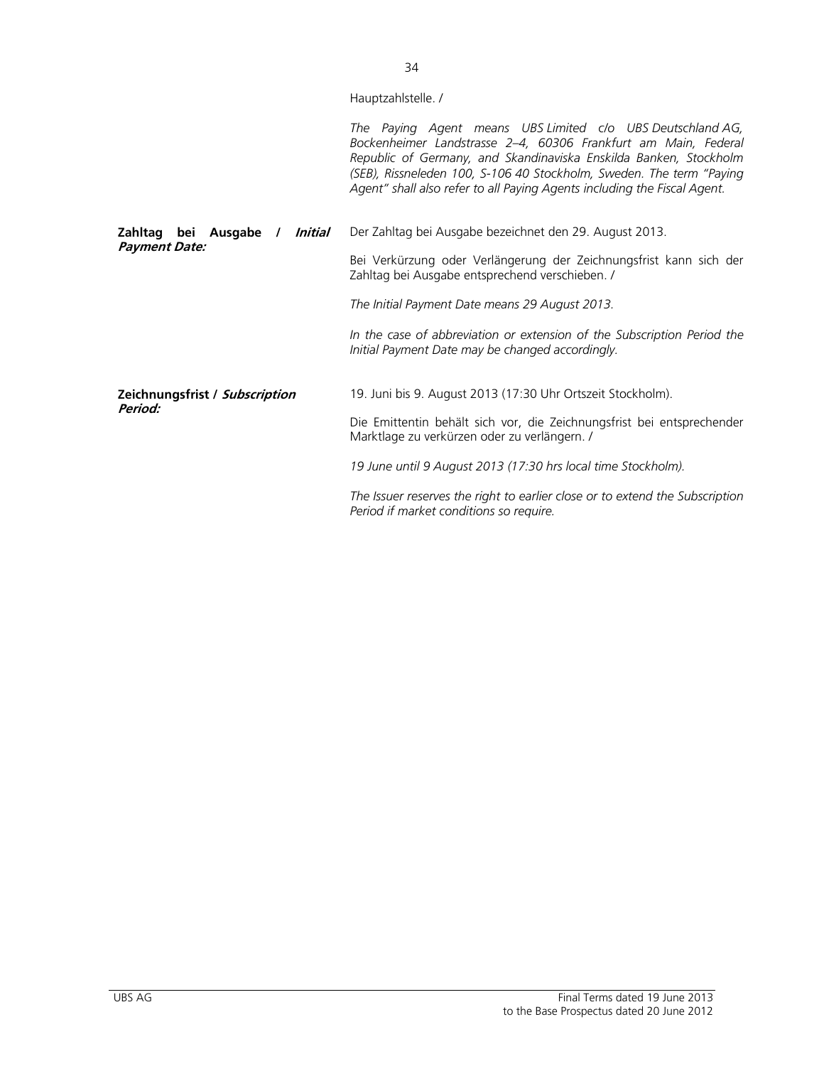| | |
|---|---|
| | Hauptzahlstelle. /<br><br>*The Paying Agent means UBS Limited c/o UBS Deutschland AG, Bockenheimer Landstrasse 2–4, 60306 Frankfurt am Main, Federal Republic of Germany, and Skandinaviska Enskilda Banken, Stockholm (SEB), Rissneleden 100, S-106 40 Stockholm, Sweden. The term "Paying Agent" shall also refer to all Paying Agents including the Fiscal Agent.* |
| **Zahltag bei Ausgabe / *Initial Payment Date:*** | Der Zahltag bei Ausgabe bezeichnet den 29. August 2013.<br><br>Bei Verkürzung oder Verlängerung der Zeichnungsfrist kann sich der Zahltag bei Ausgabe entsprechend verschieben. /<br><br>*The Initial Payment Date means 29 August 2013.*<br><br>*In the case of abbreviation or extension of the Subscription Period the Initial Payment Date may be changed accordingly.* |
| **Zeichnungsfrist / *Subscription Period:*** | 19. Juni bis 9. August 2013 (17:30 Uhr Ortszeit Stockholm).<br><br>Die Emittentin behält sich vor, die Zeichnungsfrist bei entsprechender Marktlage zu verkürzen oder zu verlängern. /<br><br>*19 June until 9 August 2013 (17:30 hrs local time Stockholm).*<br><br>*The Issuer reserves the right to earlier close or to extend the Subscription Period if market conditions so require.* |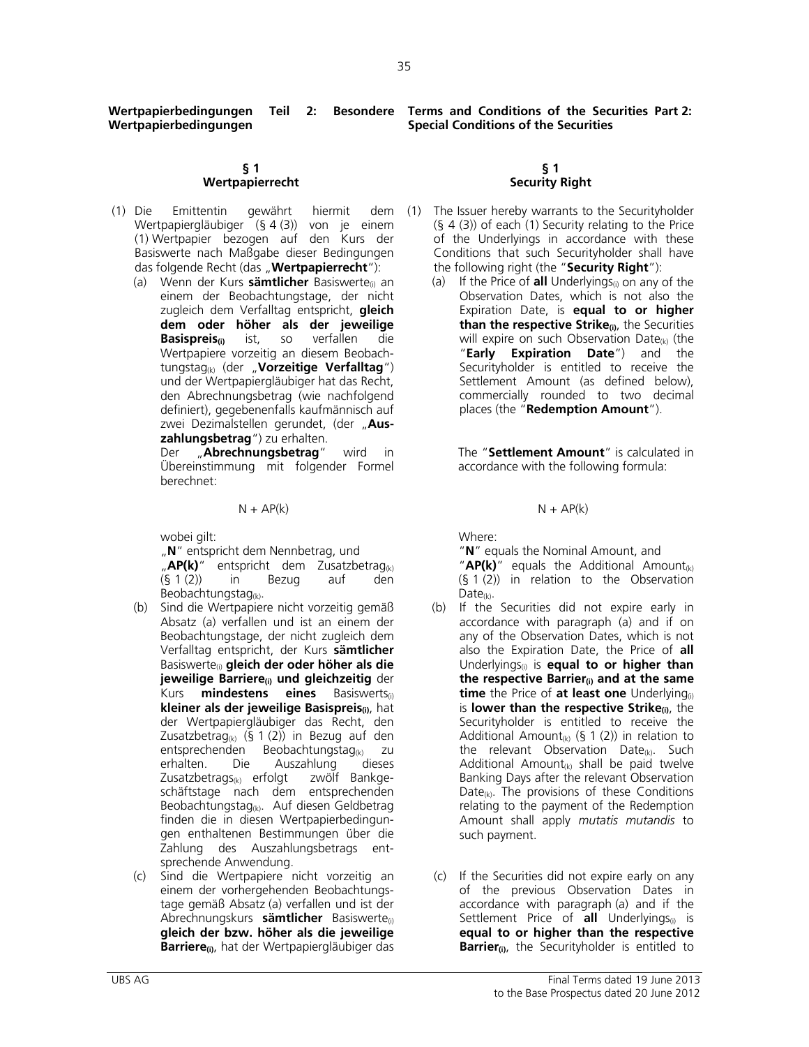**Wertpapierbedingungen Teil 2: Besondere Wertpapierbedingungen**

## § 1
## Wertpapierrecht

(1) Die Emittentin gewährt hiermit dem Wertpapiergläubiger (§ 4 (3)) von je einem (1) Wertpapier bezogen auf den Kurs der Basiswerte nach Maßgabe dieser Bedingungen das folgende Recht (das „**Wertpapierrecht**"):

(a) Wenn der Kurs **sämtlicher** Basiswerte$_{(i)}$ an einem der Beobachtungstage, der nicht zugleich dem Verfalltag entspricht, **gleich dem oder höher als der jeweilige Basispreis$_{(i)}$** ist, so verfallen die Wertpapiere vorzeitig an diesem Beobachtungstag$_{(k)}$ (der „**Vorzeitige Verfalltag**") und der Wertpapiergläubiger hat das Recht, den Abrechnungsbetrag (wie nachfolgend definiert), gegebenenfalls kaufmännisch auf zwei Dezimalstellen gerundet, (der „**Auszahlungsbetrag**") zu erhalten.
Der „**Abrechnungsbetrag**" wird in Übereinstimmung mit folgender Formel berechnet:

$$N + AP(k)$$

wobei gilt:
„**N**" entspricht dem Nennbetrag, und
„**AP(k)**" entspricht dem Zusatzbetrag$_{(k)}$ (§ 1 (2)) in Bezug auf den Beobachtungstag$_{(k)}$.

(b) Sind die Wertpapiere nicht vorzeitig gemäß Absatz (a) verfallen und ist an einem der Beobachtungstage, der nicht zugleich dem Verfalltag entspricht, der Kurs **sämtlicher** Basiswerte$_{(i)}$ **gleich der oder höher als die jeweilige Barriere$_{(i)}$ und gleichzeitig** der Kurs **mindestens eines** Basiswerts$_{(i)}$ **kleiner als der jeweilige Basispreis$_{(i)}$**, hat der Wertpapiergläubiger das Recht, den Zusatzbetrag$_{(k)}$ (§ 1 (2)) in Bezug auf den entsprechenden Beobachtungstag$_{(k)}$ zu erhalten. Die Auszahlung dieses Zusatzbetrags$_{(k)}$ erfolgt zwölf Bankgeschäftstage nach dem entsprechenden Beobachtungstag$_{(k)}$. Auf diesen Geldbetrag finden die in diesen Wertpapierbedingungen enthaltenen Bestimmungen über die Zahlung des Auszahlungsbetrags entsprechende Anwendung.

(c) Sind die Wertpapiere nicht vorzeitig an einem der vorhergehenden Beobachtungstage gemäß Absatz (a) verfallen und ist der Abrechnungskurs **sämtlicher** Basiswerte$_{(i)}$ **gleich der bzw. höher als die jeweilige Barriere$_{(i)}$**, hat der Wertpapiergläubiger das

**Terms and Conditions of the Securities Part 2: Special Conditions of the Securities**

## § 1
## Security Right

(1) The Issuer hereby warrants to the Securityholder (§ 4 (3)) of each (1) Security relating to the Price of the Underlyings in accordance with these Conditions that such Securityholder shall have the following right (the "**Security Right**"):

(a) If the Price of **all** Underlyings$_{(i)}$ on any of the Observation Dates, which is not also the Expiration Date, is **equal to or higher than the respective Strike$_{(i)}$**, the Securities will expire on such Observation Date$_{(k)}$ (the "**Early Expiration Date**") and the Securityholder is entitled to receive the Settlement Amount (as defined below), commercially rounded to two decimal places (the "**Redemption Amount**").

The "**Settlement Amount**" is calculated in accordance with the following formula:

$$N + AP(k)$$

Where:
"**N**" equals the Nominal Amount, and
"**AP(k)**" equals the Additional Amount$_{(k)}$ (§ 1 (2)) in relation to the Observation Date$_{(k)}$.

(b) If the Securities did not expire early in accordance with paragraph (a) and if on any of the Observation Dates, which is not also the Expiration Date, the Price of **all** Underlyings$_{(i)}$ is **equal to or higher than the respective Barrier$_{(i)}$ and at the same time** the Price of **at least one** Underlying$_{(i)}$ is **lower than the respective Strike$_{(i)}$**, the Securityholder is entitled to receive the Additional Amount$_{(k)}$ (§ 1 (2)) in relation to the relevant Observation Date$_{(k)}$. Such Additional Amount$_{(k)}$ shall be paid twelve Banking Days after the relevant Observation Date$_{(k)}$. The provisions of these Conditions relating to the payment of the Redemption Amount shall apply *mutatis mutandis* to such payment.

(c) If the Securities did not expire early on any of the previous Observation Dates in accordance with paragraph (a) and if the Settlement Price of **all** Underlyings$_{(i)}$ is **equal to or higher than the respective Barrier$_{(i)}$**, the Securityholder is entitled to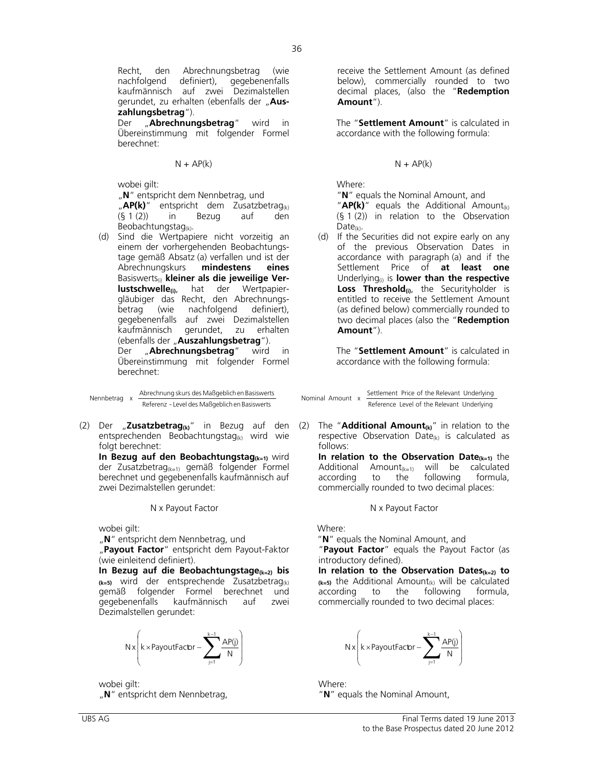Recht, den Abrechnungsbetrag (wie nachfolgend definiert), gegebenenfalls kaufmännisch auf zwei Dezimalstellen gerundet, zu erhalten (ebenfalls der „**Auszahlungsbetrag**").

Der „**Abrechnungsbetrag**" wird in Übereinstimmung mit folgender Formel berechnet:

$$N + AP(k)$$

wobei gilt:

„**N**" entspricht dem Nennbetrag, und

„**AP(k)**" entspricht dem $Zusatzbetrag_{(k)}$ (§ 1 (2)) in Bezug auf den $Beobachtungstag_{(k)}$.

(d) Sind die Wertpapiere nicht vorzeitig an einem der vorhergehenden Beobachtungstage gemäß Absatz (a) verfallen und ist der Abrechnungskurs **mindestens eines** $Basiswerts_{(i)}$ **kleiner als die jeweilige** $\textbf{Verlustschwelle}_{(i)}$, hat der Wertpapiergläubiger das Recht, den Abrechnungsbetrag (wie nachfolgend definiert), gegebenenfalls auf zwei Dezimalstellen kaufmännisch gerundet, zu erhalten (ebenfalls der „**Auszahlungsbetrag**").

Der „**Abrechnungsbetrag**" wird in Übereinstimmung mit folgender Formel berechnet:

$$\text{Nennbetrag} \times \frac{\text{Abrechnungskurs des Maßgeblichen Basiswerts}}{\text{Referenz-Level des Maßgeblichen Basiswerts}}$$

(2) Der „$\textbf{Zusatzbetrag}_{(k)}$" in Bezug auf den entsprechenden $Beobachtungstag_{(k)}$ wird wie folgt berechnet:

**In Bezug auf den** $\textbf{Beobachtungstag}_{(k=1)}$ wird der $Zusatzbetrag_{(k=1)}$ gemäß folgender Formel berechnet und gegebenenfalls kaufmännisch auf zwei Dezimalstellen gerundet:

$$N \times \text{Payout Factor}$$

wobei gilt:

„**N**" entspricht dem Nennbetrag, und

„**Payout Factor**" entspricht dem Payout-Faktor (wie einleitend definiert).

**In Bezug auf die** $\textbf{Beobachtungstage}_{(k=2)}$ **bis** $_{(k=5)}$ wird der entsprechende $Zusatzbetrag_{(k)}$ gemäß folgender Formel berechnet und gegebenenfalls kaufmännisch auf zwei Dezimalstellen gerundet:

$$N \times \left( k \times \text{PayoutFactor} - \sum_{j=1}^{k-1} \frac{AP(j)}{N} \right)$$

wobei gilt:

„**N**" entspricht dem Nennbetrag,

---

receive the Settlement Amount (as defined below), commercially rounded to two decimal places, (also the "**Redemption Amount**").

The "**Settlement Amount**" is calculated in accordance with the following formula:

$$N + AP(k)$$

Where:

"**N**" equals the Nominal Amount, and

"**AP(k)**" equals the $Additional\ Amount_{(k)}$ (§ 1 (2)) in relation to the $Observation\ Date_{(k)}$.

(d) If the Securities did not expire early on any of the previous Observation Dates in accordance with paragraph (a) and if the Settlement Price of **at least one** $Underlying_{(i)}$ is **lower than the respective** $\textbf{Loss Threshold}_{(i)}$, the Securityholder is entitled to receive the Settlement Amount (as defined below) commercially rounded to two decimal places (also the "**Redemption Amount**").

The "**Settlement Amount**" is calculated in accordance with the following formula:

$$\text{Nominal Amount} \times \frac{\text{Settlement Price of the Relevant Underlying}}{\text{Reference Level of the Relevant Underlying}}$$

(2) The "$\textbf{Additional Amount}_{(k)}$" in relation to the respective $Observation\ Date_{(k)}$ is calculated as follows:

**In relation to the** $\textbf{Observation Date}_{(k=1)}$ the $Additional\ Amount_{(k=1)}$ will be calculated according to the following formula, commercially rounded to two decimal places:

$$N \times \text{Payout Factor}$$

Where:

"**N**" equals the Nominal Amount, and

"**Payout Factor**" equals the Payout Factor (as introductory defined).

**In relation to the** $\textbf{Observation Dates}_{(k=2)}$ **to** $_{(k=5)}$ the $Additional\ Amount_{(k)}$ will be calculated according to the following formula, commercially rounded to two decimal places:

$$N \times \left( k \times \text{PayoutFactor} - \sum_{j=1}^{k-1} \frac{AP(j)}{N} \right)$$

Where:

"**N**" equals the Nominal Amount,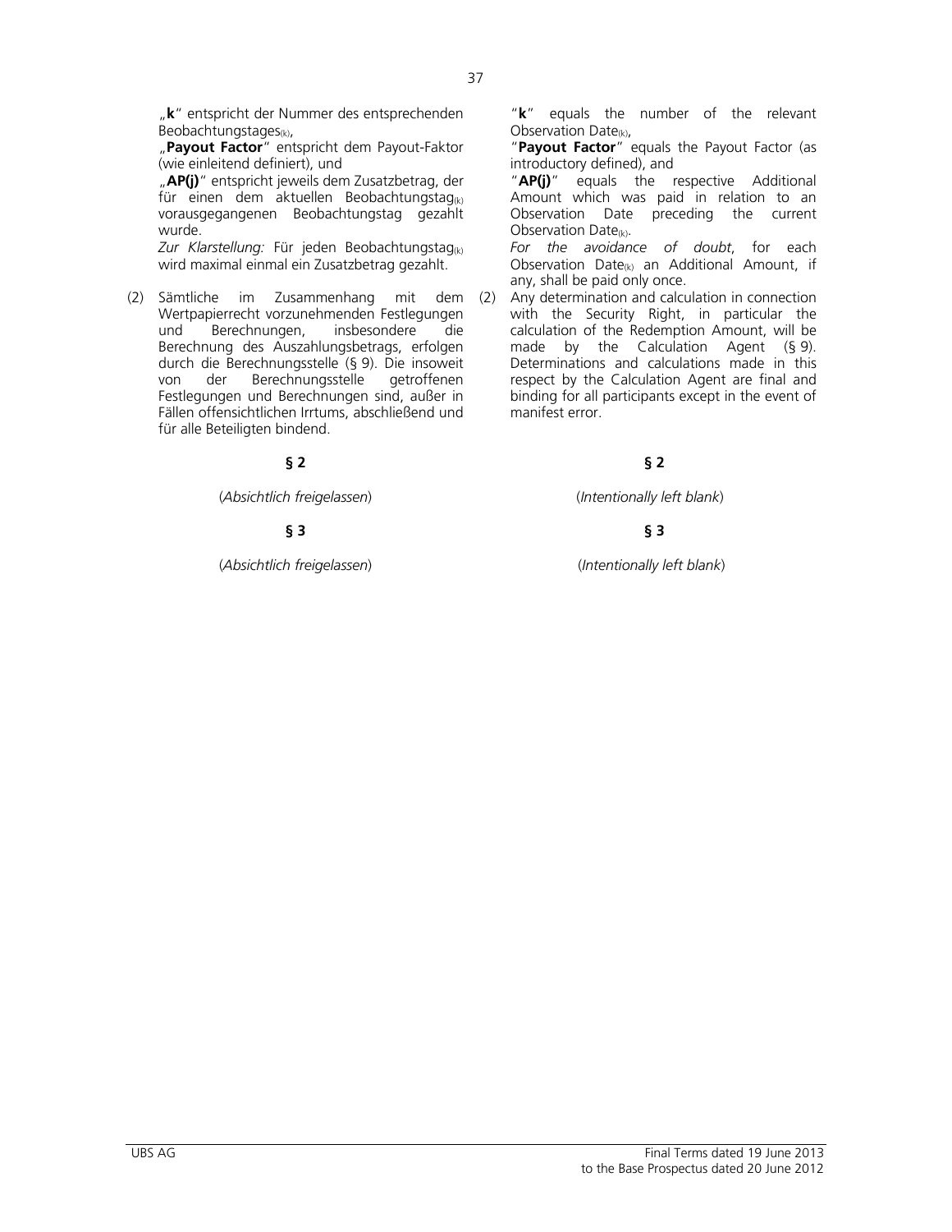„**k**" entspricht der Nummer des entsprechenden Beobachtungstages$_{(k)}$,

„**Payout Factor**" entspricht dem Payout-Faktor (wie einleitend definiert), und

„**AP(j)**" entspricht jeweils dem Zusatzbetrag, der für einen dem aktuellen Beobachtungstag$_{(k)}$ vorausgegangenen Beobachtungstag gezahlt wurde.

*Zur Klarstellung:* Für jeden Beobachtungstag$_{(k)}$ wird maximal einmal ein Zusatzbetrag gezahlt.

(2) Sämtliche im Zusammenhang mit dem Wertpapierrecht vorzunehmenden Festlegungen und Berechnungen, insbesondere die Berechnung des Auszahlungsbetrags, erfolgen durch die Berechnungsstelle (§ 9). Die insoweit von der Berechnungsstelle getroffenen Festlegungen und Berechnungen sind, außer in Fällen offensichtlichen Irrtums, abschließend und für alle Beteiligten bindend.

**§ 2**

(*Absichtlich freigelassen*)

**§ 3**

(*Absichtlich freigelassen*)

"**k**" equals the number of the relevant Observation Date$_{(k)}$,

"**Payout Factor**" equals the Payout Factor (as introductory defined), and

"**AP(j)**" equals the respective Additional Amount which was paid in relation to an Observation Date preceding the current Observation Date$_{(k)}$.

*For the avoidance of doubt*, for each Observation Date$_{(k)}$ an Additional Amount, if any, shall be paid only once.

(2) Any determination and calculation in connection with the Security Right, in particular the calculation of the Redemption Amount, will be made by the Calculation Agent (§ 9). Determinations and calculations made in this respect by the Calculation Agent are final and binding for all participants except in the event of manifest error.

**§ 2**

(*Intentionally left blank*)

**§ 3**

(*Intentionally left blank*)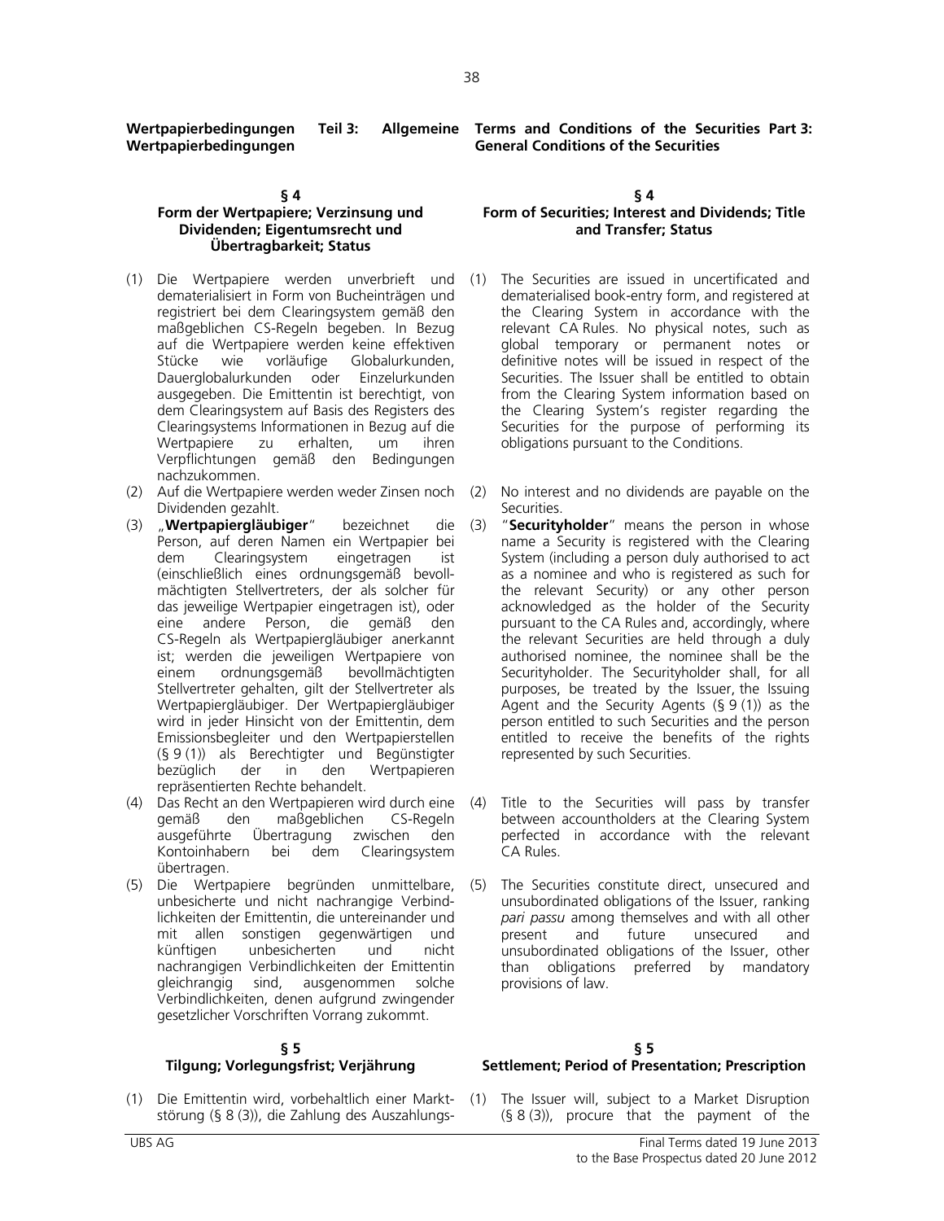**Wertpapierbedingungen Teil 3: Allgemeine Wertpapierbedingungen**

**Terms and Conditions of the Securities Part 3: General Conditions of the Securities**

## § 4
## Form der Wertpapiere; Verzinsung und Dividenden; Eigentumsrecht und Übertragbarkeit; Status

(1) Die Wertpapiere werden unverbrieft und dematerialisiert in Form von Bucheinträgen und registriert bei dem Clearingsystem gemäß den maßgeblichen CS-Regeln begeben. In Bezug auf die Wertpapiere werden keine effektiven Stücke wie vorläufige Globalurkunden, Dauerglobalurkunden oder Einzelurkunden ausgegeben. Die Emittentin ist berechtigt, von dem Clearingsystem auf Basis des Registers des Clearingsystems Informationen in Bezug auf die Wertpapiere zu erhalten, um ihren Verpflichtungen gemäß den Bedingungen nachzukommen.

(2) Auf die Wertpapiere werden weder Zinsen noch Dividenden gezahlt.

(3) „**Wertpapiergläubiger**" bezeichnet die Person, auf deren Namen ein Wertpapier bei dem Clearingsystem eingetragen ist (einschließlich eines ordnungsgemäß bevollmächtigten Stellvertreters, der als solcher für das jeweilige Wertpapier eingetragen ist), oder eine andere Person, die gemäß den CS-Regeln als Wertpapiergläubiger anerkannt ist; werden die jeweiligen Wertpapiere von einem ordnungsgemäß bevollmächtigten Stellvertreter gehalten, gilt der Stellvertreter als Wertpapiergläubiger. Der Wertpapiergläubiger wird in jeder Hinsicht von der Emittentin, dem Emissionsbegleiter und den Wertpapierstellen (§ 9 (1)) als Berechtigter und Begünstigter bezüglich der in den Wertpapieren repräsentierten Rechte behandelt.

(4) Das Recht an den Wertpapieren wird durch eine gemäß den maßgeblichen CS-Regeln ausgeführte Übertragung zwischen den Kontoinhabern bei dem Clearingsystem übertragen.

(5) Die Wertpapiere begründen unmittelbare, unbesicherte und nicht nachrangige Verbindlichkeiten der Emittentin, die untereinander und mit allen sonstigen gegenwärtigen und künftigen unbesicherten und nicht nachrangigen Verbindlichkeiten der Emittentin gleichrangig sind, ausgenommen solche Verbindlichkeiten, denen aufgrund zwingender gesetzlicher Vorschriften Vorrang zukommt.

## § 4
## Form of Securities; Interest and Dividends; Title and Transfer; Status

(1) The Securities are issued in uncertificated and dematerialised book-entry form, and registered at the Clearing System in accordance with the relevant CA Rules. No physical notes, such as global temporary or permanent notes or definitive notes will be issued in respect of the Securities. The Issuer shall be entitled to obtain from the Clearing System information based on the Clearing System's register regarding the Securities for the purpose of performing its obligations pursuant to the Conditions.

(2) No interest and no dividends are payable on the Securities.

(3) "**Securityholder**" means the person in whose name a Security is registered with the Clearing System (including a person duly authorised to act as a nominee and who is registered as such for the relevant Security) or any other person acknowledged as the holder of the Security pursuant to the CA Rules and, accordingly, where the relevant Securities are held through a duly authorised nominee, the nominee shall be the Securityholder. The Securityholder shall, for all purposes, be treated by the Issuer, the Issuing Agent and the Security Agents (§ 9 (1)) as the person entitled to such Securities and the person entitled to receive the benefits of the rights represented by such Securities.

(4) Title to the Securities will pass by transfer between accountholders at the Clearing System perfected in accordance with the relevant CA Rules.

(5) The Securities constitute direct, unsecured and unsubordinated obligations of the Issuer, ranking *pari passu* among themselves and with all other present and future unsecured and unsubordinated obligations of the Issuer, other than obligations preferred by mandatory provisions of law.

## § 5
## Tilgung; Vorlegungsfrist; Verjährung

(1) Die Emittentin wird, vorbehaltlich einer Marktstörung (§ 8 (3)), die Zahlung des Auszahlungs-

## § 5
## Settlement; Period of Presentation; Prescription

(1) The Issuer will, subject to a Market Disruption (§ 8 (3)), procure that the payment of the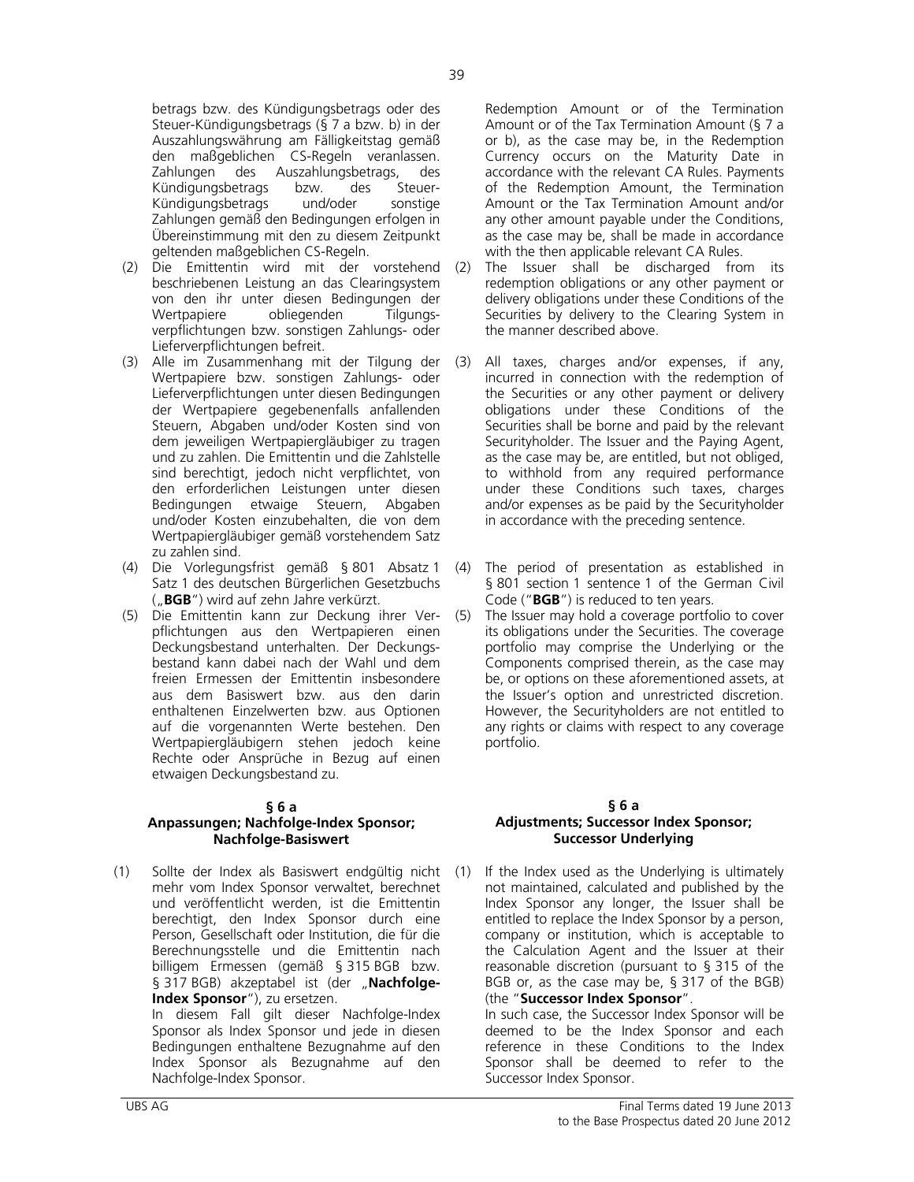betrags bzw. des Kündigungsbetrags oder des Steuer-Kündigungsbetrags (§ 7 a bzw. b) in der Auszahlungswährung am Fälligkeitstag gemäß den maßgeblichen CS-Regeln veranlassen. Zahlungen des Auszahlungsbetrags, des Kündigungsbetrags bzw. des Steuer-Kündigungsbetrags und/oder sonstige Zahlungen gemäß den Bedingungen erfolgen in Übereinstimmung mit den zu diesem Zeitpunkt geltenden maßgeblichen CS-Regeln.

(2) Die Emittentin wird mit der vorstehend beschriebenen Leistung an das Clearingsystem von den ihr unter diesen Bedingungen der Wertpapiere obliegenden Tilgungsverpflichtungen bzw. sonstigen Zahlungs- oder Lieferverpflichtungen befreit.

(3) Alle im Zusammenhang mit der Tilgung der Wertpapiere bzw. sonstigen Zahlungs- oder Lieferverpflichtungen unter diesen Bedingungen der Wertpapiere gegebenenfalls anfallenden Steuern, Abgaben und/oder Kosten sind von dem jeweiligen Wertpapiergläubiger zu tragen und zu zahlen. Die Emittentin und die Zahlstelle sind berechtigt, jedoch nicht verpflichtet, von den erforderlichen Leistungen unter diesen Bedingungen etwaige Steuern, Abgaben und/oder Kosten einzubehalten, die von dem Wertpapiergläubiger gemäß vorstehendem Satz zu zahlen sind.

(4) Die Vorlegungsfrist gemäß § 801 Absatz 1 Satz 1 des deutschen Bürgerlichen Gesetzbuchs („**BGB**") wird auf zehn Jahre verkürzt.

(5) Die Emittentin kann zur Deckung ihrer Verpflichtungen aus den Wertpapieren einen Deckungsbestand unterhalten. Der Deckungsbestand kann dabei nach der Wahl und dem freien Ermessen der Emittentin insbesondere aus dem Basiswert bzw. aus den darin enthaltenen Einzelwerten bzw. aus Optionen auf die vorgenannten Werte bestehen. Den Wertpapiergläubigern stehen jedoch keine Rechte oder Ansprüche in Bezug auf einen etwaigen Deckungsbestand zu.

### § 6 a
### Anpassungen; Nachfolge-Index Sponsor; Nachfolge-Basiswert

(1) Sollte der Index als Basiswert endgültig nicht mehr vom Index Sponsor verwaltet, berechnet und veröffentlicht werden, ist die Emittentin berechtigt, den Index Sponsor durch eine Person, Gesellschaft oder Institution, die für die Berechnungsstelle und die Emittentin nach billigem Ermessen (gemäß § 315 BGB bzw. § 317 BGB) akzeptabel ist (der „**Nachfolge-Index Sponsor**"), zu ersetzen.
In diesem Fall gilt dieser Nachfolge-Index Sponsor als Index Sponsor und jede in diesen Bedingungen enthaltene Bezugnahme auf den Index Sponsor als Bezugnahme auf den Nachfolge-Index Sponsor.

---

Redemption Amount or of the Termination Amount or of the Tax Termination Amount (§ 7 a or b), as the case may be, in the Redemption Currency occurs on the Maturity Date in accordance with the relevant CA Rules. Payments of the Redemption Amount, the Termination Amount or the Tax Termination Amount and/or any other amount payable under the Conditions, as the case may be, shall be made in accordance with the then applicable relevant CA Rules.

(2) The Issuer shall be discharged from its redemption obligations or any other payment or delivery obligations under these Conditions of the Securities by delivery to the Clearing System in the manner described above.

(3) All taxes, charges and/or expenses, if any, incurred in connection with the redemption of the Securities or any other payment or delivery obligations under these Conditions of the Securities shall be borne and paid by the relevant Securityholder. The Issuer and the Paying Agent, as the case may be, are entitled, but not obliged, to withhold from any required performance under these Conditions such taxes, charges and/or expenses as be paid by the Securityholder in accordance with the preceding sentence.

(4) The period of presentation as established in § 801 section 1 sentence 1 of the German Civil Code ("**BGB**") is reduced to ten years.

(5) The Issuer may hold a coverage portfolio to cover its obligations under the Securities. The coverage portfolio may comprise the Underlying or the Components comprised therein, as the case may be, or options on these aforementioned assets, at the Issuer's option and unrestricted discretion. However, the Securityholders are not entitled to any rights or claims with respect to any coverage portfolio.

### § 6 a
### Adjustments; Successor Index Sponsor; Successor Underlying

(1) If the Index used as the Underlying is ultimately not maintained, calculated and published by the Index Sponsor any longer, the Issuer shall be entitled to replace the Index Sponsor by a person, company or institution, which is acceptable to the Calculation Agent and the Issuer at their reasonable discretion (pursuant to § 315 of the BGB or, as the case may be, § 317 of the BGB) (the "**Successor Index Sponsor**".
In such case, the Successor Index Sponsor will be deemed to be the Index Sponsor and each reference in these Conditions to the Index Sponsor shall be deemed to refer to the Successor Index Sponsor.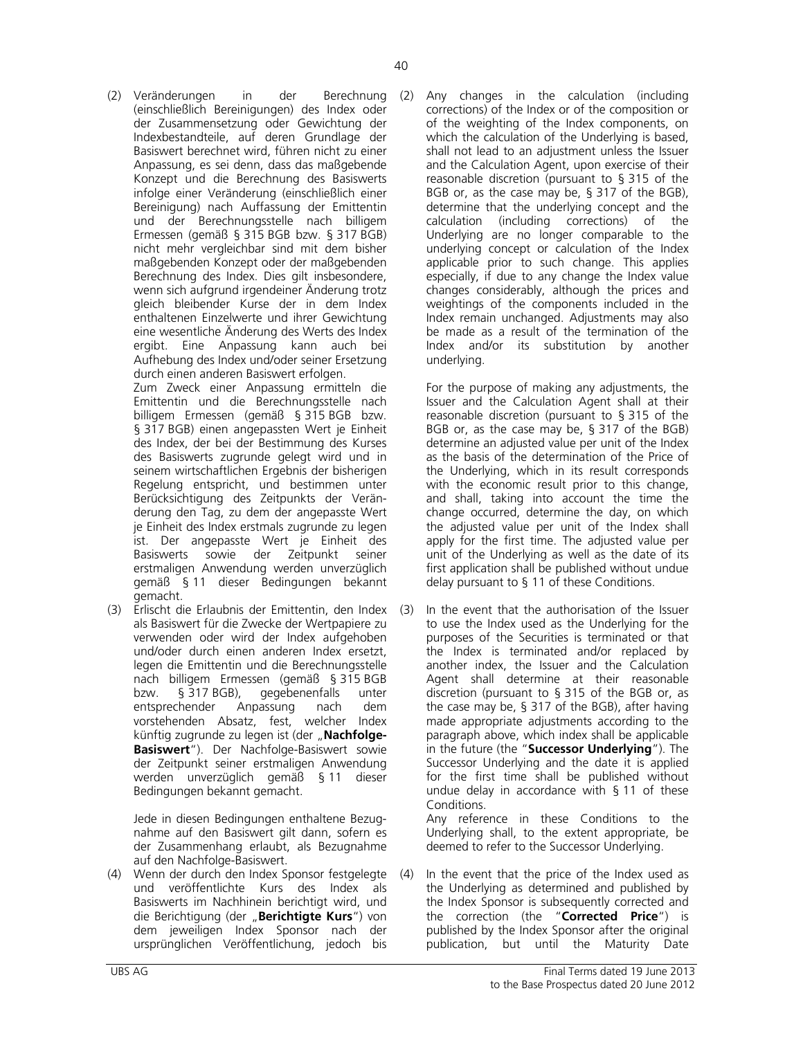(2) Veränderungen in der Berechnung (einschließlich Bereinigungen) des Index oder der Zusammensetzung oder Gewichtung der Indexbestandteile, auf deren Grundlage der Basiswert berechnet wird, führen nicht zu einer Anpassung, es sei denn, dass das maßgebende Konzept und die Berechnung des Basiswerts infolge einer Veränderung (einschließlich einer Bereinigung) nach Auffassung der Emittentin und der Berechnungsstelle nach billigem Ermessen (gemäß § 315 BGB bzw. § 317 BGB) nicht mehr vergleichbar sind mit dem bisher maßgebenden Konzept oder der maßgebenden Berechnung des Index. Dies gilt insbesondere, wenn sich aufgrund irgendeiner Änderung trotz gleich bleibender Kurse der in dem Index enthaltenen Einzelwerte und ihrer Gewichtung eine wesentliche Änderung des Werts des Index ergibt. Eine Anpassung kann auch bei Aufhebung des Index und/oder seiner Ersetzung durch einen anderen Basiswert erfolgen.

Zum Zweck einer Anpassung ermitteln die Emittentin und die Berechnungsstelle nach billigem Ermessen (gemäß § 315 BGB bzw. § 317 BGB) einen angepassten Wert je Einheit des Index, der bei der Bestimmung des Kurses des Basiswerts zugrunde gelegt wird und in seinem wirtschaftlichen Ergebnis der bisherigen Regelung entspricht, und bestimmen unter Berücksichtigung des Zeitpunkts der Veränderung den Tag, zu dem der angepasste Wert je Einheit des Index erstmals zugrunde zu legen ist. Der angepasste Wert je Einheit des Basiswerts sowie der Zeitpunkt seiner erstmaligen Anwendung werden unverzüglich gemäß § 11 dieser Bedingungen bekannt gemacht.

(3) Erlischt die Erlaubnis der Emittentin, den Index als Basiswert für die Zwecke der Wertpapiere zu verwenden oder wird der Index aufgehoben und/oder durch einen anderen Index ersetzt, legen die Emittentin und die Berechnungsstelle nach billigem Ermessen (gemäß § 315 BGB bzw. § 317 BGB), gegebenenfalls unter entsprechender Anpassung nach dem vorstehenden Absatz, fest, welcher Index künftig zugrunde zu legen ist (der „**Nachfolge-Basiswert**"). Der Nachfolge-Basiswert sowie der Zeitpunkt seiner erstmaligen Anwendung werden unverzüglich gemäß § 11 dieser Bedingungen bekannt gemacht.

Jede in diesen Bedingungen enthaltene Bezugnahme auf den Basiswert gilt dann, sofern es der Zusammenhang erlaubt, als Bezugnahme auf den Nachfolge-Basiswert.

(4) Wenn der durch den Index Sponsor festgelegte und veröffentlichte Kurs des Index als Basiswerts im Nachhinein berichtigt wird, und die Berichtigung (der „**Berichtigte Kurs**") von dem jeweiligen Index Sponsor nach der ursprünglichen Veröffentlichung, jedoch bis

(2) Any changes in the calculation (including corrections) of the Index or of the composition or of the weighting of the Index components, on which the calculation of the Underlying is based, shall not lead to an adjustment unless the Issuer and the Calculation Agent, upon exercise of their reasonable discretion (pursuant to § 315 of the BGB or, as the case may be, § 317 of the BGB), determine that the underlying concept and the calculation (including corrections) of the Underlying are no longer comparable to the underlying concept or calculation of the Index applicable prior to such change. This applies especially, if due to any change the Index value changes considerably, although the prices and weightings of the components included in the Index remain unchanged. Adjustments may also be made as a result of the termination of the Index and/or its substitution by another underlying.

For the purpose of making any adjustments, the Issuer and the Calculation Agent shall at their reasonable discretion (pursuant to § 315 of the BGB or, as the case may be, § 317 of the BGB) determine an adjusted value per unit of the Index as the basis of the determination of the Price of the Underlying, which in its result corresponds with the economic result prior to this change, and shall, taking into account the time the change occurred, determine the day, on which the adjusted value per unit of the Index shall apply for the first time. The adjusted value per unit of the Underlying as well as the date of its first application shall be published without undue delay pursuant to § 11 of these Conditions.

(3) In the event that the authorisation of the Issuer to use the Index used as the Underlying for the purposes of the Securities is terminated or that the Index is terminated and/or replaced by another index, the Issuer and the Calculation Agent shall determine at their reasonable discretion (pursuant to § 315 of the BGB or, as the case may be, § 317 of the BGB), after having made appropriate adjustments according to the paragraph above, which index shall be applicable in the future (the "**Successor Underlying**"). The Successor Underlying and the date it is applied for the first time shall be published without undue delay in accordance with § 11 of these Conditions.

Any reference in these Conditions to the Underlying shall, to the extent appropriate, be deemed to refer to the Successor Underlying.

(4) In the event that the price of the Index used as the Underlying as determined and published by the Index Sponsor is subsequently corrected and the correction (the "**Corrected Price**") is published by the Index Sponsor after the original publication, but until the Maturity Date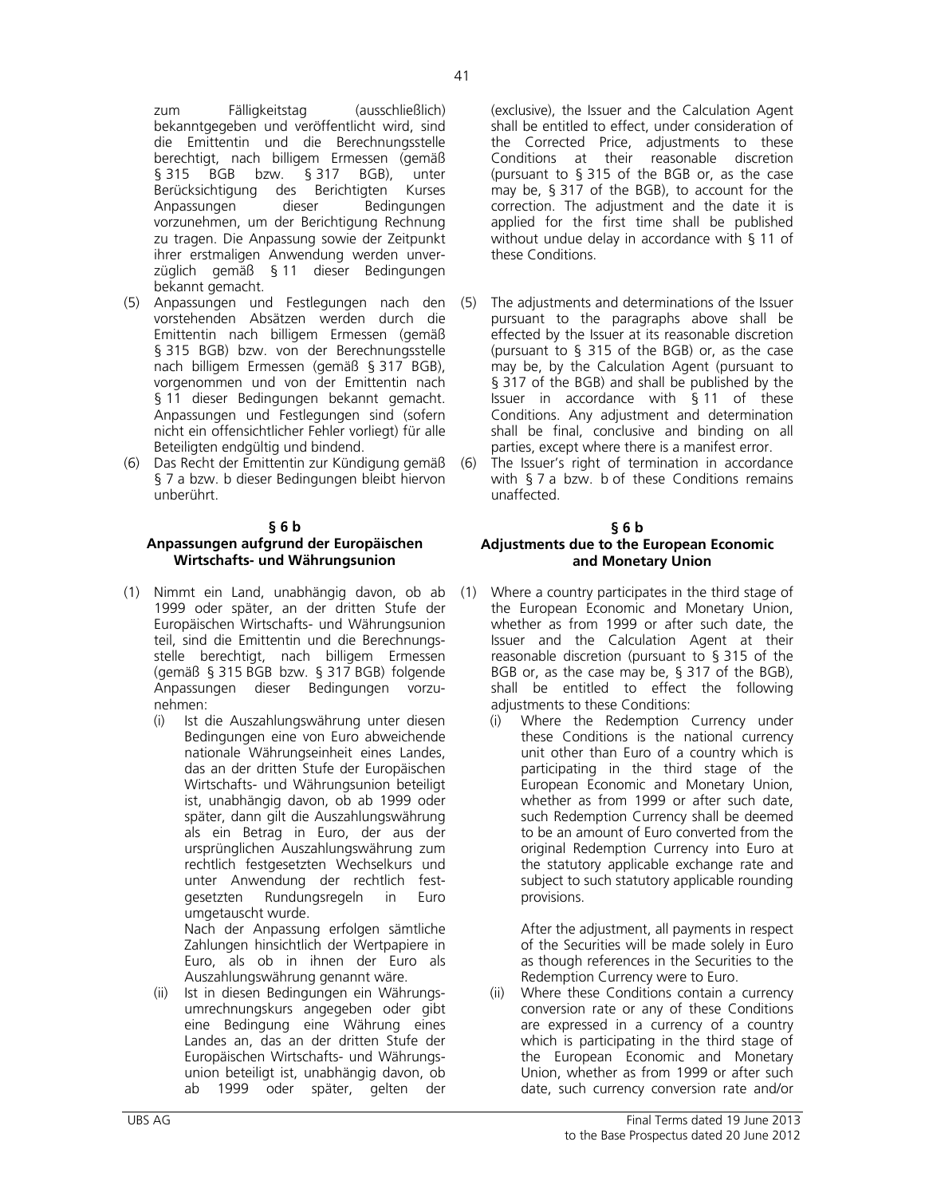zum Fälligkeitstag (ausschließlich) bekanntgegeben und veröffentlicht wird, sind die Emittentin und die Berechnungsstelle berechtigt, nach billigem Ermessen (gemäß § 315 BGB bzw. § 317 BGB), unter Berücksichtigung des Berichtigten Kurses Anpassungen dieser Bedingungen vorzunehmen, um der Berichtigung Rechnung zu tragen. Die Anpassung sowie der Zeitpunkt ihrer erstmaligen Anwendung werden unverzüglich gemäß § 11 dieser Bedingungen bekannt gemacht.

(5) Anpassungen und Festlegungen nach den vorstehenden Absätzen werden durch die Emittentin nach billigem Ermessen (gemäß § 315 BGB) bzw. von der Berechnungsstelle nach billigem Ermessen (gemäß § 317 BGB), vorgenommen und von der Emittentin nach § 11 dieser Bedingungen bekannt gemacht. Anpassungen und Festlegungen sind (sofern nicht ein offensichtlicher Fehler vorliegt) für alle Beteiligten endgültig und bindend.

(6) Das Recht der Emittentin zur Kündigung gemäß § 7 a bzw. b dieser Bedingungen bleibt hiervon unberührt.

**§ 6 b**
**Anpassungen aufgrund der Europäischen Wirtschafts- und Währungsunion**

(1) Nimmt ein Land, unabhängig davon, ob ab 1999 oder später, an der dritten Stufe der Europäischen Wirtschafts- und Währungsunion teil, sind die Emittentin und die Berechnungsstelle berechtigt, nach billigem Ermessen (gemäß § 315 BGB bzw. § 317 BGB) folgende Anpassungen dieser Bedingungen vorzunehmen:

(i) Ist die Auszahlungswährung unter diesen Bedingungen eine von Euro abweichende nationale Währungseinheit eines Landes, das an der dritten Stufe der Europäischen Wirtschafts- und Währungsunion beteiligt ist, unabhängig davon, ob ab 1999 oder später, dann gilt die Auszahlungswährung als ein Betrag in Euro, der aus der ursprünglichen Auszahlungswährung zum rechtlich festgesetzten Wechselkurs und unter Anwendung der rechtlich festgesetzten Rundungsregeln in Euro umgetauscht wurde.

Nach der Anpassung erfolgen sämtliche Zahlungen hinsichtlich der Wertpapiere in Euro, als ob in ihnen der Euro als Auszahlungswährung genannt wäre.

(ii) Ist in diesen Bedingungen ein Währungsumrechnungskurs angegeben oder gibt eine Bedingung eine Währung eines Landes an, das an der dritten Stufe der Europäischen Wirtschafts- und Währungsunion beteiligt ist, unabhängig davon, ob ab 1999 oder später, gelten der

(exclusive), the Issuer and the Calculation Agent shall be entitled to effect, under consideration of the Corrected Price, adjustments to these Conditions at their reasonable discretion (pursuant to § 315 of the BGB or, as the case may be, § 317 of the BGB), to account for the correction. The adjustment and the date it is applied for the first time shall be published without undue delay in accordance with § 11 of these Conditions.

(5) The adjustments and determinations of the Issuer pursuant to the paragraphs above shall be effected by the Issuer at its reasonable discretion (pursuant to § 315 of the BGB) or, as the case may be, by the Calculation Agent (pursuant to § 317 of the BGB) and shall be published by the Issuer in accordance with § 11 of these Conditions. Any adjustment and determination shall be final, conclusive and binding on all parties, except where there is a manifest error.

(6) The Issuer's right of termination in accordance with § 7 a bzw. b of these Conditions remains unaffected.

**§ 6 b**
**Adjustments due to the European Economic and Monetary Union**

(1) Where a country participates in the third stage of the European Economic and Monetary Union, whether as from 1999 or after such date, the Issuer and the Calculation Agent at their reasonable discretion (pursuant to § 315 of the BGB or, as the case may be, § 317 of the BGB), shall be entitled to effect the following adjustments to these Conditions:

(i) Where the Redemption Currency under these Conditions is the national currency unit other than Euro of a country which is participating in the third stage of the European Economic and Monetary Union, whether as from 1999 or after such date, such Redemption Currency shall be deemed to be an amount of Euro converted from the original Redemption Currency into Euro at the statutory applicable exchange rate and subject to such statutory applicable rounding provisions.

After the adjustment, all payments in respect of the Securities will be made solely in Euro as though references in the Securities to the Redemption Currency were to Euro.

(ii) Where these Conditions contain a currency conversion rate or any of these Conditions are expressed in a currency of a country which is participating in the third stage of the European Economic and Monetary Union, whether as from 1999 or after such date, such currency conversion rate and/or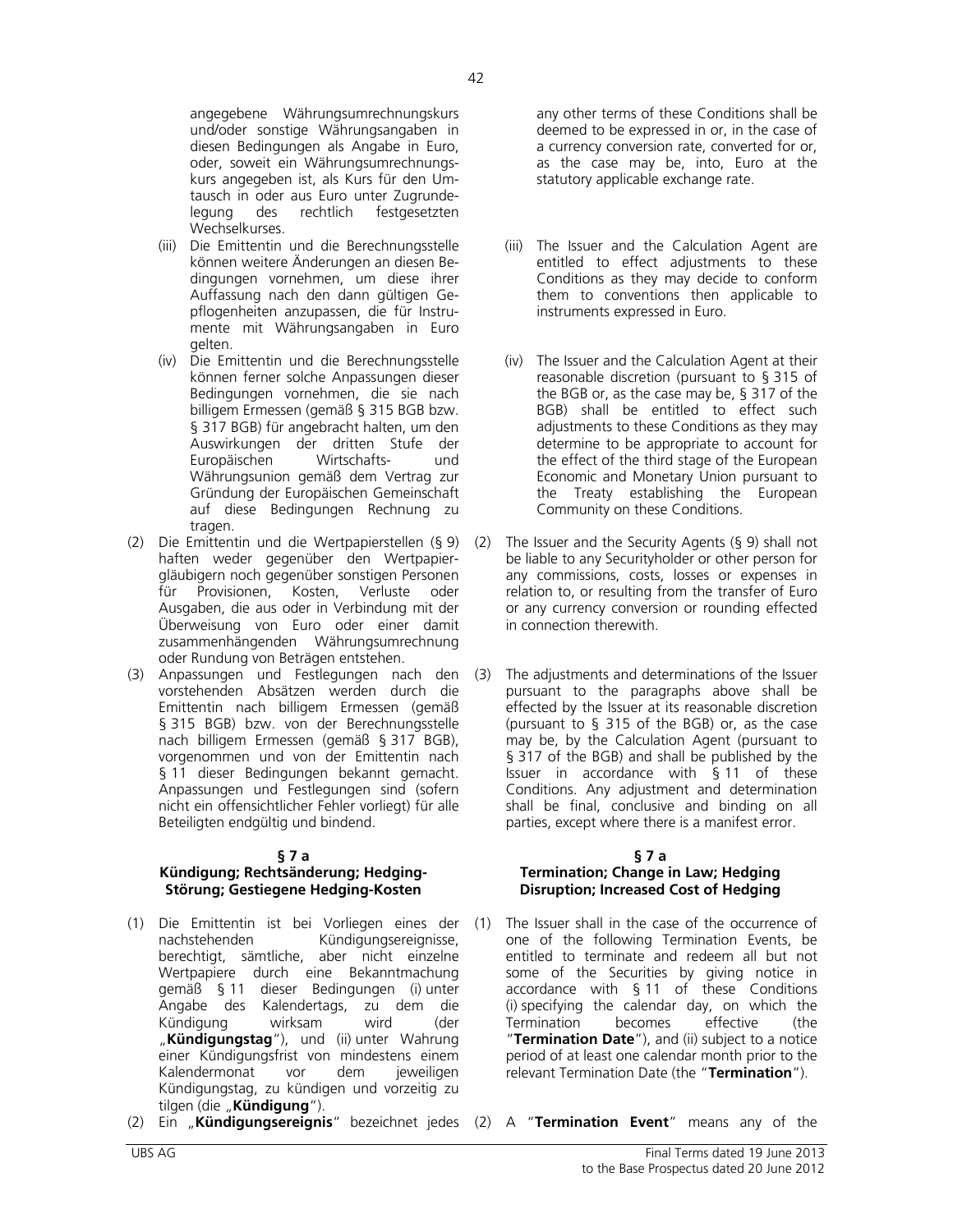angegebene Währungsumrechnungskurs und/oder sonstige Währungsangaben in diesen Bedingungen als Angabe in Euro, oder, soweit ein Währungsumrechnungskurs angegeben ist, als Kurs für den Umtausch in oder aus Euro unter Zugrundelegung des rechtlich festgesetzten Wechselkurses.

(iii) Die Emittentin und die Berechnungsstelle können weitere Änderungen an diesen Bedingungen vornehmen, um diese ihrer Auffassung nach den dann gültigen Gepflogenheiten anzupassen, die für Instrumente mit Währungsangaben in Euro gelten.

(iv) Die Emittentin und die Berechnungsstelle können ferner solche Anpassungen dieser Bedingungen vornehmen, die sie nach billigem Ermessen (gemäß § 315 BGB bzw. § 317 BGB) für angebracht halten, um den Auswirkungen der dritten Stufe der Europäischen Wirtschafts- und Währungsunion gemäß dem Vertrag zur Gründung der Europäischen Gemeinschaft auf diese Bedingungen Rechnung zu tragen.

(2) Die Emittentin und die Wertpapierstellen (§ 9) haften weder gegenüber den Wertpapiergläubigern noch gegenüber sonstigen Personen für Provisionen, Kosten, Verluste oder Ausgaben, die aus oder in Verbindung mit der Überweisung von Euro oder einer damit zusammenhängenden Währungsumrechnung oder Rundung von Beträgen entstehen.

(3) Anpassungen und Festlegungen nach den vorstehenden Absätzen werden durch die Emittentin nach billigem Ermessen (gemäß § 315 BGB) bzw. von der Berechnungsstelle nach billigem Ermessen (gemäß § 317 BGB), vorgenommen und von der Emittentin nach § 11 dieser Bedingungen bekannt gemacht. Anpassungen und Festlegungen sind (sofern nicht ein offensichtlicher Fehler vorliegt) für alle Beteiligten endgültig und bindend.

### § 7 a
### Kündigung; Rechtsänderung; Hedging-Störung; Gestiegene Hedging-Kosten

(1) Die Emittentin ist bei Vorliegen eines der nachstehenden Kündigungsereignisse, berechtigt, sämtliche, aber nicht einzelne Wertpapiere durch eine Bekanntmachung gemäß § 11 dieser Bedingungen (i) unter Angabe des Kalendertags, zu dem die Kündigung wirksam wird (der „**Kündigungstag**"), und (ii) unter Wahrung einer Kündigungsfrist von mindestens einem Kalendermonat vor dem jeweiligen Kündigungstag, zu kündigen und vorzeitig zu tilgen (die „**Kündigung**").

(2) Ein „**Kündigungsereignis**" bezeichnet jedes

---

any other terms of these Conditions shall be deemed to be expressed in or, in the case of a currency conversion rate, converted for or, as the case may be, into, Euro at the statutory applicable exchange rate.

(iii) The Issuer and the Calculation Agent are entitled to effect adjustments to these Conditions as they may decide to conform them to conventions then applicable to instruments expressed in Euro.

(iv) The Issuer and the Calculation Agent at their reasonable discretion (pursuant to § 315 of the BGB or, as the case may be, § 317 of the BGB) shall be entitled to effect such adjustments to these Conditions as they may determine to be appropriate to account for the effect of the third stage of the European Economic and Monetary Union pursuant to the Treaty establishing the European Community on these Conditions.

(2) The Issuer and the Security Agents (§ 9) shall not be liable to any Securityholder or other person for any commissions, costs, losses or expenses in relation to, or resulting from the transfer of Euro or any currency conversion or rounding effected in connection therewith.

(3) The adjustments and determinations of the Issuer pursuant to the paragraphs above shall be effected by the Issuer at its reasonable discretion (pursuant to § 315 of the BGB) or, as the case may be, by the Calculation Agent (pursuant to § 317 of the BGB) and shall be published by the Issuer in accordance with § 11 of these Conditions. Any adjustment and determination shall be final, conclusive and binding on all parties, except where there is a manifest error.

### § 7 a
### Termination; Change in Law; Hedging Disruption; Increased Cost of Hedging

(1) The Issuer shall in the case of the occurrence of one of the following Termination Events, be entitled to terminate and redeem all but not some of the Securities by giving notice in accordance with § 11 of these Conditions (i) specifying the calendar day, on which the Termination becomes effective (the "**Termination Date**"), and (ii) subject to a notice period of at least one calendar month prior to the relevant Termination Date (the "**Termination**").

(2) A "**Termination Event**" means any of the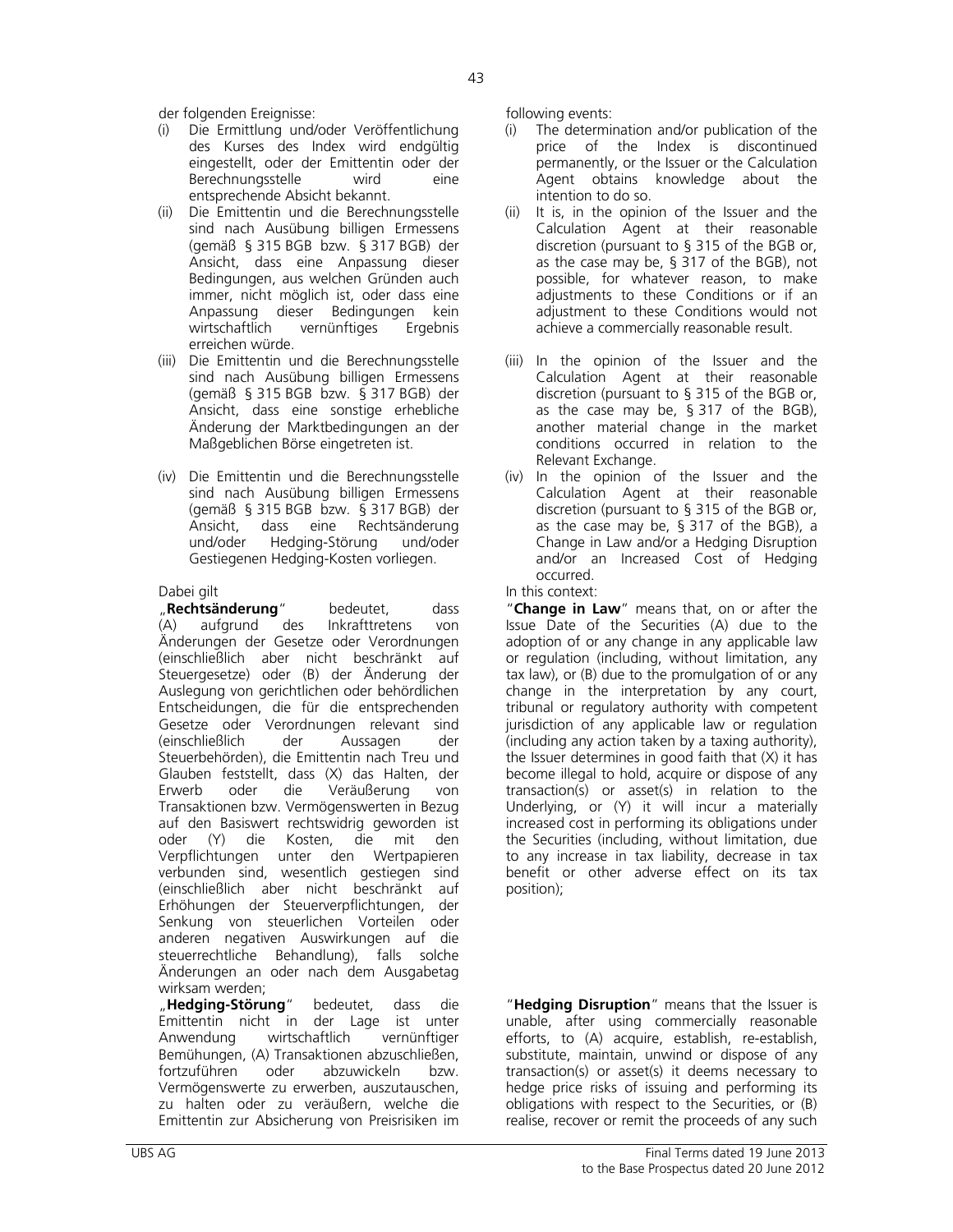der folgenden Ereignisse:

(i) Die Ermittlung und/oder Veröffentlichung des Kurses des Index wird endgültig eingestellt, oder der Emittentin oder der Berechnungsstelle wird eine entsprechende Absicht bekannt.

(ii) Die Emittentin und die Berechnungsstelle sind nach Ausübung billigen Ermessens (gemäß § 315 BGB bzw. § 317 BGB) der Ansicht, dass eine Anpassung dieser Bedingungen, aus welchen Gründen auch immer, nicht möglich ist, oder dass eine Anpassung dieser Bedingungen kein wirtschaftlich vernünftiges Ergebnis erreichen würde.

(iii) Die Emittentin und die Berechnungsstelle sind nach Ausübung billigen Ermessens (gemäß § 315 BGB bzw. § 317 BGB) der Ansicht, dass eine sonstige erhebliche Änderung der Marktbedingungen an der Maßgeblichen Börse eingetreten ist.

(iv) Die Emittentin und die Berechnungsstelle sind nach Ausübung billigen Ermessens (gemäß § 315 BGB bzw. § 317 BGB) der Ansicht, dass eine Rechtsänderung und/oder Hedging-Störung und/oder Gestiegenen Hedging-Kosten vorliegen.

Dabei gilt

„**Rechtsänderung**" bedeutet, dass (A) aufgrund des Inkrafttretens von Änderungen der Gesetze oder Verordnungen (einschließlich aber nicht beschränkt auf Steuergesetze) oder (B) der Änderung der Auslegung von gerichtlichen oder behördlichen Entscheidungen, die für die entsprechenden Gesetze oder Verordnungen relevant sind (einschließlich der Aussagen der Steuerbehörden), die Emittentin nach Treu und Glauben feststellt, dass (X) das Halten, der Erwerb oder die Veräußerung von Transaktionen bzw. Vermögenswerten in Bezug auf den Basiswert rechtswidrig geworden ist oder (Y) die Kosten, die mit den Verpflichtungen unter den Wertpapieren verbunden sind, wesentlich gestiegen sind (einschließlich aber nicht beschränkt auf Erhöhungen der Steuerverpflichtungen, der Senkung von steuerlichen Vorteilen oder anderen negativen Auswirkungen auf die steuerrechtliche Behandlung), falls solche Änderungen an oder nach dem Ausgabetag wirksam werden;

„**Hedging-Störung**" bedeutet, dass die Emittentin nicht in der Lage ist unter Anwendung wirtschaftlich vernünftiger Bemühungen, (A) Transaktionen abzuschließen, fortzuführen oder abzuwickeln bzw. Vermögenswerte zu erwerben, auszutauschen, zu halten oder zu veräußern, welche die Emittentin zur Absicherung von Preisrisiken im

following events:

(i) The determination and/or publication of the price of the Index is discontinued permanently, or the Issuer or the Calculation Agent obtains knowledge about the intention to do so.

(ii) It is, in the opinion of the Issuer and the Calculation Agent at their reasonable discretion (pursuant to § 315 of the BGB or, as the case may be, § 317 of the BGB), not possible, for whatever reason, to make adjustments to these Conditions or if an adjustment to these Conditions would not achieve a commercially reasonable result.

(iii) In the opinion of the Issuer and the Calculation Agent at their reasonable discretion (pursuant to § 315 of the BGB or, as the case may be, § 317 of the BGB), another material change in the market conditions occurred in relation to the Relevant Exchange.

(iv) In the opinion of the Issuer and the Calculation Agent at their reasonable discretion (pursuant to § 315 of the BGB or, as the case may be, § 317 of the BGB), a Change in Law and/or a Hedging Disruption and/or an Increased Cost of Hedging occurred.

In this context:

"**Change in Law**" means that, on or after the Issue Date of the Securities (A) due to the adoption of or any change in any applicable law or regulation (including, without limitation, any tax law), or (B) due to the promulgation of or any change in the interpretation by any court, tribunal or regulatory authority with competent jurisdiction of any applicable law or regulation (including any action taken by a taxing authority), the Issuer determines in good faith that (X) it has become illegal to hold, acquire or dispose of any transaction(s) or asset(s) in relation to the Underlying, or (Y) it will incur a materially increased cost in performing its obligations under the Securities (including, without limitation, due to any increase in tax liability, decrease in tax benefit or other adverse effect on its tax position);

"**Hedging Disruption**" means that the Issuer is unable, after using commercially reasonable efforts, to (A) acquire, establish, re-establish, substitute, maintain, unwind or dispose of any transaction(s) or asset(s) it deems necessary to hedge price risks of issuing and performing its obligations with respect to the Securities, or (B) realise, recover or remit the proceeds of any such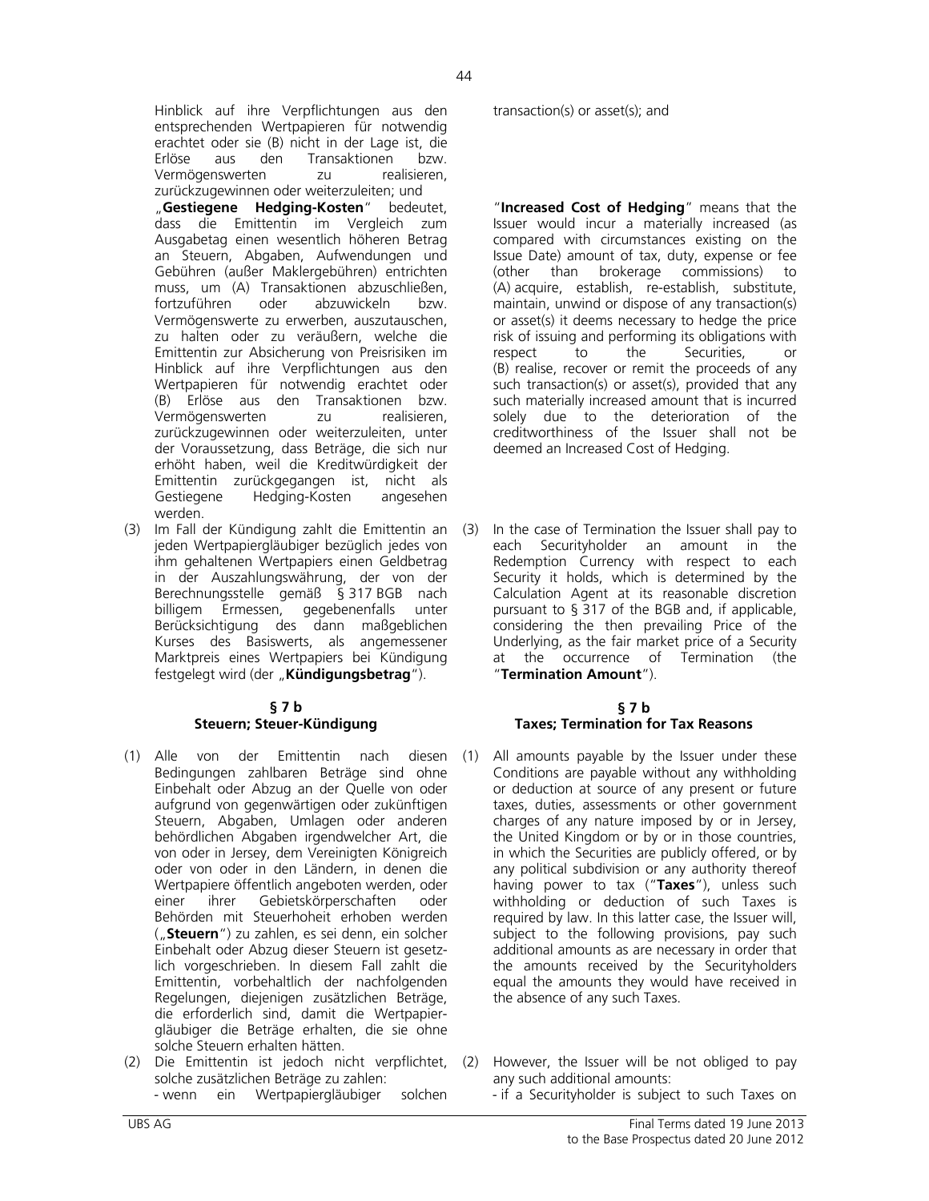Hinblick auf ihre Verpflichtungen aus den entsprechenden Wertpapieren für notwendig erachtet oder sie (B) nicht in der Lage ist, die Erlöse aus den Transaktionen bzw. Vermögenswerten zu realisieren, zurückzugewinnen oder weiterzuleiten; und

„**Gestiegene Hedging-Kosten**" bedeutet, dass die Emittentin im Vergleich zum Ausgabetag einen wesentlich höheren Betrag an Steuern, Abgaben, Aufwendungen und Gebühren (außer Maklergebühren) entrichten muss, um (A) Transaktionen abzuschließen, fortzuführen oder abzuwickeln bzw. Vermögenswerte zu erwerben, auszutauschen, zu halten oder zu veräußern, welche die Emittentin zur Absicherung von Preisrisiken im Hinblick auf ihre Verpflichtungen aus den Wertpapieren für notwendig erachtet oder (B) Erlöse aus den Transaktionen bzw. Vermögenswerten zu realisieren, zurückzugewinnen oder weiterzuleiten, unter der Voraussetzung, dass Beträge, die sich nur erhöht haben, weil die Kreditwürdigkeit der Emittentin zurückgegangen ist, nicht als Gestiegene Hedging-Kosten angesehen werden.

(3) Im Fall der Kündigung zahlt die Emittentin an jeden Wertpapiergläubiger bezüglich jedes von ihm gehaltenen Wertpapiers einen Geldbetrag in der Auszahlungswährung, der von der Berechnungsstelle gemäß § 317 BGB nach billigem Ermessen, gegebenenfalls unter Berücksichtigung des dann maßgeblichen Kurses des Basiswerts, als angemessener Marktpreis eines Wertpapiers bei Kündigung festgelegt wird (der „**Kündigungsbetrag**").

transaction(s) or asset(s); and

"**Increased Cost of Hedging**" means that the Issuer would incur a materially increased (as compared with circumstances existing on the Issue Date) amount of tax, duty, expense or fee (other than brokerage commissions) to (A) acquire, establish, re-establish, substitute, maintain, unwind or dispose of any transaction(s) or asset(s) it deems necessary to hedge the price risk of issuing and performing its obligations with respect to the Securities, or (B) realise, recover or remit the proceeds of any such transaction(s) or asset(s), provided that any such materially increased amount that is incurred solely due to the deterioration of the creditworthiness of the Issuer shall not be deemed an Increased Cost of Hedging.

(3) In the case of Termination the Issuer shall pay to each Securityholder an amount in the Redemption Currency with respect to each Security it holds, which is determined by the Calculation Agent at its reasonable discretion pursuant to § 317 of the BGB and, if applicable, considering the then prevailing Price of the Underlying, as the fair market price of a Security at the occurrence of Termination (the "**Termination Amount**").

## § 7 b
## Steuern; Steuer-Kündigung

(1) Alle von der Emittentin nach diesen Bedingungen zahlbaren Beträge sind ohne Einbehalt oder Abzug an der Quelle von oder aufgrund von gegenwärtigen oder zukünftigen Steuern, Abgaben, Umlagen oder anderen behördlichen Abgaben irgendwelcher Art, die von oder in Jersey, dem Vereinigten Königreich oder von oder in den Ländern, in denen die Wertpapiere öffentlich angeboten werden, oder einer ihrer Gebietskörperschaften oder Behörden mit Steuerhoheit erhoben werden („**Steuern**") zu zahlen, es sei denn, ein solcher Einbehalt oder Abzug dieser Steuern ist gesetzlich vorgeschrieben. In diesem Fall zahlt die Emittentin, vorbehaltlich der nachfolgenden Regelungen, diejenigen zusätzlichen Beträge, die erforderlich sind, damit die Wertpapiergläubiger die Beträge erhalten, die sie ohne solche Steuern erhalten hätten.

(2) Die Emittentin ist jedoch nicht verpflichtet, solche zusätzlichen Beträge zu zahlen:
- wenn ein Wertpapiergläubiger solchen

## § 7 b
## Taxes; Termination for Tax Reasons

(1) All amounts payable by the Issuer under these Conditions are payable without any withholding or deduction at source of any present or future taxes, duties, assessments or other government charges of any nature imposed by or in Jersey, the United Kingdom or by or in those countries, in which the Securities are publicly offered, or by any political subdivision or any authority thereof having power to tax ("**Taxes**"), unless such withholding or deduction of such Taxes is required by law. In this latter case, the Issuer will, subject to the following provisions, pay such additional amounts as are necessary in order that the amounts received by the Securityholders equal the amounts they would have received in the absence of any such Taxes.

(2) However, the Issuer will be not obliged to pay any such additional amounts:
- if a Securityholder is subject to such Taxes on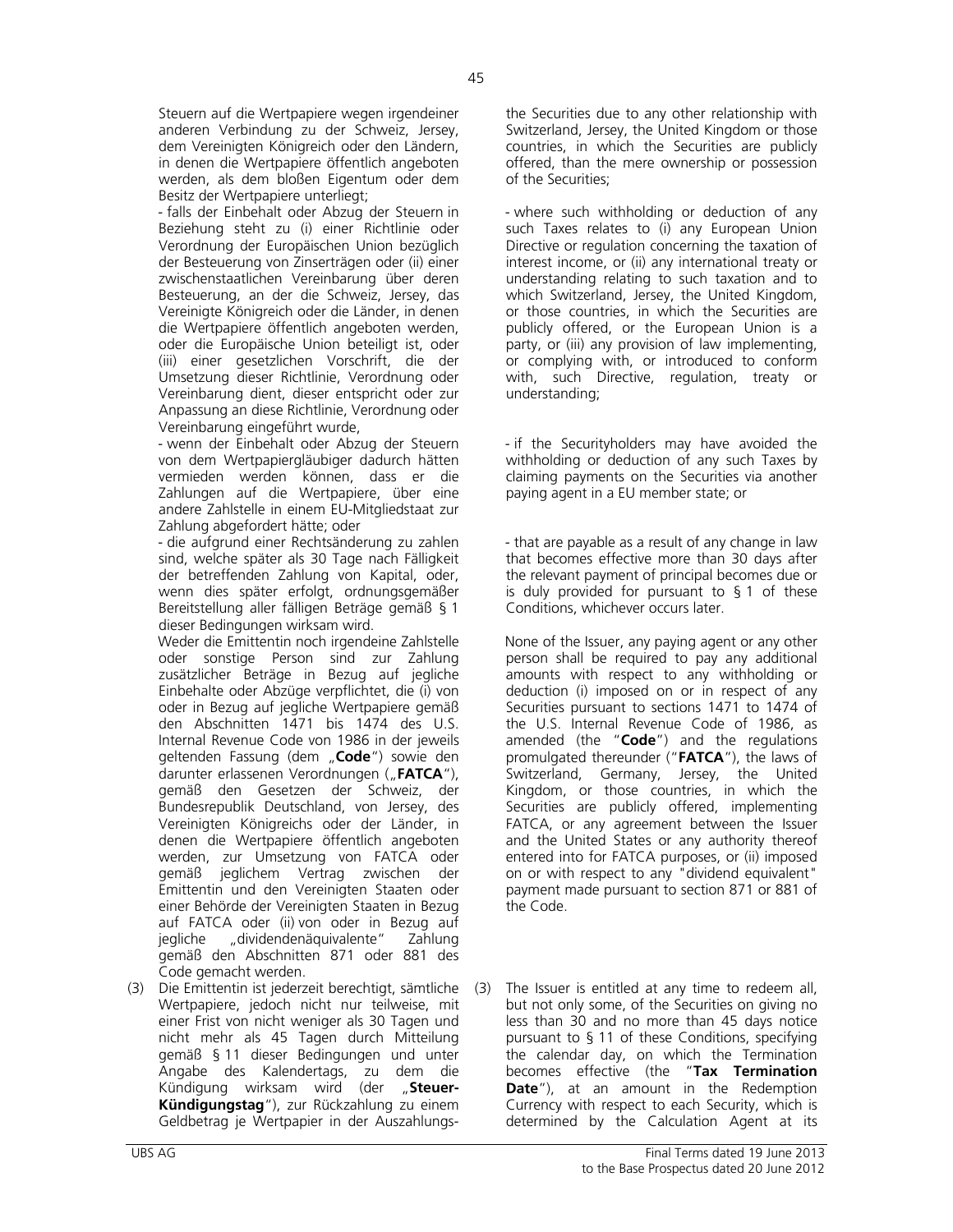Steuern auf die Wertpapiere wegen irgendeiner anderen Verbindung zu der Schweiz, Jersey, dem Vereinigten Königreich oder den Ländern, in denen die Wertpapiere öffentlich angeboten werden, als dem bloßen Eigentum oder dem Besitz der Wertpapiere unterliegt;

- falls der Einbehalt oder Abzug der Steuern in Beziehung steht zu (i) einer Richtlinie oder Verordnung der Europäischen Union bezüglich der Besteuerung von Zinserträgen oder (ii) einer zwischenstaatlichen Vereinbarung über deren Besteuerung, an der die Schweiz, Jersey, das Vereinigte Königreich oder die Länder, in denen die Wertpapiere öffentlich angeboten werden, oder die Europäische Union beteiligt ist, oder (iii) einer gesetzlichen Vorschrift, die der Umsetzung dieser Richtlinie, Verordnung oder Vereinbarung dient, dieser entspricht oder zur Anpassung an diese Richtlinie, Verordnung oder Vereinbarung eingeführt wurde,

- wenn der Einbehalt oder Abzug der Steuern von dem Wertpapiergläubiger dadurch hätten vermieden werden können, dass er die Zahlungen auf die Wertpapiere, über eine andere Zahlstelle in einem EU-Mitgliedstaat zur Zahlung abgefordert hätte; oder

- die aufgrund einer Rechtsänderung zu zahlen sind, welche später als 30 Tage nach Fälligkeit der betreffenden Zahlung von Kapital, oder, wenn dies später erfolgt, ordnungsgemäßer Bereitstellung aller fälligen Beträge gemäß § 1 dieser Bedingungen wirksam wird.

Weder die Emittentin noch irgendeine Zahlstelle oder sonstige Person sind zur Zahlung zusätzlicher Beträge in Bezug auf jegliche Einbehalte oder Abzüge verpflichtet, die (i) von oder in Bezug auf jegliche Wertpapiere gemäß den Abschnitten 1471 bis 1474 des U.S. Internal Revenue Code von 1986 in der jeweils geltenden Fassung (dem „**Code**") sowie den darunter erlassenen Verordnungen („**FATCA**"), gemäß den Gesetzen der Schweiz, der Bundesrepublik Deutschland, von Jersey, des Vereinigten Königreichs oder der Länder, in denen die Wertpapiere öffentlich angeboten werden, zur Umsetzung von FATCA oder gemäß jeglichem Vertrag zwischen der Emittentin und den Vereinigten Staaten oder einer Behörde der Vereinigten Staaten in Bezug auf FATCA oder (ii) von oder in Bezug auf jegliche „dividendenäquivalente" Zahlung gemäß den Abschnitten 871 oder 881 des Code gemacht werden.

(3) Die Emittentin ist jederzeit berechtigt, sämtliche Wertpapiere, jedoch nicht nur teilweise, mit einer Frist von nicht weniger als 30 Tagen und nicht mehr als 45 Tagen durch Mitteilung gemäß § 11 dieser Bedingungen und unter Angabe des Kalendertags, zu dem die Kündigung wirksam wird (der „**Steuer-Kündigungstag**"), zur Rückzahlung zu einem Geldbetrag je Wertpapier in der Auszahlungs-

the Securities due to any other relationship with Switzerland, Jersey, the United Kingdom or those countries, in which the Securities are publicly offered, than the mere ownership or possession of the Securities;

- where such withholding or deduction of any such Taxes relates to (i) any European Union Directive or regulation concerning the taxation of interest income, or (ii) any international treaty or understanding relating to such taxation and to which Switzerland, Jersey, the United Kingdom, or those countries, in which the Securities are publicly offered, or the European Union is a party, or (iii) any provision of law implementing, or complying with, or introduced to conform with, such Directive, regulation, treaty or understanding;

- if the Securityholders may have avoided the withholding or deduction of any such Taxes by claiming payments on the Securities via another paying agent in a EU member state; or

- that are payable as a result of any change in law that becomes effective more than 30 days after the relevant payment of principal becomes due or is duly provided for pursuant to § 1 of these Conditions, whichever occurs later.

None of the Issuer, any paying agent or any other person shall be required to pay any additional amounts with respect to any withholding or deduction (i) imposed on or in respect of any Securities pursuant to sections 1471 to 1474 of the U.S. Internal Revenue Code of 1986, as amended (the "**Code**") and the regulations promulgated thereunder ("**FATCA**"), the laws of Switzerland, Germany, Jersey, the United Kingdom, or those countries, in which the Securities are publicly offered, implementing FATCA, or any agreement between the Issuer and the United States or any authority thereof entered into for FATCA purposes, or (ii) imposed on or with respect to any "dividend equivalent" payment made pursuant to section 871 or 881 of the Code.

(3) The Issuer is entitled at any time to redeem all, but not only some, of the Securities on giving no less than 30 and no more than 45 days notice pursuant to § 11 of these Conditions, specifying the calendar day, on which the Termination becomes effective (the "**Tax Termination Date**"), at an amount in the Redemption Currency with respect to each Security, which is determined by the Calculation Agent at its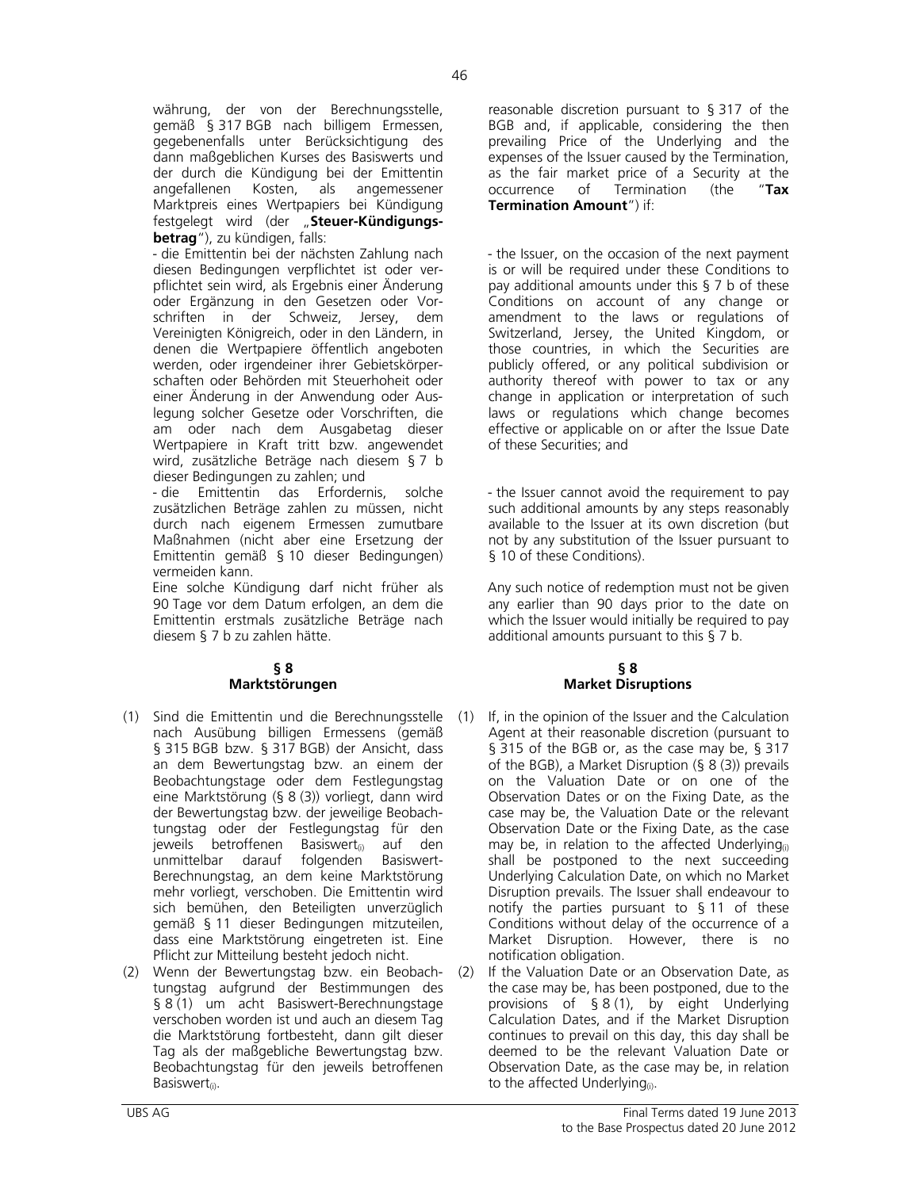währung, der von der Berechnungsstelle, gemäß § 317 BGB nach billigem Ermessen, gegebenenfalls unter Berücksichtigung des dann maßgeblichen Kurses des Basiswerts und der durch die Kündigung bei der Emittentin angefallenen Kosten, als angemessener Marktpreis eines Wertpapiers bei Kündigung festgelegt wird (der „**Steuer-Kündigungsbetrag**"), zu kündigen, falls:

- die Emittentin bei der nächsten Zahlung nach diesen Bedingungen verpflichtet ist oder verpflichtet sein wird, als Ergebnis einer Änderung oder Ergänzung in den Gesetzen oder Vorschriften in der Schweiz, Jersey, dem Vereinigten Königreich, oder in den Ländern, in denen die Wertpapiere öffentlich angeboten werden, oder irgendeiner ihrer Gebietskörperschaften oder Behörden mit Steuerhoheit oder einer Änderung in der Anwendung oder Auslegung solcher Gesetze oder Vorschriften, die am oder nach dem Ausgabetag dieser Wertpapiere in Kraft tritt bzw. angewendet wird, zusätzliche Beträge nach diesem § 7 b dieser Bedingungen zu zahlen; und

- die Emittentin das Erfordernis, solche zusätzlichen Beträge zahlen zu müssen, nicht durch nach eigenem Ermessen zumutbare Maßnahmen (nicht aber eine Ersetzung der Emittentin gemäß § 10 dieser Bedingungen) vermeiden kann.

Eine solche Kündigung darf nicht früher als 90 Tage vor dem Datum erfolgen, an dem die Emittentin erstmals zusätzliche Beträge nach diesem § 7 b zu zahlen hätte.

## § 8
## Marktstörungen

(1) Sind die Emittentin und die Berechnungsstelle nach Ausübung billigen Ermessens (gemäß § 315 BGB bzw. § 317 BGB) der Ansicht, dass an dem Bewertungstag bzw. an einem der Beobachtungstage oder dem Festlegungstag eine Marktstörung (§ 8 (3)) vorliegt, dann wird der Bewertungstag bzw. der jeweilige Beobachtungstag oder der Festlegungstag für den jeweils betroffenen Basiswert$_{(i)}$ auf den unmittelbar darauf folgenden Basiswert-Berechnungstag, an dem keine Marktstörung mehr vorliegt, verschoben. Die Emittentin wird sich bemühen, den Beteiligten unverzüglich gemäß § 11 dieser Bedingungen mitzuteilen, dass eine Marktstörung eingetreten ist. Eine Pflicht zur Mitteilung besteht jedoch nicht.

(2) Wenn der Bewertungstag bzw. ein Beobachtungstag aufgrund der Bestimmungen des § 8 (1) um acht Basiswert-Berechnungstage verschoben worden ist und auch an diesem Tag die Marktstörung fortbesteht, dann gilt dieser Tag als der maßgebliche Bewertungstag bzw. Beobachtungstag für den jeweils betroffenen Basiswert$_{(i)}$.

reasonable discretion pursuant to § 317 of the BGB and, if applicable, considering the then prevailing Price of the Underlying and the expenses of the Issuer caused by the Termination, as the fair market price of a Security at the occurrence of Termination (the "**Tax Termination Amount**") if:

- the Issuer, on the occasion of the next payment is or will be required under these Conditions to pay additional amounts under this § 7 b of these Conditions on account of any change or amendment to the laws or regulations of Switzerland, Jersey, the United Kingdom, or those countries, in which the Securities are publicly offered, or any political subdivision or authority thereof with power to tax or any change in application or interpretation of such laws or regulations which change becomes effective or applicable on or after the Issue Date of these Securities; and

- the Issuer cannot avoid the requirement to pay such additional amounts by any steps reasonably available to the Issuer at its own discretion (but not by any substitution of the Issuer pursuant to § 10 of these Conditions).

Any such notice of redemption must not be given any earlier than 90 days prior to the date on which the Issuer would initially be required to pay additional amounts pursuant to this § 7 b.

## § 8
## Market Disruptions

(1) If, in the opinion of the Issuer and the Calculation Agent at their reasonable discretion (pursuant to § 315 of the BGB or, as the case may be, § 317 of the BGB), a Market Disruption (§ 8 (3)) prevails on the Valuation Date or on one of the Observation Dates or on the Fixing Date, as the case may be, the Valuation Date or the relevant Observation Date or the Fixing Date, as the case may be, in relation to the affected Underlying$_{(i)}$ shall be postponed to the next succeeding Underlying Calculation Date, on which no Market Disruption prevails. The Issuer shall endeavour to notify the parties pursuant to § 11 of these Conditions without delay of the occurrence of a Market Disruption. However, there is no notification obligation.

(2) If the Valuation Date or an Observation Date, as the case may be, has been postponed, due to the provisions of § 8 (1), by eight Underlying Calculation Dates, and if the Market Disruption continues to prevail on this day, this day shall be deemed to be the relevant Valuation Date or Observation Date, as the case may be, in relation to the affected Underlying$_{(i)}$.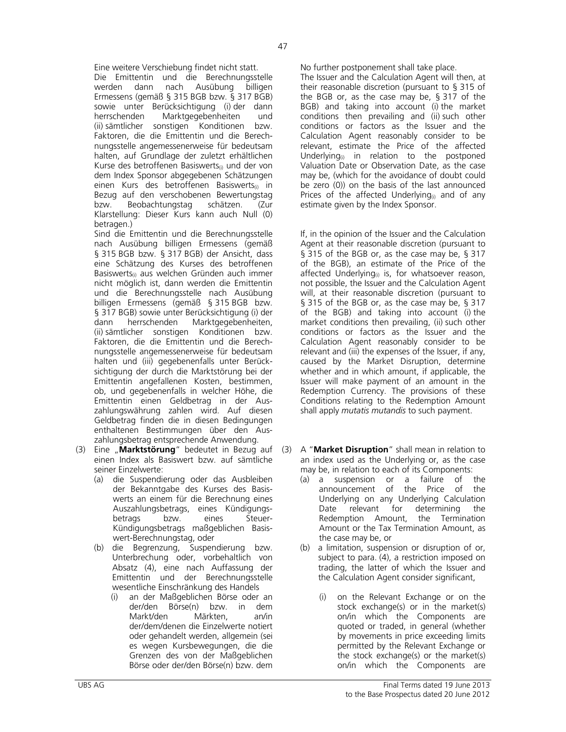Eine weitere Verschiebung findet nicht statt.

Die Emittentin und die Berechnungsstelle werden dann nach Ausübung billigen Ermessens (gemäß § 315 BGB bzw. § 317 BGB) sowie unter Berücksichtigung (i) der dann herrschenden Marktgegebenheiten und (ii) sämtlicher sonstigen Konditionen bzw. Faktoren, die die Emittentin und die Berechnungsstelle angemessenerweise für bedeutsam halten, auf Grundlage der zuletzt erhältlichen Kurse des betroffenen Basiswerts$_{(i)}$ und der von dem Index Sponsor abgegebenen Schätzungen einen Kurs des betroffenen Basiswerts$_{(i)}$ in Bezug auf den verschobenen Bewertungstag bzw. Beobachtungstag schätzen. (Zur Klarstellung: Dieser Kurs kann auch Null (0) betragen.)

Sind die Emittentin und die Berechnungsstelle nach Ausübung billigen Ermessens (gemäß § 315 BGB bzw. § 317 BGB) der Ansicht, dass eine Schätzung des Kurses des betroffenen Basiswerts$_{(i)}$ aus welchen Gründen auch immer nicht möglich ist, dann werden die Emittentin und die Berechnungsstelle nach Ausübung billigen Ermessens (gemäß § 315 BGB bzw. § 317 BGB) sowie unter Berücksichtigung (i) der dann herrschenden Marktgegebenheiten, (ii) sämtlicher sonstigen Konditionen bzw. Faktoren, die die Emittentin und die Berechnungsstelle angemessenerweise für bedeutsam halten und (iii) gegebenenfalls unter Berücksichtigung der durch die Marktstörung bei der Emittentin angefallenen Kosten, bestimmen, ob, und gegebenenfalls in welcher Höhe, die Emittentin einen Geldbetrag in der Auszahlungswährung zahlen wird. Auf diesen Geldbetrag finden die in diesen Bedingungen enthaltenen Bestimmungen über den Auszahlungsbetrag entsprechende Anwendung.

(3) Eine „**Marktstörung**" bedeutet in Bezug auf einen Index als Basiswert bzw. auf sämtliche seiner Einzelwerte:

(a) die Suspendierung oder das Ausbleiben der Bekanntgabe des Kurses des Basiswerts an einem für die Berechnung eines Auszahlungsbetrags, eines Kündigungsbetrags bzw. eines Steuer-Kündigungsbetrags maßgeblichen Basiswert-Berechnungstag, oder

(b) die Begrenzung, Suspendierung bzw. Unterbrechung oder, vorbehaltlich von Absatz (4), eine nach Auffassung der Emittentin und der Berechnungsstelle wesentliche Einschränkung des Handels

(i) an der Maßgeblichen Börse oder an der/den Börse(n) bzw. in dem Markt/den Märkten, an/in der/dem/denen die Einzelwerte notiert oder gehandelt werden, allgemein (sei es wegen Kursbewegungen, die die Grenzen des von der Maßgeblichen Börse oder der/den Börse(n) bzw. dem

No further postponement shall take place.

The Issuer and the Calculation Agent will then, at their reasonable discretion (pursuant to § 315 of the BGB or, as the case may be, § 317 of the BGB) and taking into account (i) the market conditions then prevailing and (ii) such other conditions or factors as the Issuer and the Calculation Agent reasonably consider to be relevant, estimate the Price of the affected Underlying$_{(i)}$ in relation to the postponed Valuation Date or Observation Date, as the case may be, (which for the avoidance of doubt could be zero (0)) on the basis of the last announced Prices of the affected Underlying$_{(i)}$ and of any estimate given by the Index Sponsor.

If, in the opinion of the Issuer and the Calculation Agent at their reasonable discretion (pursuant to § 315 of the BGB or, as the case may be, § 317 of the BGB), an estimate of the Price of the affected Underlying$_{(i)}$ is, for whatsoever reason, not possible, the Issuer and the Calculation Agent will, at their reasonable discretion (pursuant to § 315 of the BGB or, as the case may be, § 317 of the BGB) and taking into account (i) the market conditions then prevailing, (ii) such other conditions or factors as the Issuer and the Calculation Agent reasonably consider to be relevant and (iii) the expenses of the Issuer, if any, caused by the Market Disruption, determine whether and in which amount, if applicable, the Issuer will make payment of an amount in the Redemption Currency. The provisions of these Conditions relating to the Redemption Amount shall apply *mutatis mutandis* to such payment.

(3) A "**Market Disruption**" shall mean in relation to an index used as the Underlying or, as the case may be, in relation to each of its Components:

(a) a suspension or a failure of the announcement of the Price of the Underlying on any Underlying Calculation Date relevant for determining the Redemption Amount, the Termination Amount or the Tax Termination Amount, as the case may be, or

(b) a limitation, suspension or disruption of or, subject to para. (4), a restriction imposed on trading, the latter of which the Issuer and the Calculation Agent consider significant,

(i) on the Relevant Exchange or on the stock exchange(s) or in the market(s) on/in which the Components are quoted or traded, in general (whether by movements in price exceeding limits permitted by the Relevant Exchange or the stock exchange(s) or the market(s) on/in which the Components are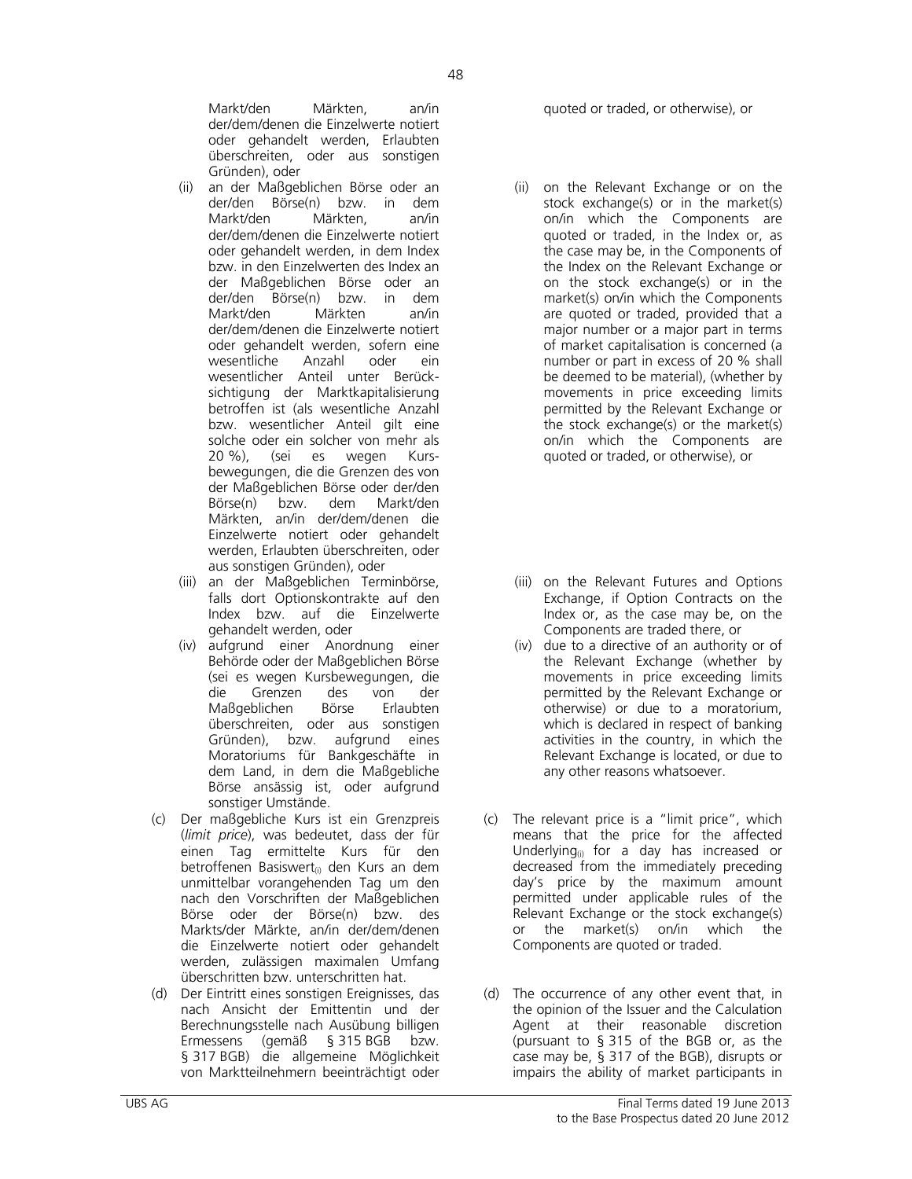Markt/den Märkten, an/in der/dem/denen die Einzelwerte notiert oder gehandelt werden, Erlaubten überschreiten, oder aus sonstigen Gründen), oder

(ii) an der Maßgeblichen Börse oder an der/den Börse(n) bzw. in dem Markt/den Märkten, an/in der/dem/denen die Einzelwerte notiert oder gehandelt werden, in dem Index bzw. in den Einzelwerten des Index an der Maßgeblichen Börse oder an der/den Börse(n) bzw. in dem Markt/den Märkten an/in der/dem/denen die Einzelwerte notiert oder gehandelt werden, sofern eine wesentliche Anzahl oder ein wesentlicher Anteil unter Berücksichtigung der Marktkapitalisierung betroffen ist (als wesentliche Anzahl bzw. wesentlicher Anteil gilt eine solche oder ein solcher von mehr als 20 %), (sei es wegen Kursbewegungen, die die Grenzen des von der Maßgeblichen Börse oder der/den Börse(n) bzw. dem Markt/den Märkten, an/in der/dem/denen die Einzelwerte notiert oder gehandelt werden, Erlaubten überschreiten, oder aus sonstigen Gründen), oder

(iii) an der Maßgeblichen Terminbörse, falls dort Optionskontrakte auf den Index bzw. auf die Einzelwerte gehandelt werden, oder

(iv) aufgrund einer Anordnung einer Behörde oder der Maßgeblichen Börse (sei es wegen Kursbewegungen, die die Grenzen des von der Maßgeblichen Börse Erlaubten überschreiten, oder aus sonstigen Gründen), bzw. aufgrund eines Moratoriums für Bankgeschäfte in dem Land, in dem die Maßgebliche Börse ansässig ist, oder aufgrund sonstiger Umstände.

(c) Der maßgebliche Kurs ist ein Grenzpreis (*limit price*), was bedeutet, dass der für einen Tag ermittelte Kurs für den betroffenen Basiswert$_{(i)}$ den Kurs an dem unmittelbar vorangehenden Tag um den nach den Vorschriften der Maßgeblichen Börse oder der Börse(n) bzw. des Markts/der Märkte, an/in der/dem/denen die Einzelwerte notiert oder gehandelt werden, zulässigen maximalen Umfang überschritten bzw. unterschritten hat.

(d) Der Eintritt eines sonstigen Ereignisses, das nach Ansicht der Emittentin und der Berechnungsstelle nach Ausübung billigen Ermessens (gemäß § 315 BGB bzw. § 317 BGB) die allgemeine Möglichkeit von Marktteilnehmern beeinträchtigt oder

quoted or traded, or otherwise), or

(ii) on the Relevant Exchange or on the stock exchange(s) or in the market(s) on/in which the Components are quoted or traded, in the Index or, as the case may be, in the Components of the Index on the Relevant Exchange or on the stock exchange(s) or in the market(s) on/in which the Components are quoted or traded, provided that a major number or a major part in terms of market capitalisation is concerned (a number or part in excess of 20 % shall be deemed to be material), (whether by movements in price exceeding limits permitted by the Relevant Exchange or the stock exchange(s) or the market(s) on/in which the Components are quoted or traded, or otherwise), or

(iii) on the Relevant Futures and Options Exchange, if Option Contracts on the Index or, as the case may be, on the Components are traded there, or

(iv) due to a directive of an authority or of the Relevant Exchange (whether by movements in price exceeding limits permitted by the Relevant Exchange or otherwise) or due to a moratorium, which is declared in respect of banking activities in the country, in which the Relevant Exchange is located, or due to any other reasons whatsoever.

(c) The relevant price is a "limit price", which means that the price for the affected Underlying$_{(i)}$ for a day has increased or decreased from the immediately preceding day's price by the maximum amount permitted under applicable rules of the Relevant Exchange or the stock exchange(s) or the market(s) on/in which the Components are quoted or traded.

(d) The occurrence of any other event that, in the opinion of the Issuer and the Calculation Agent at their reasonable discretion (pursuant to § 315 of the BGB or, as the case may be, § 317 of the BGB), disrupts or impairs the ability of market participants in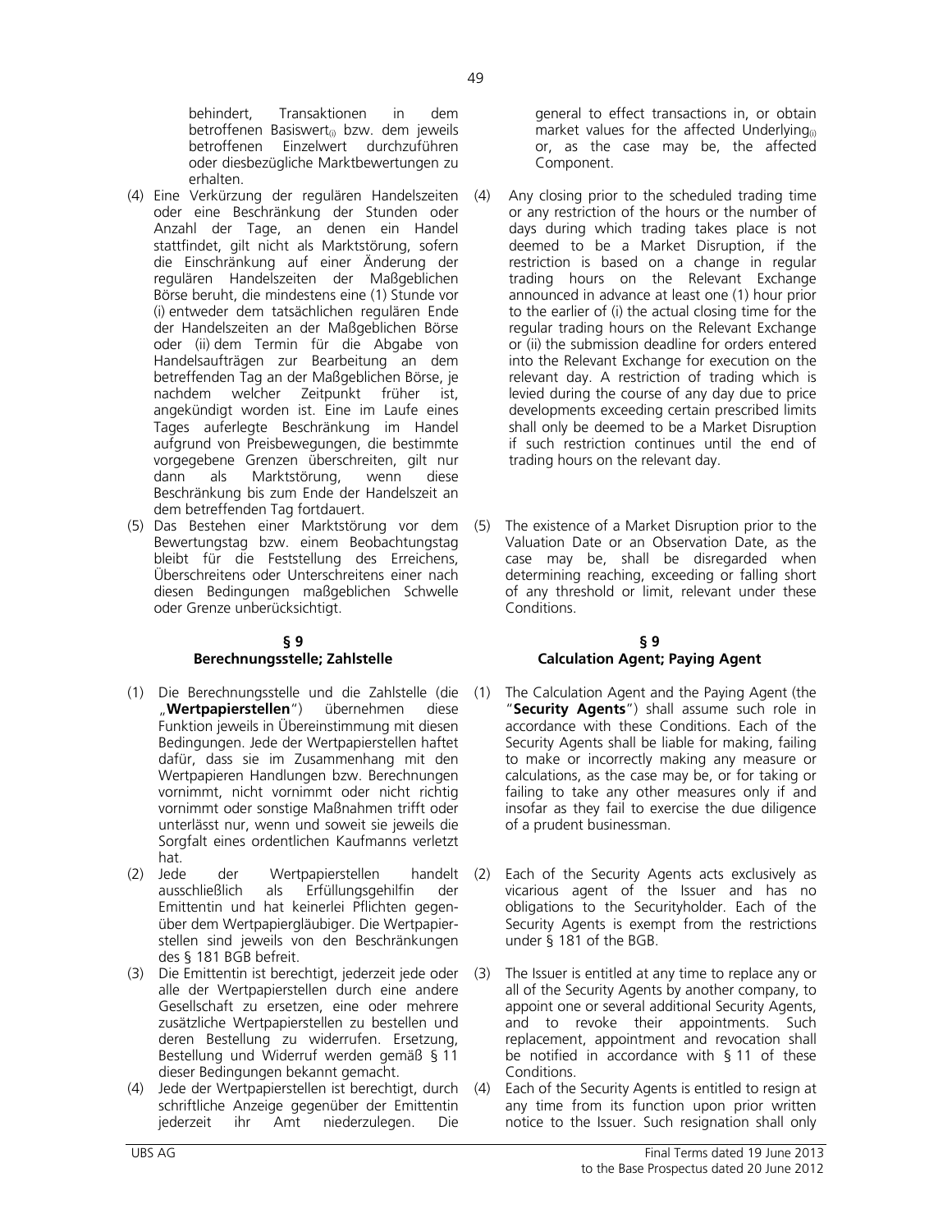behindert, Transaktionen in dem betroffenen Basiswert$_{(i)}$ bzw. dem jeweils betroffenen Einzelwert durchzuführen oder diesbezügliche Marktbewertungen zu erhalten.

(4) Eine Verkürzung der regulären Handelszeiten oder eine Beschränkung der Stunden oder Anzahl der Tage, an denen ein Handel stattfindet, gilt nicht als Marktstörung, sofern die Einschränkung auf einer Änderung der regulären Handelszeiten der Maßgeblichen Börse beruht, die mindestens eine (1) Stunde vor (i) entweder dem tatsächlichen regulären Ende der Handelszeiten an der Maßgeblichen Börse oder (ii) dem Termin für die Abgabe von Handelsaufträgen zur Bearbeitung an dem betreffenden Tag an der Maßgeblichen Börse, je nachdem welcher Zeitpunkt früher ist, angekündigt worden ist. Eine im Laufe eines Tages auferlegte Beschränkung im Handel aufgrund von Preisbewegungen, die bestimmte vorgegebene Grenzen überschreiten, gilt nur dann als Marktstörung, wenn diese Beschränkung bis zum Ende der Handelszeit an dem betreffenden Tag fortdauert.

(5) Das Bestehen einer Marktstörung vor dem Bewertungstag bzw. einem Beobachtungstag bleibt für die Feststellung des Erreichens, Überschreitens oder Unterschreitens einer nach diesen Bedingungen maßgeblichen Schwelle oder Grenze unberücksichtigt.

## § 9
## Berechnungsstelle; Zahlstelle

(1) Die Berechnungsstelle und die Zahlstelle (die „**Wertpapierstellen**") übernehmen diese Funktion jeweils in Übereinstimmung mit diesen Bedingungen. Jede der Wertpapierstellen haftet dafür, dass sie im Zusammenhang mit den Wertpapieren Handlungen bzw. Berechnungen vornimmt, nicht vornimmt oder nicht richtig vornimmt oder sonstige Maßnahmen trifft oder unterlässt nur, wenn und soweit sie jeweils die Sorgfalt eines ordentlichen Kaufmanns verletzt hat.

(2) Jede der Wertpapierstellen handelt ausschließlich als Erfüllungsgehilfin der Emittentin und hat keinerlei Pflichten gegenüber dem Wertpapiergläubiger. Die Wertpapierstellen sind jeweils von den Beschränkungen des § 181 BGB befreit.

(3) Die Emittentin ist berechtigt, jederzeit jede oder alle der Wertpapierstellen durch eine andere Gesellschaft zu ersetzen, eine oder mehrere zusätzliche Wertpapierstellen zu bestellen und deren Bestellung zu widerrufen. Ersetzung, Bestellung und Widerruf werden gemäß § 11 dieser Bedingungen bekannt gemacht.

(4) Jede der Wertpapierstellen ist berechtigt, durch schriftliche Anzeige gegenüber der Emittentin jederzeit ihr Amt niederzulegen. Die

general to effect transactions in, or obtain market values for the affected Underlying$_{(i)}$ or, as the case may be, the affected Component.

(4) Any closing prior to the scheduled trading time or any restriction of the hours or the number of days during which trading takes place is not deemed to be a Market Disruption, if the restriction is based on a change in regular trading hours on the Relevant Exchange announced in advance at least one (1) hour prior to the earlier of (i) the actual closing time for the regular trading hours on the Relevant Exchange or (ii) the submission deadline for orders entered into the Relevant Exchange for execution on the relevant day. A restriction of trading which is levied during the course of any day due to price developments exceeding certain prescribed limits shall only be deemed to be a Market Disruption if such restriction continues until the end of trading hours on the relevant day.

(5) The existence of a Market Disruption prior to the Valuation Date or an Observation Date, as the case may be, shall be disregarded when determining reaching, exceeding or falling short of any threshold or limit, relevant under these Conditions.

## § 9
## Calculation Agent; Paying Agent

(1) The Calculation Agent and the Paying Agent (the "**Security Agents**") shall assume such role in accordance with these Conditions. Each of the Security Agents shall be liable for making, failing to make or incorrectly making any measure or calculations, as the case may be, or for taking or failing to take any other measures only if and insofar as they fail to exercise the due diligence of a prudent businessman.

(2) Each of the Security Agents acts exclusively as vicarious agent of the Issuer and has no obligations to the Securityholder. Each of the Security Agents is exempt from the restrictions under § 181 of the BGB.

(3) The Issuer is entitled at any time to replace any or all of the Security Agents by another company, to appoint one or several additional Security Agents, and to revoke their appointments. Such replacement, appointment and revocation shall be notified in accordance with § 11 of these Conditions.

(4) Each of the Security Agents is entitled to resign at any time from its function upon prior written notice to the Issuer. Such resignation shall only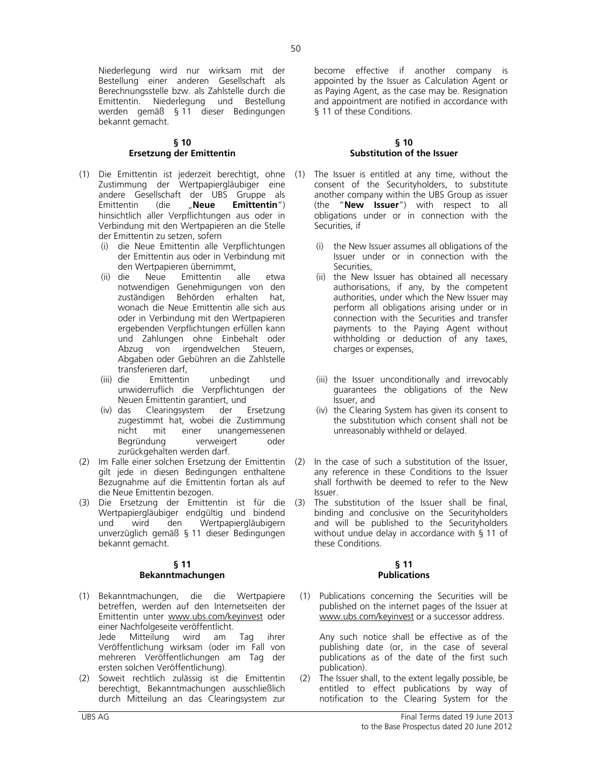Niederlegung wird nur wirksam mit der Bestellung einer anderen Gesellschaft als Berechnungsstelle bzw. als Zahlstelle durch die Emittentin. Niederlegung und Bestellung werden gemäß § 11 dieser Bedingungen bekannt gemacht.

become effective if another company is appointed by the Issuer as Calculation Agent or as Paying Agent, as the case may be. Resignation and appointment are notified in accordance with § 11 of these Conditions.

## § 10
## Ersetzung der Emittentin

(1) Die Emittentin ist jederzeit berechtigt, ohne Zustimmung der Wertpapiergläubiger eine andere Gesellschaft der UBS Gruppe als Emittentin (die „**Neue Emittentin**") hinsichtlich aller Verpflichtungen aus oder in Verbindung mit den Wertpapieren an die Stelle der Emittentin zu setzen, sofern
   (i) die Neue Emittentin alle Verpflichtungen der Emittentin aus oder in Verbindung mit den Wertpapieren übernimmt,
   (ii) die Neue Emittentin alle etwa notwendigen Genehmigungen von den zuständigen Behörden erhalten hat, wonach die Neue Emittentin alle sich aus oder in Verbindung mit den Wertpapieren ergebenden Verpflichtungen erfüllen kann und Zahlungen ohne Einbehalt oder Abzug von irgendwelchen Steuern, Abgaben oder Gebühren an die Zahlstelle transferieren darf,
   (iii) die Emittentin unbedingt und unwiderruflich die Verpflichtungen der Neuen Emittentin garantiert, und
   (iv) das Clearingsystem der Ersetzung zugestimmt hat, wobei die Zustimmung nicht mit einer unangemessenen Begründung verweigert oder zurückgehalten werden darf.

(2) Im Falle einer solchen Ersetzung der Emittentin gilt jede in diesen Bedingungen enthaltene Bezugnahme auf die Emittentin fortan als auf die Neue Emittentin bezogen.

(3) Die Ersetzung der Emittentin ist für die Wertpapiergläubiger endgültig und bindend und wird den Wertpapiergläubigern unverzüglich gemäß § 11 dieser Bedingungen bekannt gemacht.

## § 10
## Substitution of the Issuer

(1) The Issuer is entitled at any time, without the consent of the Securityholders, to substitute another company within the UBS Group as issuer (the "**New Issuer**") with respect to all obligations under or in connection with the Securities, if
   (i) the New Issuer assumes all obligations of the Issuer under or in connection with the Securities,
   (ii) the New Issuer has obtained all necessary authorisations, if any, by the competent authorities, under which the New Issuer may perform all obligations arising under or in connection with the Securities and transfer payments to the Paying Agent without withholding or deduction of any taxes, charges or expenses,
   (iii) the Issuer unconditionally and irrevocably guarantees the obligations of the New Issuer, and
   (iv) the Clearing System has given its consent to the substitution which consent shall not be unreasonably withheld or delayed.

(2) In the case of such a substitution of the Issuer, any reference in these Conditions to the Issuer shall forthwith be deemed to refer to the New Issuer.

(3) The substitution of the Issuer shall be final, binding and conclusive on the Securityholders and will be published to the Securityholders without undue delay in accordance with § 11 of these Conditions.

## § 11
## Bekanntmachungen

(1) Bekanntmachungen, die die Wertpapiere betreffen, werden auf den Internetseiten der Emittentin unter www.ubs.com/keyinvest oder einer Nachfolgeseite veröffentlicht.
   Jede Mitteilung wird am Tag ihrer Veröffentlichung wirksam (oder im Fall von mehreren Veröffentlichungen am Tag der ersten solchen Veröffentlichung).

(2) Soweit rechtlich zulässig ist die Emittentin berechtigt, Bekanntmachungen ausschließlich durch Mitteilung an das Clearingsystem zur

## § 11
## Publications

(1) Publications concerning the Securities will be published on the internet pages of the Issuer at www.ubs.com/keyinvest or a successor address.
   Any such notice shall be effective as of the publishing date (or, in the case of several publications as of the date of the first such publication).

(2) The Issuer shall, to the extent legally possible, be entitled to effect publications by way of notification to the Clearing System for the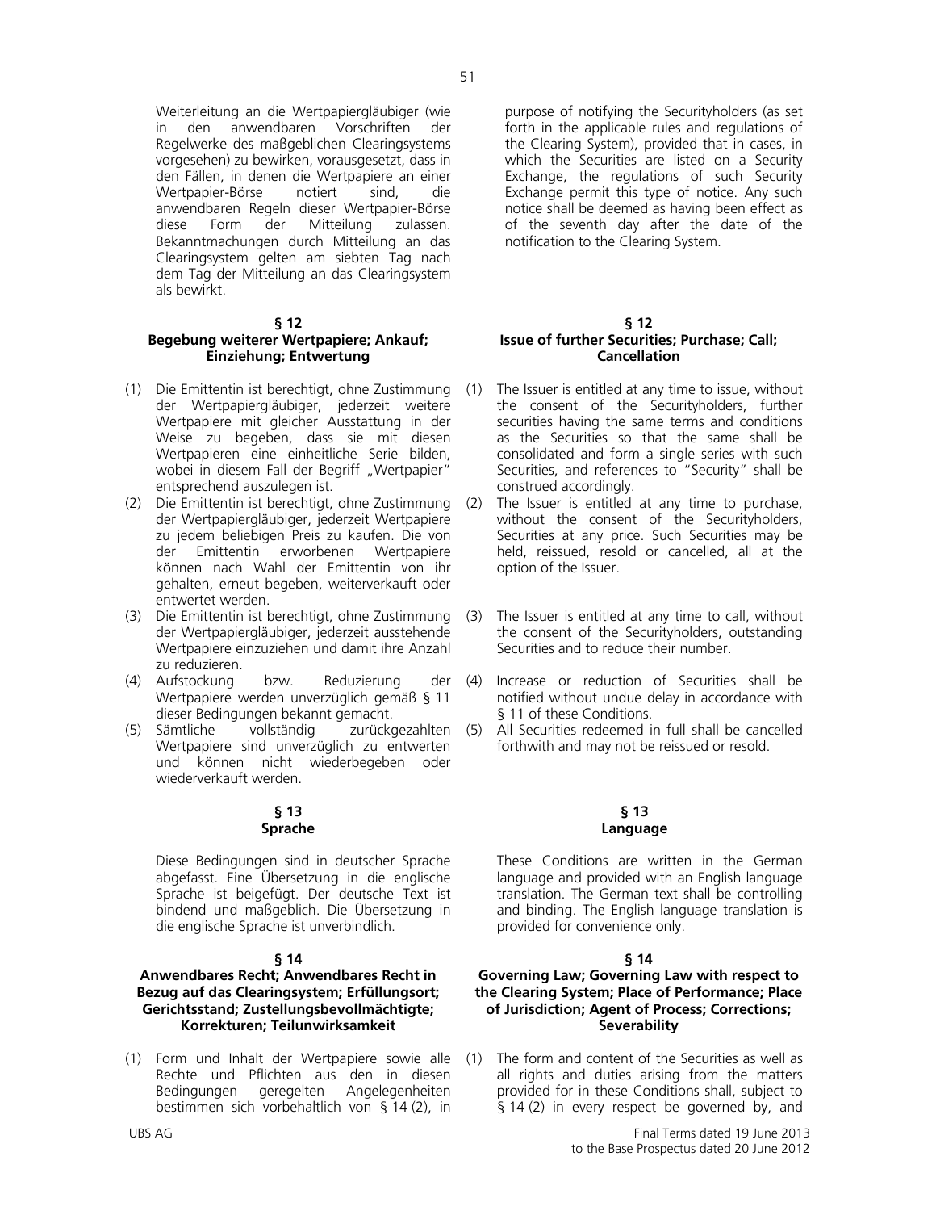Weiterleitung an die Wertpapiergläubiger (wie in den anwendbaren Vorschriften der Regelwerke des maßgeblichen Clearingsystems vorgesehen) zu bewirken, vorausgesetzt, dass in den Fällen, in denen die Wertpapiere an einer Wertpapier-Börse notiert sind, die anwendbaren Regeln dieser Wertpapier-Börse diese Form der Mitteilung zulassen. Bekanntmachungen durch Mitteilung an das Clearingsystem gelten am siebten Tag nach dem Tag der Mitteilung an das Clearingsystem als bewirkt.

purpose of notifying the Securityholders (as set forth in the applicable rules and regulations of the Clearing System), provided that in cases, in which the Securities are listed on a Security Exchange, the regulations of such Security Exchange permit this type of notice. Any such notice shall be deemed as having been effect as of the seventh day after the date of the notification to the Clearing System.

**§ 12**
**Begebung weiterer Wertpapiere; Ankauf; Einziehung; Entwertung**

(1) Die Emittentin ist berechtigt, ohne Zustimmung der Wertpapiergläubiger, jederzeit weitere Wertpapiere mit gleicher Ausstattung in der Weise zu begeben, dass sie mit diesen Wertpapieren eine einheitliche Serie bilden, wobei in diesem Fall der Begriff „Wertpapier" entsprechend auszulegen ist.
(2) Die Emittentin ist berechtigt, ohne Zustimmung der Wertpapiergläubiger, jederzeit Wertpapiere zu jedem beliebigen Preis zu kaufen. Die von der Emittentin erworbenen Wertpapiere können nach Wahl der Emittentin von ihr gehalten, erneut begeben, weiterverkauft oder entwertet werden.
(3) Die Emittentin ist berechtigt, ohne Zustimmung der Wertpapiergläubiger, jederzeit ausstehende Wertpapiere einzuziehen und damit ihre Anzahl zu reduzieren.
(4) Aufstockung bzw. Reduzierung der Wertpapiere werden unverzüglich gemäß § 11 dieser Bedingungen bekannt gemacht.
(5) Sämtliche vollständig zurückgezahlten Wertpapiere sind unverzüglich zu entwerten und können nicht wiederbegeben oder wiederverkauft werden.

**§ 12**
**Issue of further Securities; Purchase; Call; Cancellation**

(1) The Issuer is entitled at any time to issue, without the consent of the Securityholders, further securities having the same terms and conditions as the Securities so that the same shall be consolidated and form a single series with such Securities, and references to "Security" shall be construed accordingly.
(2) The Issuer is entitled at any time to purchase, without the consent of the Securityholders, Securities at any price. Such Securities may be held, reissued, resold or cancelled, all at the option of the Issuer.
(3) The Issuer is entitled at any time to call, without the consent of the Securityholders, outstanding Securities and to reduce their number.
(4) Increase or reduction of Securities shall be notified without undue delay in accordance with § 11 of these Conditions.
(5) All Securities redeemed in full shall be cancelled forthwith and may not be reissued or resold.

**§ 13**
**Sprache**

Diese Bedingungen sind in deutscher Sprache abgefasst. Eine Übersetzung in die englische Sprache ist beigefügt. Der deutsche Text ist bindend und maßgeblich. Die Übersetzung in die englische Sprache ist unverbindlich.

**§ 13**
**Language**

These Conditions are written in the German language and provided with an English language translation. The German text shall be controlling and binding. The English language translation is provided for convenience only.

**§ 14**
**Anwendbares Recht; Anwendbares Recht in Bezug auf das Clearingsystem; Erfüllungsort; Gerichtsstand; Zustellungsbevollmächtigte; Korrekturen; Teilunwirksamkeit**

(1) Form und Inhalt der Wertpapiere sowie alle Rechte und Pflichten aus den in diesen Bedingungen geregelten Angelegenheiten bestimmen sich vorbehaltlich von § 14 (2), in

**§ 14**
**Governing Law; Governing Law with respect to the Clearing System; Place of Performance; Place of Jurisdiction; Agent of Process; Corrections; Severability**

(1) The form and content of the Securities as well as all rights and duties arising from the matters provided for in these Conditions shall, subject to § 14 (2) in every respect be governed by, and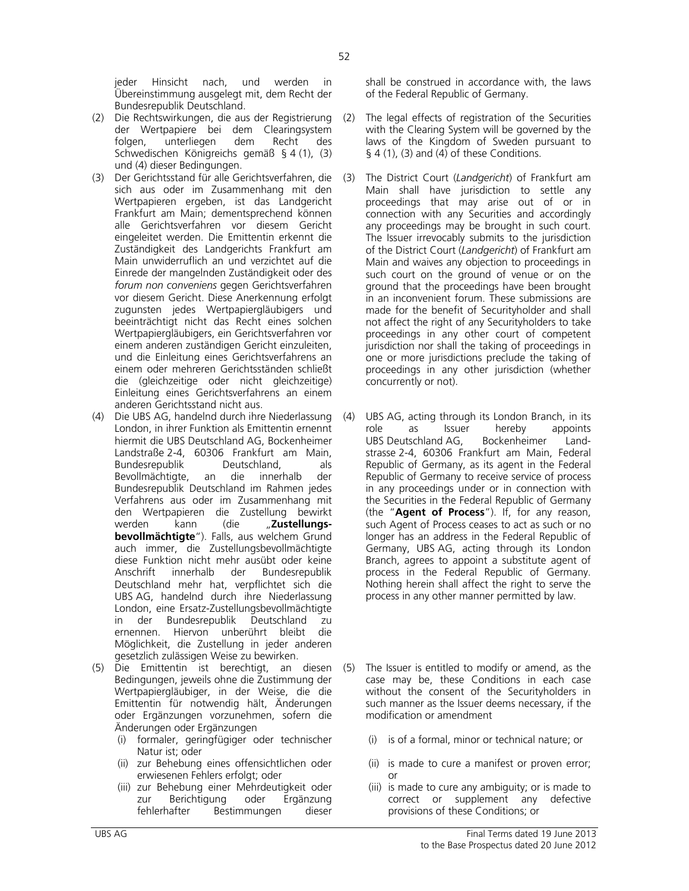jeder Hinsicht nach, und werden in Übereinstimmung ausgelegt mit, dem Recht der Bundesrepublik Deutschland.

(2) Die Rechtswirkungen, die aus der Registrierung der Wertpapiere bei dem Clearingsystem folgen, unterliegen dem Recht des Schwedischen Königreichs gemäß § 4 (1), (3) und (4) dieser Bedingungen.

(3) Der Gerichtsstand für alle Gerichtsverfahren, die sich aus oder im Zusammenhang mit den Wertpapieren ergeben, ist das Landgericht Frankfurt am Main; dementsprechend können alle Gerichtsverfahren vor diesem Gericht eingeleitet werden. Die Emittentin erkennt die Zuständigkeit des Landgerichts Frankfurt am Main unwiderruflich an und verzichtet auf die Einrede der mangelnden Zuständigkeit oder des *forum non conveniens* gegen Gerichtsverfahren vor diesem Gericht. Diese Anerkennung erfolgt zugunsten jedes Wertpapiergläubigers und beeinträchtigt nicht das Recht eines solchen Wertpapiergläubigers, ein Gerichtsverfahren vor einem anderen zuständigen Gericht einzuleiten, und die Einleitung eines Gerichtsverfahrens an einem oder mehreren Gerichtsständen schließt die (gleichzeitige oder nicht gleichzeitige) Einleitung eines Gerichtsverfahrens an einem anderen Gerichtsstand nicht aus.

(4) Die UBS AG, handelnd durch ihre Niederlassung London, in ihrer Funktion als Emittentin ernennt hiermit die UBS Deutschland AG, Bockenheimer Landstraße 2-4, 60306 Frankfurt am Main, Bundesrepublik Deutschland, als Bevollmächtigte, an die innerhalb der Bundesrepublik Deutschland im Rahmen jedes Verfahrens aus oder im Zusammenhang mit den Wertpapieren die Zustellung bewirkt werden kann (die „**Zustellungsbevollmächtigte**"). Falls, aus welchem Grund auch immer, die Zustellungsbevollmächtigte diese Funktion nicht mehr ausübt oder keine Anschrift innerhalb der Bundesrepublik Deutschland mehr hat, verpflichtet sich die UBS AG, handelnd durch ihre Niederlassung London, eine Ersatz-Zustellungsbevollmächtigte in der Bundesrepublik Deutschland zu ernennen. Hiervon unberührt bleibt die Möglichkeit, die Zustellung in jeder anderen gesetzlich zulässigen Weise zu bewirken.

(5) Die Emittentin ist berechtigt, an diesen Bedingungen, jeweils ohne die Zustimmung der Wertpapiergläubiger, in der Weise, die die Emittentin für notwendig hält, Änderungen oder Ergänzungen vorzunehmen, sofern die Änderungen oder Ergänzungen

(i) formaler, geringfügiger oder technischer Natur ist; oder

(ii) zur Behebung eines offensichtlichen oder erwiesenen Fehlers erfolgt; oder

(iii) zur Behebung einer Mehrdeutigkeit oder zur Berichtigung oder Ergänzung fehlerhafter Bestimmungen dieser

shall be construed in accordance with, the laws of the Federal Republic of Germany.

(2) The legal effects of registration of the Securities with the Clearing System will be governed by the laws of the Kingdom of Sweden pursuant to § 4 (1), (3) and (4) of these Conditions.

(3) The District Court (*Landgericht*) of Frankfurt am Main shall have jurisdiction to settle any proceedings that may arise out of or in connection with any Securities and accordingly any proceedings may be brought in such court. The Issuer irrevocably submits to the jurisdiction of the District Court (*Landgericht*) of Frankfurt am Main and waives any objection to proceedings in such court on the ground of venue or on the ground that the proceedings have been brought in an inconvenient forum. These submissions are made for the benefit of Securityholder and shall not affect the right of any Securityholders to take proceedings in any other court of competent jurisdiction nor shall the taking of proceedings in one or more jurisdictions preclude the taking of proceedings in any other jurisdiction (whether concurrently or not).

(4) UBS AG, acting through its London Branch, in its role as Issuer hereby appoints UBS Deutschland AG, Bockenheimer Landstrasse 2-4, 60306 Frankfurt am Main, Federal Republic of Germany, as its agent in the Federal Republic of Germany to receive service of process in any proceedings under or in connection with the Securities in the Federal Republic of Germany (the "**Agent of Process**"). If, for any reason, such Agent of Process ceases to act as such or no longer has an address in the Federal Republic of Germany, UBS AG, acting through its London Branch, agrees to appoint a substitute agent of process in the Federal Republic of Germany. Nothing herein shall affect the right to serve the process in any other manner permitted by law.

(5) The Issuer is entitled to modify or amend, as the case may be, these Conditions in each case without the consent of the Securityholders in such manner as the Issuer deems necessary, if the modification or amendment

(i) is of a formal, minor or technical nature; or

(ii) is made to cure a manifest or proven error; or

(iii) is made to cure any ambiguity; or is made to correct or supplement any defective provisions of these Conditions; or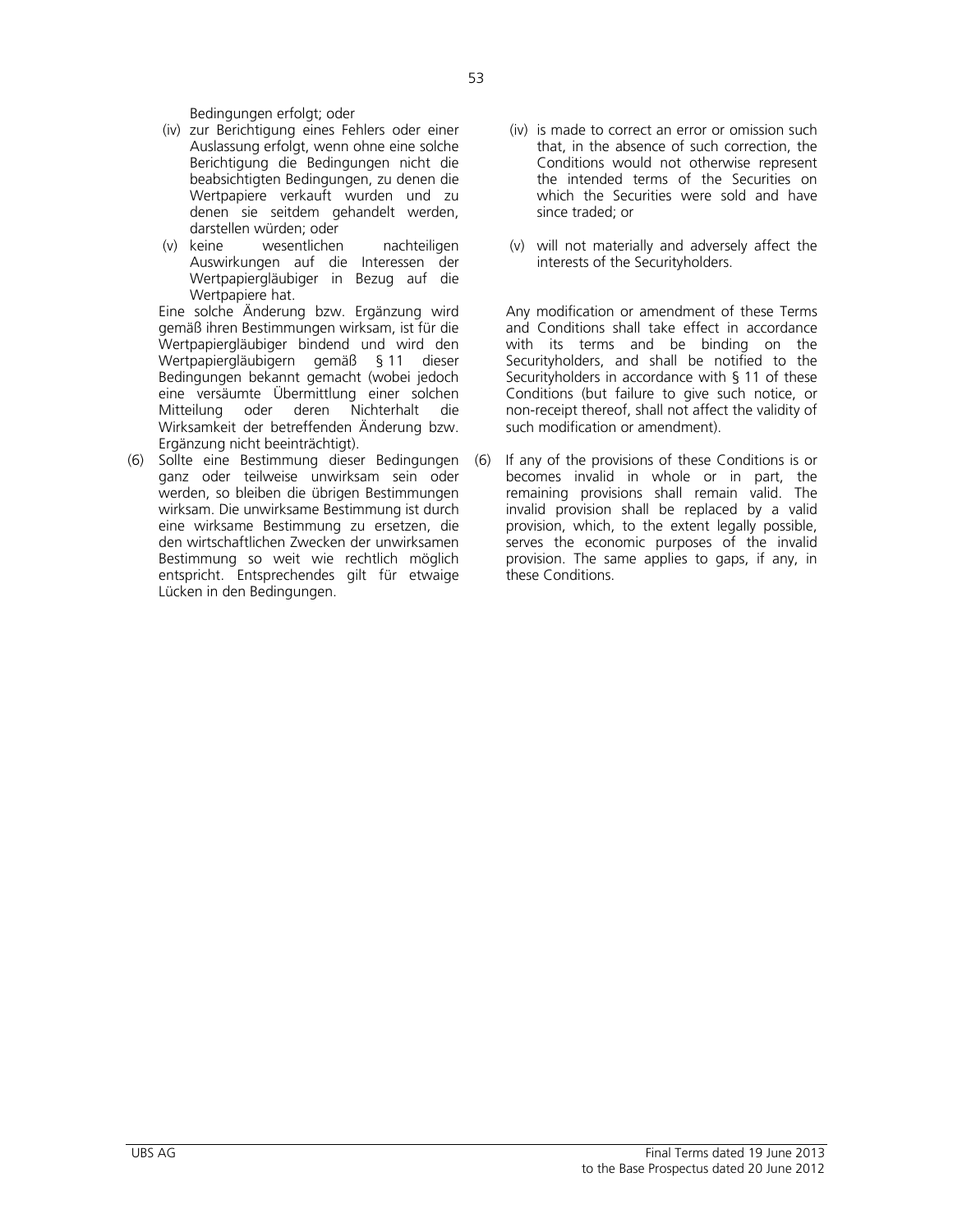Bedingungen erfolgt; oder

(iv) zur Berichtigung eines Fehlers oder einer Auslassung erfolgt, wenn ohne eine solche Berichtigung die Bedingungen nicht die beabsichtigten Bedingungen, zu denen die Wertpapiere verkauft wurden und zu denen sie seitdem gehandelt werden, darstellen würden; oder

(v) keine wesentlichen nachteiligen Auswirkungen auf die Interessen der Wertpapiergläubiger in Bezug auf die Wertpapiere hat.

Eine solche Änderung bzw. Ergänzung wird gemäß ihren Bestimmungen wirksam, ist für die Wertpapiergläubiger bindend und wird den Wertpapiergläubigern gemäß § 11 dieser Bedingungen bekannt gemacht (wobei jedoch eine versäumte Übermittlung einer solchen Mitteilung oder deren Nichterhalt die Wirksamkeit der betreffenden Änderung bzw. Ergänzung nicht beeinträchtigt).

(6) Sollte eine Bestimmung dieser Bedingungen ganz oder teilweise unwirksam sein oder werden, so bleiben die übrigen Bestimmungen wirksam. Die unwirksame Bestimmung ist durch eine wirksame Bestimmung zu ersetzen, die den wirtschaftlichen Zwecken der unwirksamen Bestimmung so weit wie rechtlich möglich entspricht. Entsprechendes gilt für etwaige Lücken in den Bedingungen.

(iv) is made to correct an error or omission such that, in the absence of such correction, the Conditions would not otherwise represent the intended terms of the Securities on which the Securities were sold and have since traded; or

(v) will not materially and adversely affect the interests of the Securityholders.

Any modification or amendment of these Terms and Conditions shall take effect in accordance with its terms and be binding on the Securityholders, and shall be notified to the Securityholders in accordance with § 11 of these Conditions (but failure to give such notice, or non-receipt thereof, shall not affect the validity of such modification or amendment).

(6) If any of the provisions of these Conditions is or becomes invalid in whole or in part, the remaining provisions shall remain valid. The invalid provision shall be replaced by a valid provision, which, to the extent legally possible, serves the economic purposes of the invalid provision. The same applies to gaps, if any, in these Conditions.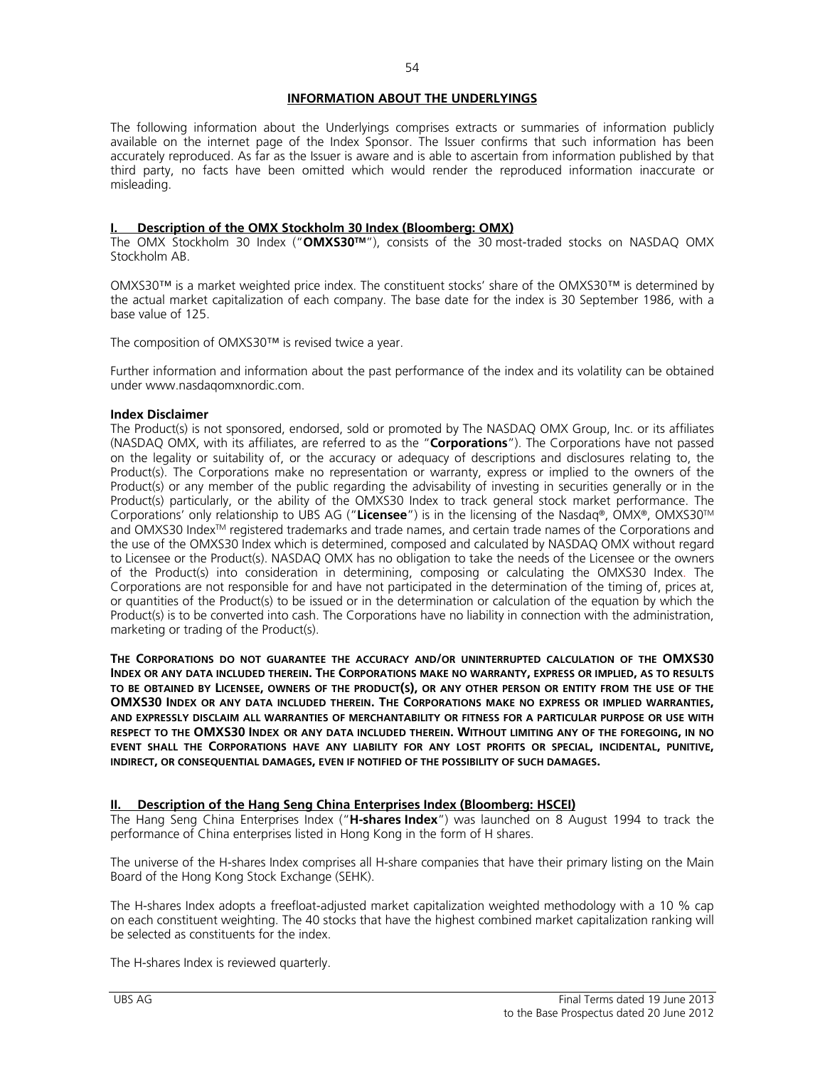## INFORMATION ABOUT THE UNDERLYINGS

The following information about the Underlyings comprises extracts or summaries of information publicly available on the internet page of the Index Sponsor. The Issuer confirms that such information has been accurately reproduced. As far as the Issuer is aware and is able to ascertain from information published by that third party, no facts have been omitted which would render the reproduced information inaccurate or misleading.

### I. Description of the OMX Stockholm 30 Index (Bloomberg: OMX)

The OMX Stockholm 30 Index ("**OMXS30™**"), consists of the 30 most-traded stocks on NASDAQ OMX Stockholm AB.

OMXS30™ is a market weighted price index. The constituent stocks' share of the OMXS30™ is determined by the actual market capitalization of each company. The base date for the index is 30 September 1986, with a base value of 125.

The composition of OMXS30™ is revised twice a year.

Further information and information about the past performance of the index and its volatility can be obtained under www.nasdaqomxnordic.com.

**Index Disclaimer**

The Product(s) is not sponsored, endorsed, sold or promoted by The NASDAQ OMX Group, Inc. or its affiliates (NASDAQ OMX, with its affiliates, are referred to as the "**Corporations**"). The Corporations have not passed on the legality or suitability of, or the accuracy or adequacy of descriptions and disclosures relating to, the Product(s). The Corporations make no representation or warranty, express or implied to the owners of the Product(s) or any member of the public regarding the advisability of investing in securities generally or in the Product(s) particularly, or the ability of the OMXS30 Index to track general stock market performance. The Corporations' only relationship to UBS AG ("**Licensee**") is in the licensing of the Nasdaq®, OMX®, OMXS30™ and OMXS30 Index™ registered trademarks and trade names, and certain trade names of the Corporations and the use of the OMXS30 Index which is determined, composed and calculated by NASDAQ OMX without regard to Licensee or the Product(s). NASDAQ OMX has no obligation to take the needs of the Licensee or the owners of the Product(s) into consideration in determining, composing or calculating the OMXS30 Index. The Corporations are not responsible for and have not participated in the determination of the timing of, prices at, or quantities of the Product(s) to be issued or in the determination or calculation of the equation by which the Product(s) is to be converted into cash. The Corporations have no liability in connection with the administration, marketing or trading of the Product(s).

**THE CORPORATIONS DO NOT GUARANTEE THE ACCURACY AND/OR UNINTERRUPTED CALCULATION OF THE OMXS30 INDEX OR ANY DATA INCLUDED THEREIN. THE CORPORATIONS MAKE NO WARRANTY, EXPRESS OR IMPLIED, AS TO RESULTS TO BE OBTAINED BY LICENSEE, OWNERS OF THE PRODUCT(S), OR ANY OTHER PERSON OR ENTITY FROM THE USE OF THE OMXS30 INDEX OR ANY DATA INCLUDED THEREIN. THE CORPORATIONS MAKE NO EXPRESS OR IMPLIED WARRANTIES, AND EXPRESSLY DISCLAIM ALL WARRANTIES OF MERCHANTABILITY OR FITNESS FOR A PARTICULAR PURPOSE OR USE WITH RESPECT TO THE OMXS30 INDEX OR ANY DATA INCLUDED THEREIN. WITHOUT LIMITING ANY OF THE FOREGOING, IN NO EVENT SHALL THE CORPORATIONS HAVE ANY LIABILITY FOR ANY LOST PROFITS OR SPECIAL, INCIDENTAL, PUNITIVE, INDIRECT, OR CONSEQUENTIAL DAMAGES, EVEN IF NOTIFIED OF THE POSSIBILITY OF SUCH DAMAGES.**

### II. Description of the Hang Seng China Enterprises Index (Bloomberg: HSCEI)

The Hang Seng China Enterprises Index ("**H-shares Index**") was launched on 8 August 1994 to track the performance of China enterprises listed in Hong Kong in the form of H shares.

The universe of the H-shares Index comprises all H-share companies that have their primary listing on the Main Board of the Hong Kong Stock Exchange (SEHK).

The H-shares Index adopts a freefloat-adjusted market capitalization weighted methodology with a 10 % cap on each constituent weighting. The 40 stocks that have the highest combined market capitalization ranking will be selected as constituents for the index.

The H-shares Index is reviewed quarterly.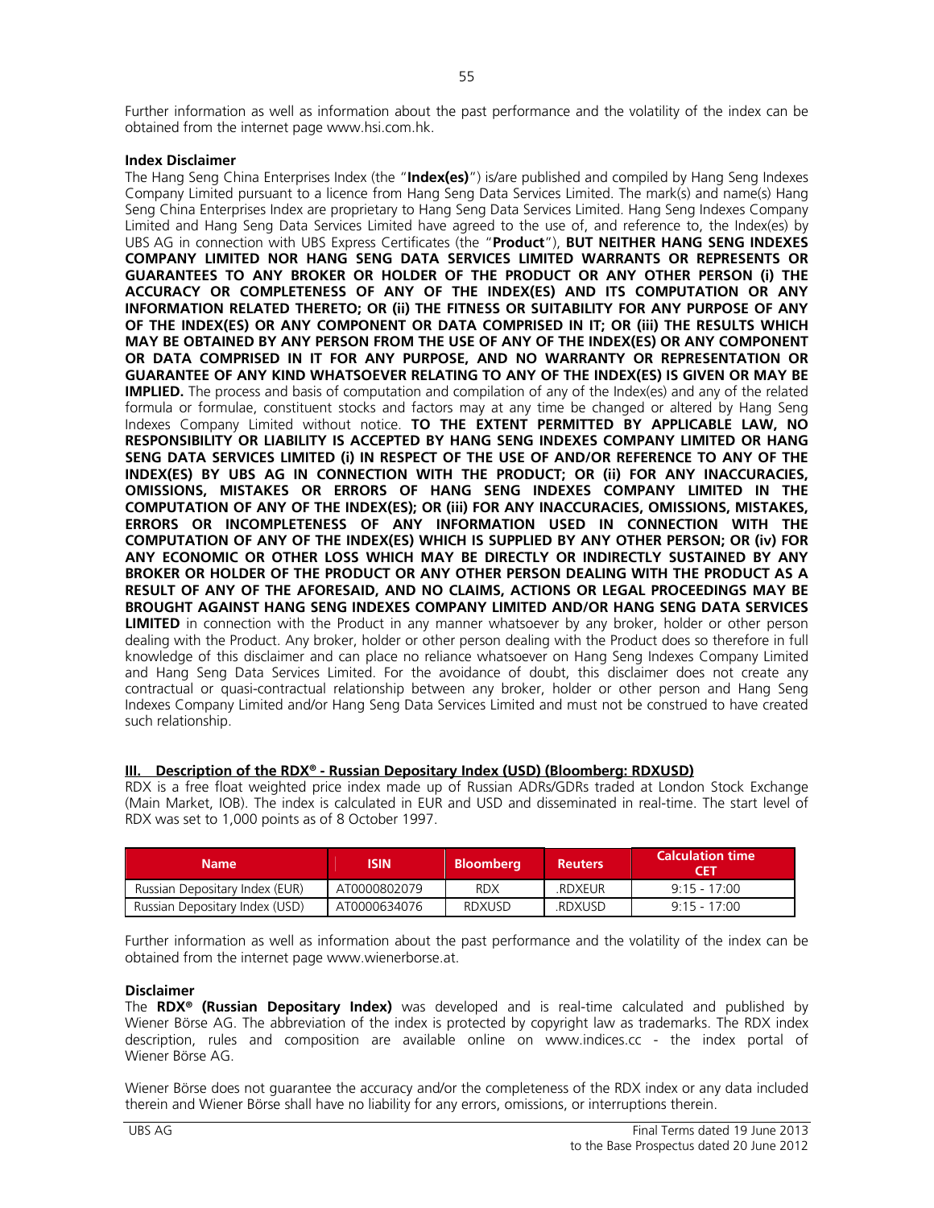Further information as well as information about the past performance and the volatility of the index can be obtained from the internet page www.hsi.com.hk.

**Index Disclaimer**

The Hang Seng China Enterprises Index (the "**Index(es)**") is/are published and compiled by Hang Seng Indexes Company Limited pursuant to a licence from Hang Seng Data Services Limited. The mark(s) and name(s) Hang Seng China Enterprises Index are proprietary to Hang Seng Data Services Limited. Hang Seng Indexes Company Limited and Hang Seng Data Services Limited have agreed to the use of, and reference to, the Index(es) by UBS AG in connection with UBS Express Certificates (the "**Product**"), **BUT NEITHER HANG SENG INDEXES COMPANY LIMITED NOR HANG SENG DATA SERVICES LIMITED WARRANTS OR REPRESENTS OR GUARANTEES TO ANY BROKER OR HOLDER OF THE PRODUCT OR ANY OTHER PERSON (i) THE ACCURACY OR COMPLETENESS OF ANY OF THE INDEX(ES) AND ITS COMPUTATION OR ANY INFORMATION RELATED THERETO; OR (ii) THE FITNESS OR SUITABILITY FOR ANY PURPOSE OF ANY OF THE INDEX(ES) OR ANY COMPONENT OR DATA COMPRISED IN IT; OR (iii) THE RESULTS WHICH MAY BE OBTAINED BY ANY PERSON FROM THE USE OF ANY OF THE INDEX(ES) OR ANY COMPONENT OR DATA COMPRISED IN IT FOR ANY PURPOSE, AND NO WARRANTY OR REPRESENTATION OR GUARANTEE OF ANY KIND WHATSOEVER RELATING TO ANY OF THE INDEX(ES) IS GIVEN OR MAY BE IMPLIED.** The process and basis of computation and compilation of any of the Index(es) and any of the related formula or formulae, constituent stocks and factors may at any time be changed or altered by Hang Seng Indexes Company Limited without notice. **TO THE EXTENT PERMITTED BY APPLICABLE LAW, NO RESPONSIBILITY OR LIABILITY IS ACCEPTED BY HANG SENG INDEXES COMPANY LIMITED OR HANG SENG DATA SERVICES LIMITED (i) IN RESPECT OF THE USE OF AND/OR REFERENCE TO ANY OF THE INDEX(ES) BY UBS AG IN CONNECTION WITH THE PRODUCT; OR (ii) FOR ANY INACCURACIES, OMISSIONS, MISTAKES OR ERRORS OF HANG SENG INDEXES COMPANY LIMITED IN THE COMPUTATION OF ANY OF THE INDEX(ES); OR (iii) FOR ANY INACCURACIES, OMISSIONS, MISTAKES, ERRORS OR INCOMPLETENESS OF ANY INFORMATION USED IN CONNECTION WITH THE COMPUTATION OF ANY OF THE INDEX(ES) WHICH IS SUPPLIED BY ANY OTHER PERSON; OR (iv) FOR ANY ECONOMIC OR OTHER LOSS WHICH MAY BE DIRECTLY OR INDIRECTLY SUSTAINED BY ANY BROKER OR HOLDER OF THE PRODUCT OR ANY OTHER PERSON DEALING WITH THE PRODUCT AS A RESULT OF ANY OF THE AFORESAID, AND NO CLAIMS, ACTIONS OR LEGAL PROCEEDINGS MAY BE BROUGHT AGAINST HANG SENG INDEXES COMPANY LIMITED AND/OR HANG SENG DATA SERVICES LIMITED** in connection with the Product in any manner whatsoever by any broker, holder or other person dealing with the Product. Any broker, holder or other person dealing with the Product does so therefore in full knowledge of this disclaimer and can place no reliance whatsoever on Hang Seng Indexes Company Limited and Hang Seng Data Services Limited. For the avoidance of doubt, this disclaimer does not create any contractual or quasi-contractual relationship between any broker, holder or other person and Hang Seng Indexes Company Limited and/or Hang Seng Data Services Limited and must not be construed to have created such relationship.

### III. Description of the RDX® - Russian Depositary Index (USD) (Bloomberg: RDXUSD)

RDX is a free float weighted price index made up of Russian ADRs/GDRs traded at London Stock Exchange (Main Market, IOB). The index is calculated in EUR and USD and disseminated in real-time. The start level of RDX was set to 1,000 points as of 8 October 1997.

| Name | ISIN | Bloomberg | Reuters | Calculation time CET |
|---|---|---|---|---|
| Russian Depositary Index (EUR) | AT0000802079 | RDX | .RDXEUR | 9:15 - 17:00 |
| Russian Depositary Index (USD) | AT0000634076 | RDXUSD | .RDXUSD | 9:15 - 17:00 |

Further information as well as information about the past performance and the volatility of the index can be obtained from the internet page www.wienerborse.at.

**Disclaimer**

The **RDX® (Russian Depositary Index)** was developed and is real-time calculated and published by Wiener Börse AG. The abbreviation of the index is protected by copyright law as trademarks. The RDX index description, rules and composition are available online on www.indices.cc - the index portal of Wiener Börse AG.

Wiener Börse does not guarantee the accuracy and/or the completeness of the RDX index or any data included therein and Wiener Börse shall have no liability for any errors, omissions, or interruptions therein.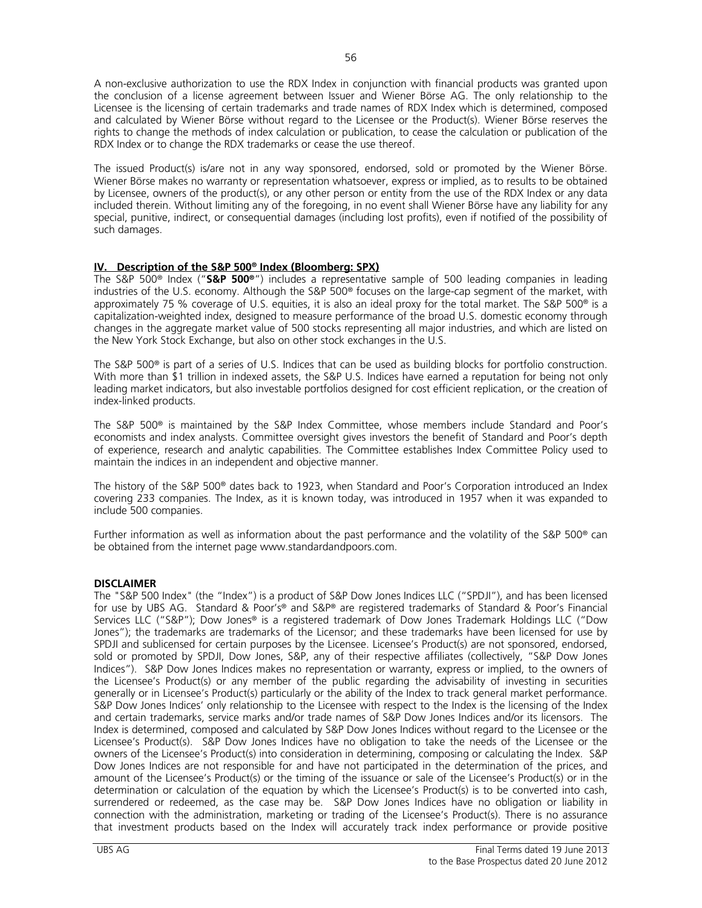A non-exclusive authorization to use the RDX Index in conjunction with financial products was granted upon the conclusion of a license agreement between Issuer and Wiener Börse AG. The only relationship to the Licensee is the licensing of certain trademarks and trade names of RDX Index which is determined, composed and calculated by Wiener Börse without regard to the Licensee or the Product(s). Wiener Börse reserves the rights to change the methods of index calculation or publication, to cease the calculation or publication of the RDX Index or to change the RDX trademarks or cease the use thereof.

The issued Product(s) is/are not in any way sponsored, endorsed, sold or promoted by the Wiener Börse. Wiener Börse makes no warranty or representation whatsoever, express or implied, as to results to be obtained by Licensee, owners of the product(s), or any other person or entity from the use of the RDX Index or any data included therein. Without limiting any of the foregoing, in no event shall Wiener Börse have any liability for any special, punitive, indirect, or consequential damages (including lost profits), even if notified of the possibility of such damages.

## IV. Description of the S&P 500® Index (Bloomberg: SPX)

The S&P 500® Index ("**S&P 500®**") includes a representative sample of 500 leading companies in leading industries of the U.S. economy. Although the S&P 500® focuses on the large-cap segment of the market, with approximately 75 % coverage of U.S. equities, it is also an ideal proxy for the total market. The S&P 500® is a capitalization-weighted index, designed to measure performance of the broad U.S. domestic economy through changes in the aggregate market value of 500 stocks representing all major industries, and which are listed on the New York Stock Exchange, but also on other stock exchanges in the U.S.

The S&P 500® is part of a series of U.S. Indices that can be used as building blocks for portfolio construction. With more than $1 trillion in indexed assets, the S&P U.S. Indices have earned a reputation for being not only leading market indicators, but also investable portfolios designed for cost efficient replication, or the creation of index-linked products.

The S&P 500® is maintained by the S&P Index Committee, whose members include Standard and Poor's economists and index analysts. Committee oversight gives investors the benefit of Standard and Poor's depth of experience, research and analytic capabilities. The Committee establishes Index Committee Policy used to maintain the indices in an independent and objective manner.

The history of the S&P 500® dates back to 1923, when Standard and Poor's Corporation introduced an Index covering 233 companies. The Index, as it is known today, was introduced in 1957 when it was expanded to include 500 companies.

Further information as well as information about the past performance and the volatility of the S&P 500® can be obtained from the internet page www.standardandpoors.com.

**DISCLAIMER**

The "S&P 500 Index" (the "Index") is a product of S&P Dow Jones Indices LLC ("SPDJI"), and has been licensed for use by UBS AG. Standard & Poor's® and S&P® are registered trademarks of Standard & Poor's Financial Services LLC ("S&P"); Dow Jones® is a registered trademark of Dow Jones Trademark Holdings LLC ("Dow Jones"); the trademarks are trademarks of the Licensor; and these trademarks have been licensed for use by SPDJI and sublicensed for certain purposes by the Licensee. Licensee's Product(s) are not sponsored, endorsed, sold or promoted by SPDJI, Dow Jones, S&P, any of their respective affiliates (collectively, "S&P Dow Jones Indices"). S&P Dow Jones Indices makes no representation or warranty, express or implied, to the owners of the Licensee's Product(s) or any member of the public regarding the advisability of investing in securities generally or in Licensee's Product(s) particularly or the ability of the Index to track general market performance. S&P Dow Jones Indices' only relationship to the Licensee with respect to the Index is the licensing of the Index and certain trademarks, service marks and/or trade names of S&P Dow Jones Indices and/or its licensors. The Index is determined, composed and calculated by S&P Dow Jones Indices without regard to the Licensee or the Licensee's Product(s). S&P Dow Jones Indices have no obligation to take the needs of the Licensee or the owners of the Licensee's Product(s) into consideration in determining, composing or calculating the Index. S&P Dow Jones Indices are not responsible for and have not participated in the determination of the prices, and amount of the Licensee's Product(s) or the timing of the issuance or sale of the Licensee's Product(s) or in the determination or calculation of the equation by which the Licensee's Product(s) is to be converted into cash, surrendered or redeemed, as the case may be. S&P Dow Jones Indices have no obligation or liability in connection with the administration, marketing or trading of the Licensee's Product(s). There is no assurance that investment products based on the Index will accurately track index performance or provide positive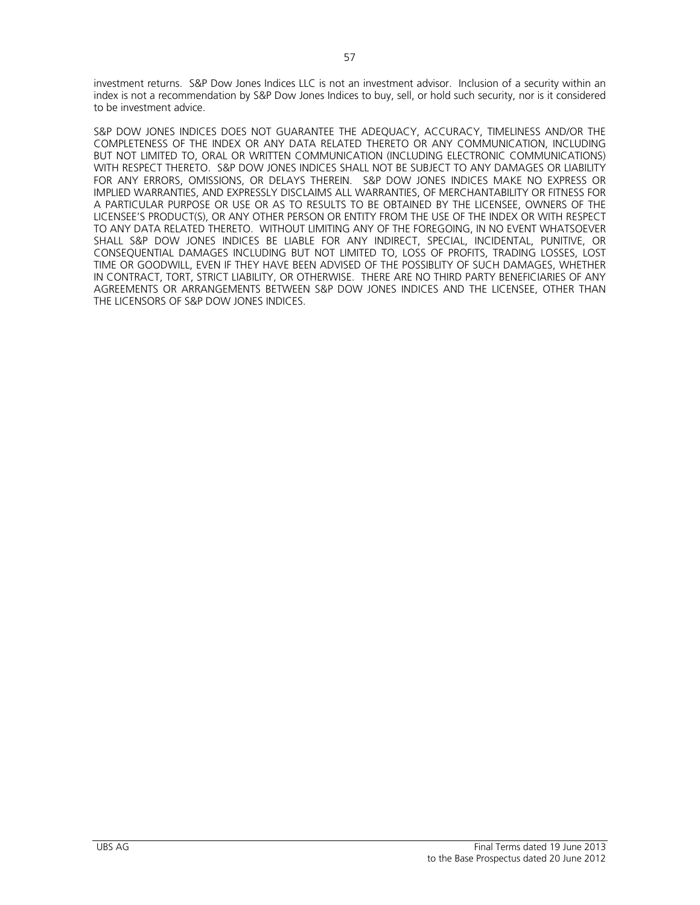investment returns. S&P Dow Jones Indices LLC is not an investment advisor. Inclusion of a security within an index is not a recommendation by S&P Dow Jones Indices to buy, sell, or hold such security, nor is it considered to be investment advice.

S&P DOW JONES INDICES DOES NOT GUARANTEE THE ADEQUACY, ACCURACY, TIMELINESS AND/OR THE COMPLETENESS OF THE INDEX OR ANY DATA RELATED THERETO OR ANY COMMUNICATION, INCLUDING BUT NOT LIMITED TO, ORAL OR WRITTEN COMMUNICATION (INCLUDING ELECTRONIC COMMUNICATIONS) WITH RESPECT THERETO. S&P DOW JONES INDICES SHALL NOT BE SUBJECT TO ANY DAMAGES OR LIABILITY FOR ANY ERRORS, OMISSIONS, OR DELAYS THEREIN. S&P DOW JONES INDICES MAKE NO EXPRESS OR IMPLIED WARRANTIES, AND EXPRESSLY DISCLAIMS ALL WARRANTIES, OF MERCHANTABILITY OR FITNESS FOR A PARTICULAR PURPOSE OR USE OR AS TO RESULTS TO BE OBTAINED BY THE LICENSEE, OWNERS OF THE LICENSEE'S PRODUCT(S), OR ANY OTHER PERSON OR ENTITY FROM THE USE OF THE INDEX OR WITH RESPECT TO ANY DATA RELATED THERETO. WITHOUT LIMITING ANY OF THE FOREGOING, IN NO EVENT WHATSOEVER SHALL S&P DOW JONES INDICES BE LIABLE FOR ANY INDIRECT, SPECIAL, INCIDENTAL, PUNITIVE, OR CONSEQUENTIAL DAMAGES INCLUDING BUT NOT LIMITED TO, LOSS OF PROFITS, TRADING LOSSES, LOST TIME OR GOODWILL, EVEN IF THEY HAVE BEEN ADVISED OF THE POSSIBLITY OF SUCH DAMAGES, WHETHER IN CONTRACT, TORT, STRICT LIABILITY, OR OTHERWISE. THERE ARE NO THIRD PARTY BENEFICIARIES OF ANY AGREEMENTS OR ARRANGEMENTS BETWEEN S&P DOW JONES INDICES AND THE LICENSEE, OTHER THAN THE LICENSORS OF S&P DOW JONES INDICES.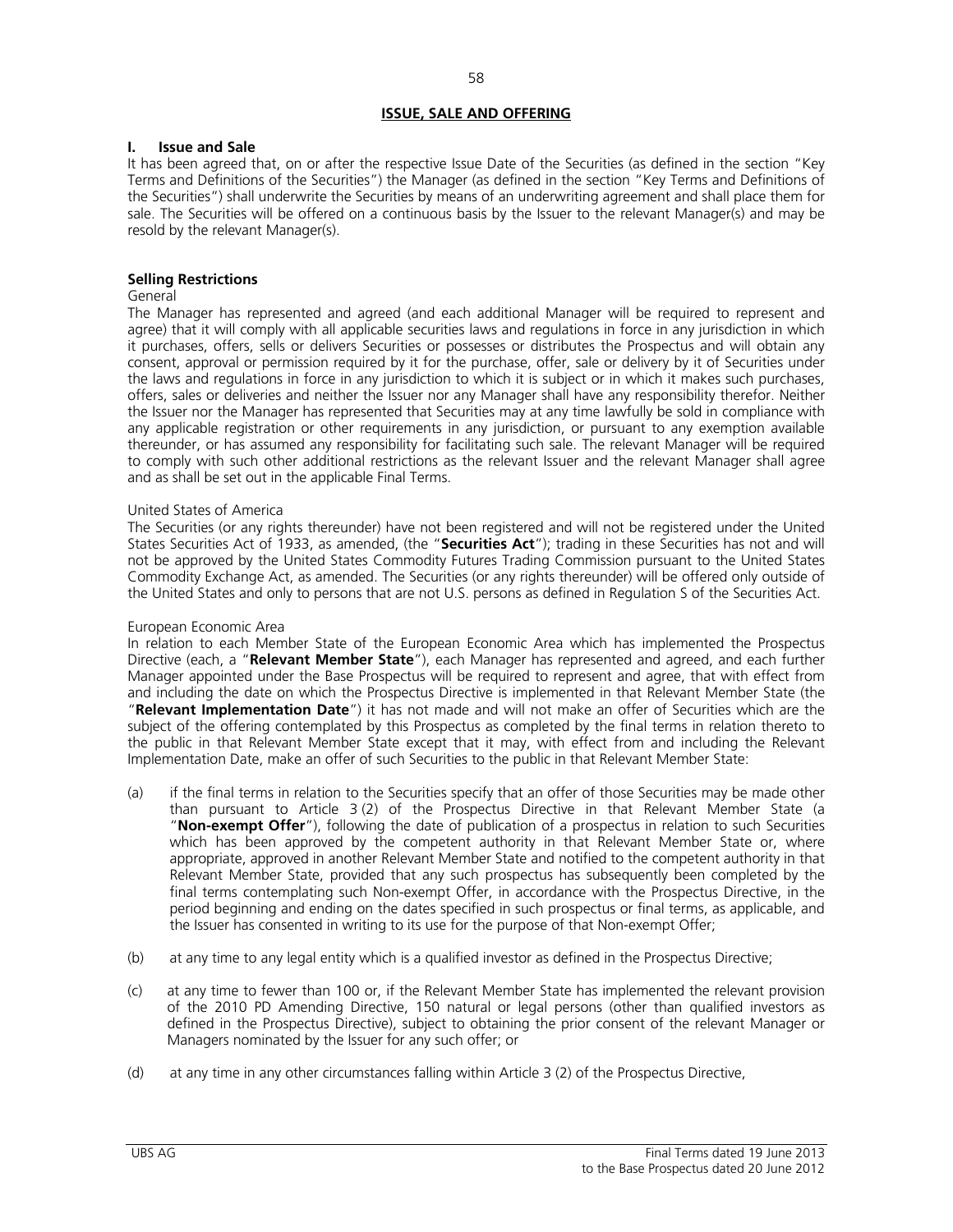## ISSUE, SALE AND OFFERING

### I. Issue and Sale

It has been agreed that, on or after the respective Issue Date of the Securities (as defined in the section "Key Terms and Definitions of the Securities") the Manager (as defined in the section "Key Terms and Definitions of the Securities") shall underwrite the Securities by means of an underwriting agreement and shall place them for sale. The Securities will be offered on a continuous basis by the Issuer to the relevant Manager(s) and may be resold by the relevant Manager(s).

### Selling Restrictions

General

The Manager has represented and agreed (and each additional Manager will be required to represent and agree) that it will comply with all applicable securities laws and regulations in force in any jurisdiction in which it purchases, offers, sells or delivers Securities or possesses or distributes the Prospectus and will obtain any consent, approval or permission required by it for the purchase, offer, sale or delivery by it of Securities under the laws and regulations in force in any jurisdiction to which it is subject or in which it makes such purchases, offers, sales or deliveries and neither the Issuer nor any Manager shall have any responsibility therefor. Neither the Issuer nor the Manager has represented that Securities may at any time lawfully be sold in compliance with any applicable registration or other requirements in any jurisdiction, or pursuant to any exemption available thereunder, or has assumed any responsibility for facilitating such sale. The relevant Manager will be required to comply with such other additional restrictions as the relevant Issuer and the relevant Manager shall agree and as shall be set out in the applicable Final Terms.

United States of America

The Securities (or any rights thereunder) have not been registered and will not be registered under the United States Securities Act of 1933, as amended, (the "**Securities Act**"); trading in these Securities has not and will not be approved by the United States Commodity Futures Trading Commission pursuant to the United States Commodity Exchange Act, as amended. The Securities (or any rights thereunder) will be offered only outside of the United States and only to persons that are not U.S. persons as defined in Regulation S of the Securities Act.

European Economic Area

In relation to each Member State of the European Economic Area which has implemented the Prospectus Directive (each, a "**Relevant Member State**"), each Manager has represented and agreed, and each further Manager appointed under the Base Prospectus will be required to represent and agree, that with effect from and including the date on which the Prospectus Directive is implemented in that Relevant Member State (the "**Relevant Implementation Date**") it has not made and will not make an offer of Securities which are the subject of the offering contemplated by this Prospectus as completed by the final terms in relation thereto to the public in that Relevant Member State except that it may, with effect from and including the Relevant Implementation Date, make an offer of such Securities to the public in that Relevant Member State:

(a) if the final terms in relation to the Securities specify that an offer of those Securities may be made other than pursuant to Article 3 (2) of the Prospectus Directive in that Relevant Member State (a "**Non-exempt Offer**"), following the date of publication of a prospectus in relation to such Securities which has been approved by the competent authority in that Relevant Member State or, where appropriate, approved in another Relevant Member State and notified to the competent authority in that Relevant Member State, provided that any such prospectus has subsequently been completed by the final terms contemplating such Non-exempt Offer, in accordance with the Prospectus Directive, in the period beginning and ending on the dates specified in such prospectus or final terms, as applicable, and the Issuer has consented in writing to its use for the purpose of that Non-exempt Offer;

(b) at any time to any legal entity which is a qualified investor as defined in the Prospectus Directive;

(c) at any time to fewer than 100 or, if the Relevant Member State has implemented the relevant provision of the 2010 PD Amending Directive, 150 natural or legal persons (other than qualified investors as defined in the Prospectus Directive), subject to obtaining the prior consent of the relevant Manager or Managers nominated by the Issuer for any such offer; or

(d) at any time in any other circumstances falling within Article 3 (2) of the Prospectus Directive,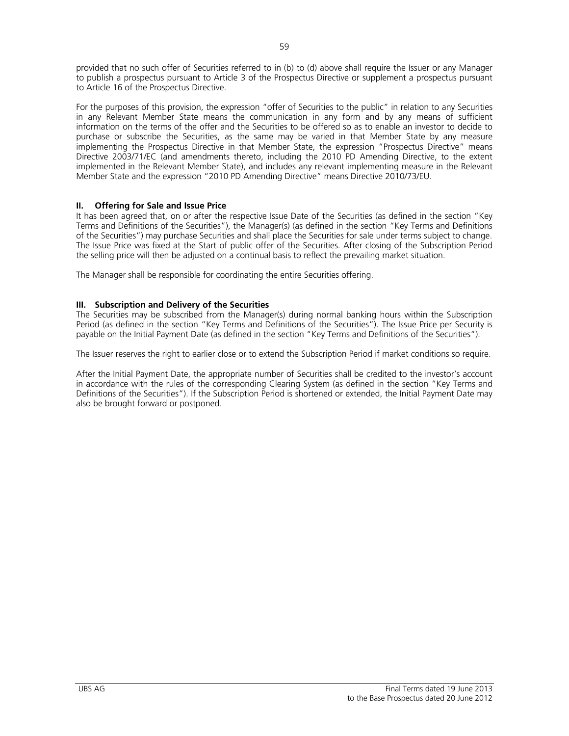provided that no such offer of Securities referred to in (b) to (d) above shall require the Issuer or any Manager to publish a prospectus pursuant to Article 3 of the Prospectus Directive or supplement a prospectus pursuant to Article 16 of the Prospectus Directive.

For the purposes of this provision, the expression "offer of Securities to the public" in relation to any Securities in any Relevant Member State means the communication in any form and by any means of sufficient information on the terms of the offer and the Securities to be offered so as to enable an investor to decide to purchase or subscribe the Securities, as the same may be varied in that Member State by any measure implementing the Prospectus Directive in that Member State, the expression "Prospectus Directive" means Directive 2003/71/EC (and amendments thereto, including the 2010 PD Amending Directive, to the extent implemented in the Relevant Member State), and includes any relevant implementing measure in the Relevant Member State and the expression "2010 PD Amending Directive" means Directive 2010/73/EU.

## II. Offering for Sale and Issue Price

It has been agreed that, on or after the respective Issue Date of the Securities (as defined in the section "Key Terms and Definitions of the Securities"), the Manager(s) (as defined in the section "Key Terms and Definitions of the Securities") may purchase Securities and shall place the Securities for sale under terms subject to change. The Issue Price was fixed at the Start of public offer of the Securities. After closing of the Subscription Period the selling price will then be adjusted on a continual basis to reflect the prevailing market situation.

The Manager shall be responsible for coordinating the entire Securities offering.

## III. Subscription and Delivery of the Securities

The Securities may be subscribed from the Manager(s) during normal banking hours within the Subscription Period (as defined in the section "Key Terms and Definitions of the Securities"). The Issue Price per Security is payable on the Initial Payment Date (as defined in the section "Key Terms and Definitions of the Securities").

The Issuer reserves the right to earlier close or to extend the Subscription Period if market conditions so require.

After the Initial Payment Date, the appropriate number of Securities shall be credited to the investor's account in accordance with the rules of the corresponding Clearing System (as defined in the section "Key Terms and Definitions of the Securities"). If the Subscription Period is shortened or extended, the Initial Payment Date may also be brought forward or postponed.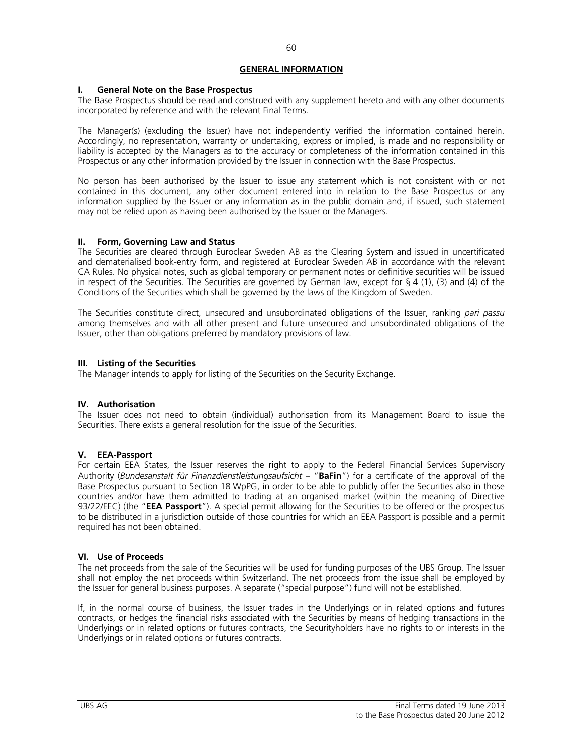## GENERAL INFORMATION

### I. General Note on the Base Prospectus

The Base Prospectus should be read and construed with any supplement hereto and with any other documents incorporated by reference and with the relevant Final Terms.

The Manager(s) (excluding the Issuer) have not independently verified the information contained herein. Accordingly, no representation, warranty or undertaking, express or implied, is made and no responsibility or liability is accepted by the Managers as to the accuracy or completeness of the information contained in this Prospectus or any other information provided by the Issuer in connection with the Base Prospectus.

No person has been authorised by the Issuer to issue any statement which is not consistent with or not contained in this document, any other document entered into in relation to the Base Prospectus or any information supplied by the Issuer or any information as in the public domain and, if issued, such statement may not be relied upon as having been authorised by the Issuer or the Managers.

### II. Form, Governing Law and Status

The Securities are cleared through Euroclear Sweden AB as the Clearing System and issued in uncertificated and dematerialised book-entry form, and registered at Euroclear Sweden AB in accordance with the relevant CA Rules. No physical notes, such as global temporary or permanent notes or definitive securities will be issued in respect of the Securities. The Securities are governed by German law, except for § 4 (1), (3) and (4) of the Conditions of the Securities which shall be governed by the laws of the Kingdom of Sweden.

The Securities constitute direct, unsecured and unsubordinated obligations of the Issuer, ranking *pari passu* among themselves and with all other present and future unsecured and unsubordinated obligations of the Issuer, other than obligations preferred by mandatory provisions of law.

### III. Listing of the Securities

The Manager intends to apply for listing of the Securities on the Security Exchange.

### IV. Authorisation

The Issuer does not need to obtain (individual) authorisation from its Management Board to issue the Securities. There exists a general resolution for the issue of the Securities.

### V. EEA-Passport

For certain EEA States, the Issuer reserves the right to apply to the Federal Financial Services Supervisory Authority (*Bundesanstalt für Finanzdienstleistungsaufsicht* – "**BaFin**") for a certificate of the approval of the Base Prospectus pursuant to Section 18 WpPG, in order to be able to publicly offer the Securities also in those countries and/or have them admitted to trading at an organised market (within the meaning of Directive 93/22/EEC) (the "**EEA Passport**"). A special permit allowing for the Securities to be offered or the prospectus to be distributed in a jurisdiction outside of those countries for which an EEA Passport is possible and a permit required has not been obtained.

### VI. Use of Proceeds

The net proceeds from the sale of the Securities will be used for funding purposes of the UBS Group. The Issuer shall not employ the net proceeds within Switzerland. The net proceeds from the issue shall be employed by the Issuer for general business purposes. A separate ("special purpose") fund will not be established.

If, in the normal course of business, the Issuer trades in the Underlyings or in related options and futures contracts, or hedges the financial risks associated with the Securities by means of hedging transactions in the Underlyings or in related options or futures contracts, the Securityholders have no rights to or interests in the Underlyings or in related options or futures contracts.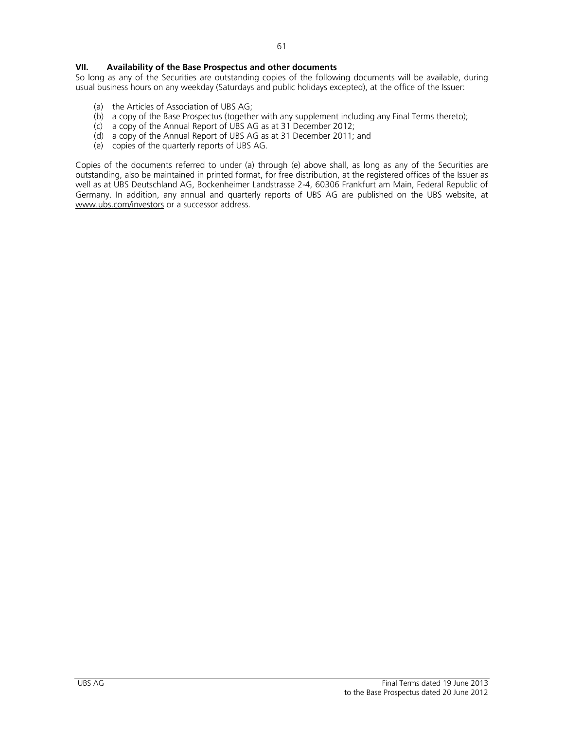## VII. Availability of the Base Prospectus and other documents

So long as any of the Securities are outstanding copies of the following documents will be available, during usual business hours on any weekday (Saturdays and public holidays excepted), at the office of the Issuer:

(a) the Articles of Association of UBS AG;
(b) a copy of the Base Prospectus (together with any supplement including any Final Terms thereto);
(c) a copy of the Annual Report of UBS AG as at 31 December 2012;
(d) a copy of the Annual Report of UBS AG as at 31 December 2011; and
(e) copies of the quarterly reports of UBS AG.

Copies of the documents referred to under (a) through (e) above shall, as long as any of the Securities are outstanding, also be maintained in printed format, for free distribution, at the registered offices of the Issuer as well as at UBS Deutschland AG, Bockenheimer Landstrasse 2-4, 60306 Frankfurt am Main, Federal Republic of Germany. In addition, any annual and quarterly reports of UBS AG are published on the UBS website, at www.ubs.com/investors or a successor address.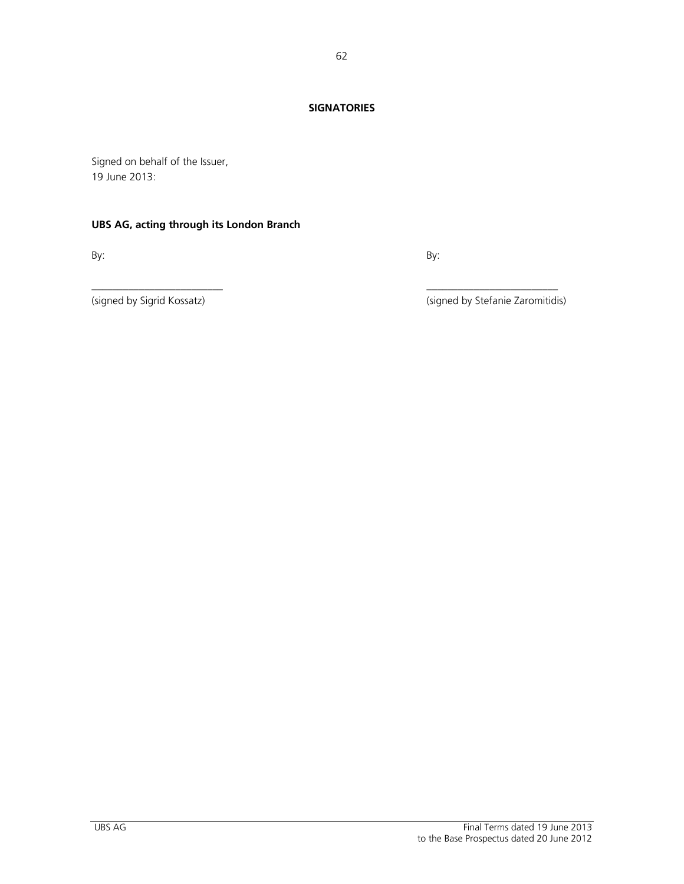**SIGNATORIES**

Signed on behalf of the Issuer,
19 June 2013:

**UBS AG, acting through its London Branch**

| | |
|---|---|
| By: | By: |
| ___________________________ | ___________________________ |
| (signed by Sigrid Kossatz) | (signed by Stefanie Zaromitidis) |